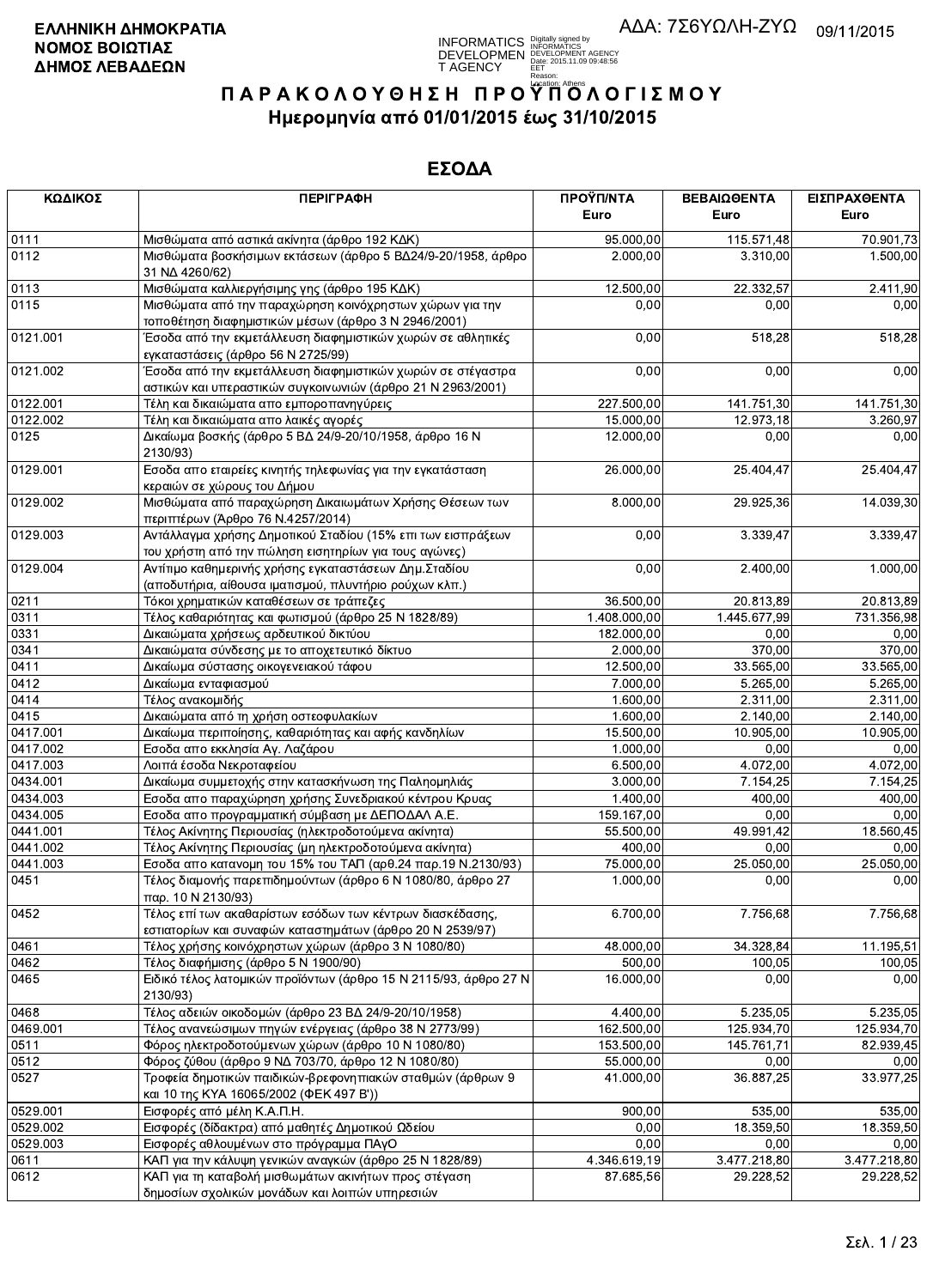**ΕΛΛΗΝΙΚΗ ΔΗΜΟΚΡΑΤΙΑ**
**ΝΟΜΟΣ ΒΟΙΩΤΙΑΣ**
**ΔΗΜΟΣ ΛΕΒΑΔΕΩΝ**

ΑΔΑ: 7Σ6ΥΩΛΗ-ΖΥΩ 09/11/2015

# Π Α Ρ Α Κ Ο Λ Ο Υ Θ Η Σ Η  Π Ρ Ο Υ Π Ο Λ Ο Γ Ι Σ Μ Ο Υ

## Ημερομηνία από 01/01/2015 έως 31/10/2015

## ΕΣΟΔΑ

| ΚΩΔΙΚΟΣ | ΠΕΡΙΓΡΑΦΗ | ΠΡΟΫΠ/ΝΤΑ Euro | ΒΕΒΑΙΩΘΕΝΤΑ Euro | ΕΙΣΠΡΑΧΘΕΝΤΑ Euro |
|---|---|---|---|---|
| 0111 | Μισθώματα από αστικά ακίνητα (άρθρο 192 ΚΔΚ) | 95.000,00 | 115.571,48 | 70.901,73 |
| 0112 | Μισθώματα βοσκήσιμων εκτάσεων (άρθρο 5 ΒΔ24/9-20/1958, άρθρο 31 ΝΔ 4260/62) | 2.000,00 | 3.310,00 | 1.500,00 |
| 0113 | Μισθώματα καλλιεργήσιμης γης (άρθρο 195 ΚΔΚ) | 12.500,00 | 22.332,57 | 2.411,90 |
| 0115 | Μισθώματα από την παραχώρηση κοινόχρηστων χώρων για την τοποθέτηση διαφημιστικών μέσων (άρθρο 3 Ν 2946/2001) | 0,00 | 0,00 | 0,00 |
| 0121.001 | Έσοδα από την εκμετάλλευση διαφημιστικών χώρων σε αθλητικές εγκαταστάσεις (άρθρο 56 Ν 2725/99) | 0,00 | 518,28 | 518,28 |
| 0121.002 | Έσοδα από την εκμετάλλευση διαφημιστικών χώρων σε στέγαστρα αστικών και υπεραστικών συγκοινωνιών (άρθρο 21 Ν 2963/2001) | 0,00 | 0,00 | 0,00 |
| 0122.001 | Τέλη και δικαιώματα απο εμποροπανηγύρεις | 227.500,00 | 141.751,30 | 141.751,30 |
| 0122.002 | Τέλη και δικαιώματα απο λαικές αγορές | 15.000,00 | 12.973,18 | 3.260,97 |
| 0125 | Δικαίωμα βοσκής (άρθρο 5 ΒΔ 24/9-20/10/1958, άρθρο 16 Ν 2130/93) | 12.000,00 | 0,00 | 0,00 |
| 0129.001 | Εσοδα απο εταιρείες κινητής τηλεφωνίας για την εγκατάσταση κεραιών σε χώρους του Δήμου | 26.000,00 | 25.404,47 | 25.404,47 |
| 0129.002 | Μισθώματα από παραχώρηση Δικαιωμάτων Χρήσης Θέσεων των περιπτέρων (Άρθρο 76 Ν.4257/2014) | 8.000,00 | 29.925,36 | 14.039,30 |
| 0129.003 | Αντάλλαγμα χρήσης Δημοτικού Σταδίου (15% επι των εισπράξεων του χρήστη από την πώληση εισητηρίων για τους αγώνες) | 0,00 | 3.339,47 | 3.339,47 |
| 0129.004 | Αντίτιμο καθημερινής χρήσης εγκαταστάσεων Δημ.Σταδίου (αποδυτήρια, αίθουσα ιματισμού, πλυντήριο ρούχων κλπ.) | 0,00 | 2.400,00 | 1.000,00 |
| 0211 | Τόκοι χρηματικών καταθέσεων σε τράπεζες | 36.500,00 | 20.813,89 | 20.813,89 |
| 0311 | Τέλος καθαριότητας και φωτισμού (άρθρο 25 Ν 1828/89) | 1.408.000,00 | 1.445.677,99 | 731.356,98 |
| 0331 | Δικαιώματα χρήσεως αρδευτικού δικτύου | 182.000,00 | 0,00 | 0,00 |
| 0341 | Δικαιώματα σύνδεσης με το αποχετευτικό δίκτυο | 2.000,00 | 370,00 | 370,00 |
| 0411 | Δικαίωμα σύστασης οικογενειακού τάφου | 12.500,00 | 33.565,00 | 33.565,00 |
| 0412 | Δικαίωμα ενταφιασμού | 7.000,00 | 5.265,00 | 5.265,00 |
| 0414 | Τέλος ανακομιδής | 1.600,00 | 2.311,00 | 2.311,00 |
| 0415 | Δικαιώματα από τη χρήση οστεοφυλακίων | 1.600,00 | 2.140,00 | 2.140,00 |
| 0417.001 | Δικαίωμα περιποίησης, καθαριότητας και αφής κανδηλίων | 15.500,00 | 10.905,00 | 10.905,00 |
| 0417.002 | Εσοδα από εκκλησία Αγ. Λαζάρου | 1.000,00 | 0,00 | 0,00 |
| 0417.003 | Λοιπά έσοδα Νεκροταφείου | 6.500,00 | 4.072,00 | 4.072,00 |
| 0434.001 | Δικαίωμα συμμετοχής στην κατασκήνωση της Παληομηλιάς | 3.000,00 | 7.154,25 | 7.154,25 |
| 0434.003 | Εσοδα απο παραχώρηση χρήσης Συνεδριακού κέντρου Κρυας | 1.400,00 | 400,00 | 400,00 |
| 0434.005 | Εσοδα απο προγραμματική σύμβαση με ΔΕΠΟΔΑΛ Α.Ε. | 159.167,00 | 0,00 | 0,00 |
| 0441.001 | Τέλος Ακίνητης Περιουσίας (ηλεκτροδοτούμενα ακίνητα) | 55.500,00 | 49.991,42 | 18.560,45 |
| 0441.002 | Τέλος Ακίνητης Περιουσίας (μη ηλεκτροδοτούμενα ακίνητα) | 400,00 | 0,00 | 0,00 |
| 0441.003 | Εσοδα απο κατανομη του 15% του ΤΑΠ (αρθ.24 παρ.19 Ν.2130/93) | 75.000,00 | 25.050,00 | 25.050,00 |
| 0451 | Τέλος διαμονής παρεπιδημούντων (άρθρο 6 Ν 1080/80, άρθρο 27 παρ. 10 Ν 2130/93) | 1.000,00 | 0,00 | 0,00 |
| 0452 | Τέλος επί των ακαθαρίστων εσόδων των κέντρων διασκέδασης, εστιατορίων και συναφών καταστημάτων (άρθρο 20 Ν 2539/97) | 6.700,00 | 7.756,68 | 7.756,68 |
| 0461 | Τέλος χρήσης κοινόχρηστων χώρων (άρθρο 3 Ν 1080/80) | 48.000,00 | 34.328,84 | 11.195,51 |
| 0462 | Τέλος διαφήμισης (άρθρο 5 Ν 1900/90) | 500,00 | 100,05 | 100,05 |
| 0465 | Ειδικό τέλος λατομικών προϊόντων (άρθρο 15 Ν 2115/93, άρθρο 27 Ν 2130/93) | 16.000,00 | 0,00 | 0,00 |
| 0468 | Τέλος αδειών οικοδομών (άρθρο 23 ΒΔ 24/9-20/10/1958) | 4.400,00 | 5.235,05 | 5.235,05 |
| 0469.001 | Τέλος ανανεώσιμων πηγών ενέργειας (άρθρο 38 Ν 2773/99) | 162.500,00 | 125.934,70 | 125.934,70 |
| 0511 | Φόρος ηλεκτροδοτούμενων χώρων (άρθρο 10 Ν 1080/80) | 153.500,00 | 145.761,71 | 82.939,45 |
| 0512 | Φόρος ζύθου (άρθρο 9 ΝΔ 703/70, άρθρο 12 Ν 1080/80) | 55.000,00 | 0,25 | 0,25 |
| 0527 | Τροφεία δημοτικών παιδικών-βρεφονηπιακών σταθμών (άρθρων 9 και 10 της ΚΥΑ 16065/2002 (ΦΕΚ 497 Β')) | 41.000,00 | 36.887,25 | 33.977,25 |
| 0529.001 | Εισφορές από μέλη Κ.Α.Π.Η. | 900,00 | 535,00 | 535,00 |
| 0529.002 | Εισφορές (δίδακτρα) από μαθητές Δημοτικού Ωδείου | 0,00 | 18.359,50 | 18.359,50 |
| 0529.003 | Εισφορές αθλουμένων στο πρόγραμμα ΠΑγΟ | 0,00 | 0,00 | 0,00 |
| 0611 | ΚΑΠ για την κάλυψη γενικών αναγκών (άρθρο 25 Ν 1828/89) | 4.346.619,19 | 3.477.218,80 | 3.477.218,80 |
| 0612 | ΚΑΠ για τη καταβολή μισθωμάτων ακινήτων προς στέγαση δημοσίων σχολικών μονάδων και λοιπών υπηρεσιών | 87.685,56 | 29.228,52 | 29.228,52 |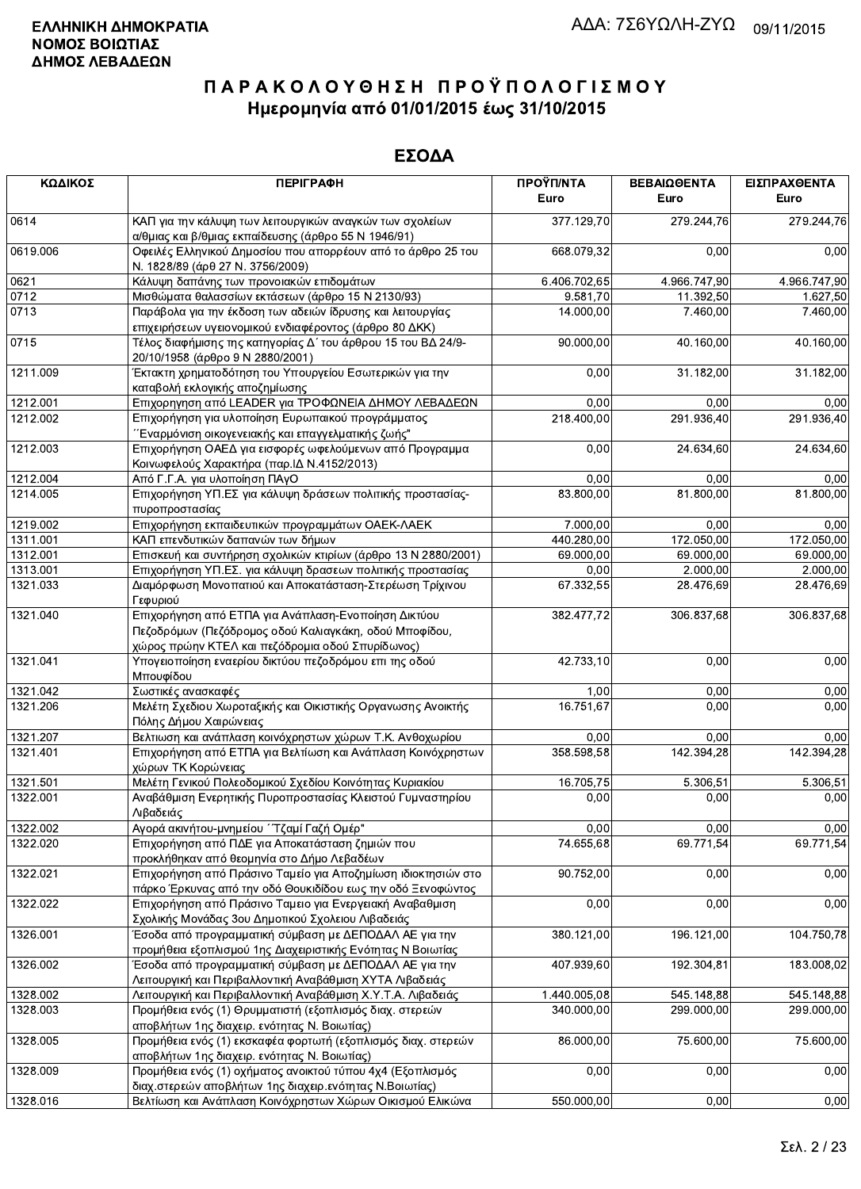**ΕΛΛΗΝΙΚΗ ΔΗΜΟΚΡΑΤΙΑ**
**ΝΟΜΟΣ ΒΟΙΩΤΙΑΣ**
**ΔΗΜΟΣ ΛΕΒΑΔΕΩΝ**

ΑΔΑ: 7Σ6ΥΩΛΗ-ΖΥΩ 09/11/2015

# ΠΑΡΑΚΟΛΟΥΘΗΣΗ ΠΡΟΫΠΟΛΟΓΙΣΜΟΥ
## Ημερομηνία από 01/01/2015 έως 31/10/2015

## ΕΣΟΔΑ

| ΚΩΔΙΚΟΣ | ΠΕΡΙΓΡΑΦΗ | ΠΡΟΫΠ/ΝΤΑ Euro | ΒΕΒΑΙΩΘΕΝΤΑ Euro | ΕΙΣΠΡΑΧΘΕΝΤΑ Euro |
|---|---|---|---|---|
| 0614 | ΚΑΠ για την κάλυψη των λειτουργικών αναγκών των σχολείων α/θμιας και β/θμιας εκπαίδευσης (άρθρο 55 Ν 1946/91) | 377.129,70 | 279.244,76 | 279.244,76 |
| 0619.006 | Οφειλές Ελληνικού Δημοσίου που απορρέουν από το άρθρο 25 του Ν. 1828/89 (άρθ 27 Ν. 3756/2009) | 668.079,32 | 0,00 | 0,00 |
| 0621 | Κάλυψη δαπάνης των προνοιακών επιδομάτων | 6.406.702,65 | 4.966.747,90 | 4.966.747,90 |
| 0712 | Μισθώματα θαλασσίων εκτάσεων (άρθρο 15 Ν 2130/93) | 9.581,70 | 11.392,50 | 1.627,50 |
| 0713 | Παράβολα για την έκδοση των αδειών ίδρυσης και λειτουργίας επιχειρήσεων υγειονομικού ενδιαφέροντος (άρθρο 80 ΔΚΚ) | 14.000,00 | 7.460,00 | 7.460,00 |
| 0715 | Τέλος διαφήμισης της κατηγορίας Δ΄ του άρθρου 15 του ΒΔ 24/9-20/10/1958 (άρθρο 9 Ν 2880/2001) | 90.000,00 | 40.160,00 | 40.160,00 |
| 1211.009 | Έκτακτη χρηματοδότηση του Υπουργείου Εσωτερικών για την καταβολή εκλογικής αποζημίωσης | 0,00 | 31.182,00 | 31.182,00 |
| 1212.001 | Επιχορήγηση από LEADER για ΤΡΟΦΩΝΕΙΑ ΔΗΜΟΥ ΛΕΒΑΔΕΩΝ | 0,00 | 0,00 | 0,00 |
| 1212.002 | Επιχορήγηση για υλοποίηση Ευρωπαικού προγράμματος ΄΄Εναρμόνιση οικογενειακής και επαγγελματικής ζωής" | 218.400,00 | 291.936,40 | 291.936,40 |
| 1212.003 | Επιχορήγηση ΟΑΕΔ για εισφορές ωφελούμενων από Πρόγραμμα Κοινωφελούς Χαρακτήρα (παρ.ΙΔ Ν.4152/2013) | 0,00 | 24.634,60 | 24.634,60 |
| 1212.004 | Από Γ.Γ.Α. για υλοποίηση ΠΑγΟ | 0,00 | 0,00 | 0,00 |
| 1214.005 | Επιχορήγηση ΥΠ.ΕΣ για κάλυψη δράσεων πολιτικής προστασίας-πυροπροστασίας | 83.800,00 | 81.800,00 | 81.800,00 |
| 1219.002 | Επιχορήγηση εκπαιδευτικών προγραμμάτων ΟΑΕΚ-ΛΑΕΚ | 7.000,00 | 0,00 | 0,00 |
| 1311.001 | ΚΑΠ επενδυτικών δαπανών των δήμων | 440.280,00 | 172.050,00 | 172.050,00 |
| 1312.001 | Επισκευή και συντήρηση σχολικών κτιρίων (άρθρο 13 Ν 2880/2001) | 69.000,00 | 69.000,00 | 69.000,00 |
| 1313.001 | Επιχορήγηση ΥΠ.ΕΣ. για κάλυψη δρασεων πολιτικής προστασίας | 0,00 | 2.000,00 | 2.000,00 |
| 1321.033 | Διαμόρφωση Μονοπατιού και Αποκατάσταση-Στερέωση Τρίχινου Γεφυριού | 67.332,55 | 28.476,69 | 28.476,69 |
| 1321.040 | Επιχορήγηση από ΕΤΠΑ για Ανάπλαση-Ενοποίηση Δικτύου Πεζοδρόμων (Πεζόδρομος οδού Καλιαγκάκη, οδού Μποφίδου, χώρος πρώην ΚΤΕΛ και πεζόδρομια οδού Σπυρίδωνος) | 382.477,72 | 306.837,68 | 306.837,68 |
| 1321.041 | Υπογειοποίηση εναερίου δικτύου πεζοδρόμου επι της οδού Μπουφίδου | 42.733,10 | 0,00 | 0,00 |
| 1321.042 | Σωστικές ανασκαφές | 1,00 | 0,00 | 0,00 |
| 1321.206 | Μελέτη Σχεδίου Χωροταξικής και Οικιστικής Οργανωσης Ανοικτής Πόλης Δήμου Χαιρώνειας | 16.751,67 | 0,00 | 0,00 |
| 1321.207 | Βελτιωση και ανάπλαση κοινόχρηστων χώρων Τ.Κ. Ανθοχωρίου | 0,00 | 0,00 | 0,00 |
| 1321.401 | Επιχορήγηση από ΕΤΠΑ για Βελτίωση και Ανάπλαση Κοινόχρηστων χώρων ΤΚ Κορώνειας | 358.598,58 | 142.394,28 | 142.394,28 |
| 1321.501 | Μελέτη Γενικού Πολεοδομικού Σχεδίου Κοινότητας Κυριακίου | 16.705,75 | 5.306,51 | 5.306,51 |
| 1322.001 | Αναβάθμιση Ενεργητικής Πυροπροστασίας Κλειστού Γυμναστηρίου Λιβαδειάς | 0,00 | 0,00 | 0,00 |
| 1322.002 | Αγορά ακινήτου-μνημείου ΄΄Τζαμί Γαζή Ομέρ" | 0,00 | 0,00 | 0,00 |
| 1322.020 | Επιχορήγηση από ΠΔΕ για Αποκατάσταση ζημιών που προκλήθηκαν από θεομηνία στο Δήμο Λεβαδέων | 74.655,68 | 69.771,54 | 69.771,54 |
| 1322.021 | Επιχορήγηση από Πράσινο Ταμείο για Αποζημίωση ιδιοκτησιών στο πάρκο Έρκυνας από την οδό Θουκιδίδου εως την οδό Ξενοφώντος | 90.752,00 | 0,00 | 0,00 |
| 1322.022 | Επιχορήγηση από Πράσινο Ταμειο για Ενεργειακή Αναβαθμιση Σχολικής Μονάδας 3ου Δημοτικού Σχολειου Λιβαδειάς | 0,00 | 0,00 | 0,00 |
| 1326.001 | Έσοδα από προγραμματική σύμβαση με ΔΕΠΟΔΑΛ ΑΕ για την προμήθεια εξοπλισμού 1ης Διαχειριστικής Ενότητας Ν Βοιωτίας | 380.121,00 | 196.121,00 | 104.750,78 |
| 1326.002 | Έσοδα από προγραμματική σύμβαση με ΔΕΠΟΔΑΛ ΑΕ για την Λειτουργική και Περιβαλλοντική Αναβάθμιση ΧΥΤΑ Λιβαδειάς | 407.939,60 | 192.304,81 | 183.008,02 |
| 1328.002 | Λειτουργική και Περιβαλλοντική Αναβάθμιση Χ.Υ.Τ.Α. Λιβαδειάς | 1.440.005,08 | 545.148,88 | 545.148,88 |
| 1328.003 | Προμήθεια ενός (1) Θρυμματιστή (εξοπλισμός διαχ. στερεών αποβλήτων 1ης διαχειρ. ενότητας Ν. Βοιωτίας) | 340.000,00 | 299.000,00 | 299.000,00 |
| 1328.005 | Προμήθεια ενός (1) εκσκαφέα φορτωτή (εξοπλισμός διαχ. στερεών αποβλήτων 1ης διαχειρ. ενότητας Ν. Βοιωτίας) | 86.000,00 | 75.600,00 | 75.600,00 |
| 1328.009 | Προμήθεια ενός (1) οχήματος ανοικτού τύπου 4x4 (Εξοπλισμός διαχ.στερεών αποβλήτων 1ης διαχειρ.ενότητας Ν.Βοιωτίας) | 0,00 | 0,00 | 0,00 |
| 1328.016 | Βελτίωση και Ανάπλαση Κοινόχρηστων Χώρων Οικισμού Ελικώνα | 550.000,00 | 0,00 | 0,00 |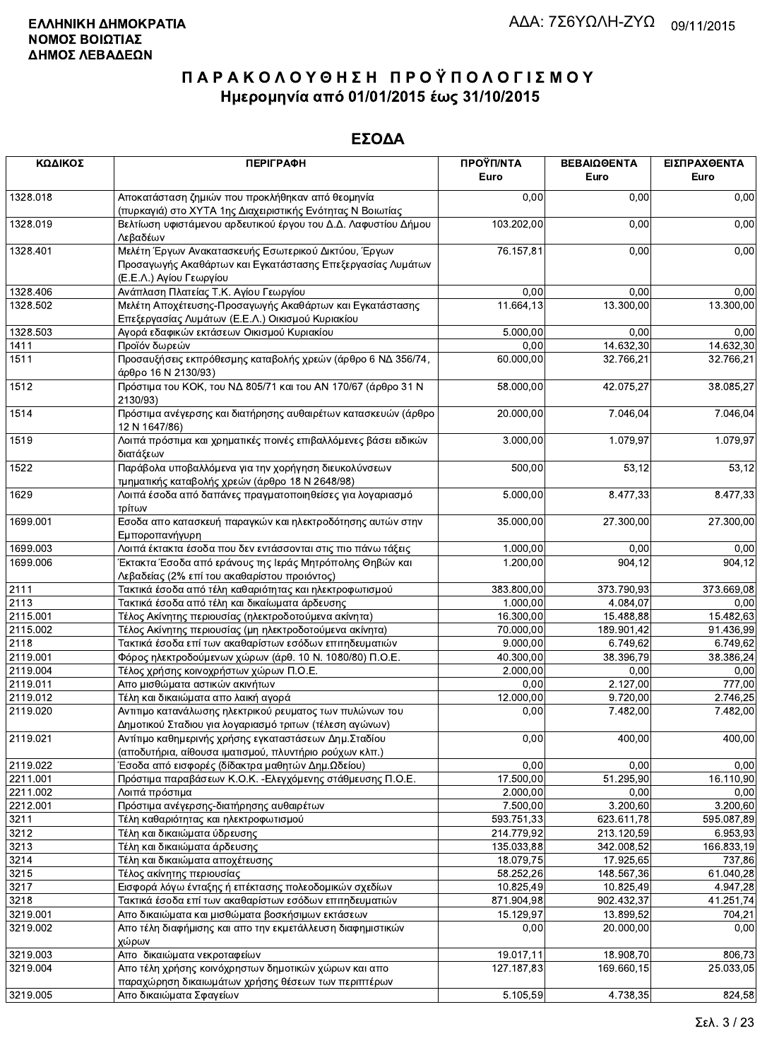ΕΛΛΗΝΙΚΗ ΔΗΜΟΚΡΑΤΙΑ
ΝΟΜΟΣ ΒΟΙΩΤΙΑΣ
ΔΗΜΟΣ ΛΕΒΑΔΕΩΝ

ΑΔΑ: 7Σ6ΥΩΛΗ-ΖΥΩ 09/11/2015

# ΠΑΡΑΚΟΛΟΥΘΗΣΗ ΠΡΟΫΠΟΛΟΓΙΣΜΟΥ
## Ημερομηνία από 01/01/2015 έως 31/10/2015

## ΕΣΟΔΑ

| ΚΩΔΙΚΟΣ | ΠΕΡΙΓΡΑΦΗ | ΠΡΟΫΠ/ΝΤΑ Euro | ΒΕΒΑΙΩΘΕΝΤΑ Euro | ΕΙΣΠΡΑΧΘΕΝΤΑ Euro |
|---|---|---|---|---|
| 1328.018 | Αποκατάσταση ζημιών που προκλήθηκαν από θεομηνία (πυρκαγιά) στο ΧΥΤΑ 1ης Διαχειριστικής Ενότητας Ν Βοιωτίας | 0,00 | 0,00 | 0,00 |
| 1328.019 | Βελτίωση υφιστάμενου αρδευτικού έργου του Δ.Δ. Λαφυστίου Δήμου Λεβαδέων | 103.202,00 | 0,00 | 0,00 |
| 1328.401 | Μελέτη Έργων Ανακατασκευής Εσωτερικού Δικτύου, Έργων Προσαγωγής Ακαθάρτων και Εγκατάστασης Επεξεργασίας Λυμάτων (Ε.Ε.Λ.) Αγίου Γεωργίου | 76.157,81 | 0,00 | 0,00 |
| 1328.406 | Ανάπλαση Πλατείας Τ.Κ. Αγίου Γεωργίου | 0,00 | 0,00 | 0,00 |
| 1328.502 | Μελέτη Αποχέτευσης-Προσαγωγής Ακαθάρτων και Εγκατάστασης Επεξεργασίας Λυμάτων (Ε.Ε.Λ.) Οικισμού Κυριακίου | 11.664,13 | 13.300,00 | 13.300,00 |
| 1328.503 | Αγορά εδαφικών εκτάσεων Οικισμού Κυριακίου | 5.000,00 | 0,00 | 0,00 |
| 1411 | Προϊόν δωρεών | 0,00 | 14.632,30 | 14.632,30 |
| 1511 | Προσαυξήσεις εκπρόθεσμης καταβολής χρεών (άρθρο 6 ΝΔ 356/74, άρθρο 16 Ν 2130/93) | 60.000,00 | 32.766,21 | 32.766,21 |
| 1512 | Πρόστιμα του ΚΟΚ, του ΝΔ 805/71 και του ΑΝ 170/67 (άρθρο 31 Ν 2130/93) | 58.000,00 | 42.075,27 | 38.085,27 |
| 1514 | Πρόστιμα ανέγερσης και διατήρησης αυθαιρέτων κατασκευών (άρθρο 12 Ν 1647/86) | 20.000,00 | 7.046,04 | 7.046,04 |
| 1519 | Λοιπά πρόστιμα και χρηματικές ποινές επιβαλλόμενες βάσει ειδικών διατάξεων | 3.000,00 | 1.079,97 | 1.079,97 |
| 1522 | Παράβολα υποβαλλόμενα για την χορήγηση διευκολύνσεων τμηματικής καταβολής χρεών (άρθρο 18 Ν 2648/98) | 500,00 | 53,12 | 53,12 |
| 1629 | Λοιπά έσοδα από δαπάνες πραγματοποιηθείσες για λογαριασμό τρίτων | 5.000,00 | 8.477,33 | 8.477,33 |
| 1699.001 | Εσοδα απο κατασκευή παραγκών και ηλεκτροδότησης αυτών στην Εμποροπανήγυρη | 35.000,00 | 27.300,00 | 27.300,00 |
| 1699.003 | Λοιπά έκτακτα έσοδα που δεν εντάσσονται στις πιο πάνω τάξεις | 1.000,00 | 0,00 | 0,00 |
| 1699.006 | Έκτακτα Έσοδα από εράνους της Ιεράς Μητρόπολης Θηβών και Λεβαδείας (2% επί του ακαθαρίστου προιόντος) | 1.200,00 | 904,12 | 904,12 |
| 2111 | Τακτικά έσοδα από τέλη καθαριότητας και ηλεκτροφωτισμού | 383.800,00 | 373.790,93 | 373.669,08 |
| 2113 | Τακτικά έσοδα από τέλη και δικαίωματα άρδευσης | 1.000,00 | 4.084,07 | 0,00 |
| 2115.001 | Τέλος Ακίνητης περιουσίας (ηλεκτροδοτούμενα ακίνητα) | 16.300,00 | 15.488,88 | 15.482,63 |
| 2115.002 | Τέλος Ακίνητης περιουσίας (μη ηλεκτροδοτούμενα ακίνητα) | 70.000,00 | 189.901,42 | 91.436,99 |
| 2118 | Τακτικά έσοδα επί των ακαθαρίστων εσόδων επιτηδευματιών | 9.000,00 | 6.749,62 | 6.749,62 |
| 2119.001 | Φόρος ηλεκτροδούμενων χώρων (άρθ. 10 Ν. 1080/80) Π.Ο.Ε. | 40.300,00 | 38.396,79 | 38.386,24 |
| 2119.004 | Τέλος χρήσης κοινοχρήστων χώρων Π.Ο.Ε. | 2.000,00 | 0,00 | 0,00 |
| 2119.011 | Απο μισθώματα αστικών ακινήτων | 0,00 | 2.127,00 | 777,00 |
| 2119.012 | Τέλη και δικαιώματα απο λαική αγορά | 12.000,00 | 9.720,00 | 2.746,25 |
| 2119.020 | Αντιτιμο κατανάλωσης ηλεκτρικού ρευματος των πυλώνων του Δημοτικού Σταδιου για λογαριασμό τριτων (τέλεση αγώνων) | 0,00 | 7.482,00 | 7.482,00 |
| 2119.021 | Αντίτιμο καθημερινής χρήσης εγκαταστάσεων Δημ.Σταδίου (αποδυτήρια, αίθουσα ιματισμού, πλυντήριο ρούχων κλπ.) | 0,00 | 400,00 | 400,00 |
| 2119.022 | Έσοδα από εισφορές (δίδακτρα μαθητών Δημ.Ωδείου) | 0,00 | 0,00 | 0,00 |
| 2211.001 | Πρόστιμα παραβάσεων Κ.Ο.Κ. -Ελεγχόμενης στάθμευσης Π.Ο.Ε. | 17.500,00 | 51.295,90 | 16.110,90 |
| 2211.002 | Λοιπά πρόστιμα | 2.000,00 | 0,00 | 0,00 |
| 2212.001 | Πρόστιμα ανέγερσης-διατήρησης αυθαιρέτων | 7.500,00 | 3.200,60 | 3.200,60 |
| 3211 | Τέλη καθαριότητας και ηλεκτροφωτισμού | 593.751,33 | 623.611,78 | 595.087,89 |
| 3212 | Τέλη και δικαιώματα ύδρευσης | 214.779,92 | 213.120,59 | 6.953,93 |
| 3213 | Τέλη και δικαιώματα άρδευσης | 135.033,88 | 342.008,52 | 166.833,19 |
| 3214 | Τέλη και δικαιώματα αποχέτευσης | 18.079,75 | 17.925,65 | 737,86 |
| 3215 | Τέλος ακίνητης περιουσίας | 58.252,26 | 148.567,36 | 61.040,28 |
| 3217 | Εισφορά λόγω ένταξης ή επέκτασης πολεοδομικών σχεδίων | 10.825,49 | 10.825,49 | 4.947,28 |
| 3218 | Τακτικά έσοδα επί των ακαθαρίστων εσόδων επιτηδευματιών | 871.904,98 | 902.432,37 | 41.251,74 |
| 3219.001 | Απο δικαιώματα και μισθώματα βοσκήσιμων εκτάσεων | 15.129,97 | 13.899,52 | 704,21 |
| 3219.002 | Απο τέλη διαφήμισης και απο την εκμετάλλευση διαφημιστικών χώρων | 0,00 | 20.000,00 | 0,00 |
| 3219.003 | Απο δικαιώματα νεκροταφείων | 19.017,11 | 18.908,70 | 806,73 |
| 3219.004 | Απο τέλη χρήσης κοινόχρηστων δημοτικών χώρων και απο παραχώρηση δικαιωμάτων χρήσης θέσεων των περιπτέρων | 127.187,83 | 169.660,15 | 25.033,05 |
| 3219.005 | Απο δικαιώματα Σφαγείων | 5.105,59 | 4.738,35 | 824,58 |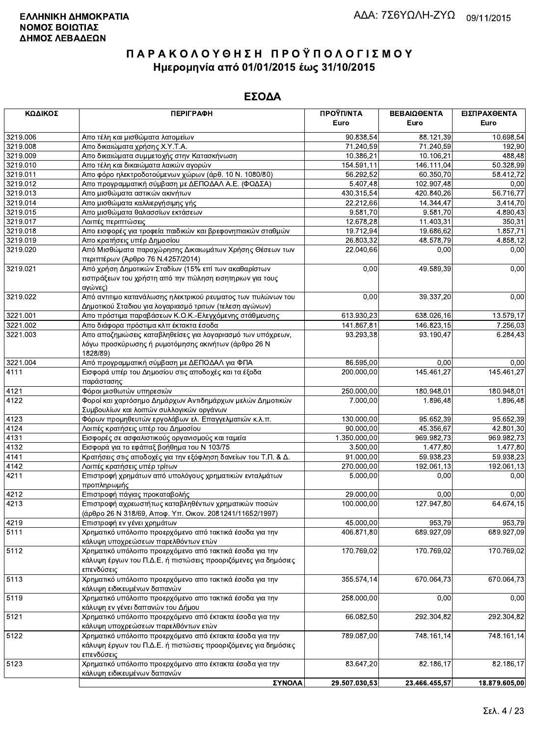**ΕΛΛΗΝΙΚΗ ΔΗΜΟΚΡΑΤΙΑ**
**ΝΟΜΟΣ ΒΟΙΩΤΙΑΣ**
**ΔΗΜΟΣ ΛΕΒΑΔΕΩΝ**

ΑΔΑ: 7Σ6ΥΩΛΗ-ΖΥΩ 09/11/2015

# ΠΑΡΑΚΟΛΟΥΘΗΣΗ ΠΡΟΫΠΟΛΟΓΙΣΜΟΥ

## Ημερομηνία από 01/01/2015 έως 31/10/2015

## ΕΣΟΔΑ

| ΚΩΔΙΚΟΣ | ΠΕΡΙΓΡΑΦΗ | ΠΡΟΫΠ/ΝΤΑ Euro | ΒΕΒΑΙΩΘΕΝΤΑ Euro | ΕΙΣΠΡΑΧΘΕΝΤΑ Euro |
|---|---|---|---|---|
| 3219.006 | Απο τέλη και μισθώματα λατομείων | 90.838,54 | 88.121,39 | 10.698,54 |
| 3219.008 | Απο δικαιώματα χρήσης Χ.Υ.Τ.Α. | 71.240,59 | 71.240,59 | 192,90 |
| 3219.009 | Απο δικαιώματα συμμετοχής στην Κατασκήνωση | 10.386,21 | 10.106,21 | 488,48 |
| 3219.010 | Απο τέλη και δικαιώματα λαικών αγορών | 154.591,11 | 146.111,04 | 50.328,99 |
| 3219.011 | Απο φόρο ηλεκτροδοτούμενων χώρων (άρθ. 10 Ν. 1080/80) | 56.292,52 | 60.350,70 | 58.412,72 |
| 3219.012 | Απο προγραμματική σύμβαση με ΔΕΠΟΔΑΛ Α.Ε. (ΦΟΔΣΑ) | 5.407,48 | 102.907,48 | 0,00 |
| 3219.013 | Απο μισθώματα αστικών ακινήτων | 430.315,54 | 420.840,26 | 56.716,77 |
| 3219.014 | Απο μισθώματα καλλιεργήσιμης γής | 22.212,66 | 14.344,47 | 3.414,70 |
| 3219.015 | Απο μισθώματα θαλασσίων εκτάσεων | 9.581,70 | 9.581,70 | 4.890,43 |
| 3219.017 | Λοιπές περιπτώσεις | 12.678,28 | 11.403,31 | 350,31 |
| 3219.018 | Απο εισφορές για τροφεία παιδικών και βρεφονηπιακών σταθμών | 19.712,94 | 19.686,62 | 1.857,71 |
| 3219.019 | Απο κρατήσεις υπέρ Δημοσίου | 26.803,32 | 48.578,79 | 4.858,12 |
| 3219.020 | Από Μισθώματα παραχώρησης Δικαιωμάτων Χρήσης Θέσεων των περιπτέρων (Άρθρο 76 Ν.4257/2014) | 22.040,66 | 0,00 | 0,00 |
| 3219.021 | Από χρήση Δημοτικών Σταδίων (15% επί των ακαθαρίστων εισπράξεων του χρήστη από την πώληση εισητηριων για τους αγώνες) | 0,00 | 49.589,39 | 0,00 |
| 3219.022 | Από αντιτιμο κατανάλωσης ηλεκτρικού ρευματος των πυλώνων του Δημοτικού Σταδιου για λογαριασμό τριτων (τελεση αγώνων) | 0,00 | 39.337,20 | 0,00 |
| 3221.001 | Απο πρόστιμα παραβάσεων Κ.Ο.Κ.-Ελεγχόμενης στάθμευσης | 613.930,23 | 638.026,16 | 13.579,17 |
| 3221.002 | Απο διάφορα πρόστιμα κλπ έκτακτα έσοδα | 141.867,81 | 146.823,15 | 7.256,03 |
| 3221.003 | Απο αποζημιώσεις καταβληθείσες για λογαριασμό των υπόχρεων, λόγω προσκύρωσης ή ρυμοτόμησης ακινήτων (άρθρο 26 Ν 1828/89) | 93.293,38 | 93.190,47 | 6.284,43 |
| 3221.004 | Από προγραμματική σύμβαση με ΔΕΠΟΔΑΛ για ΦΠΑ | 86.595,00 | 0,00 | 0,00 |
| 4111 | Εισφορά υπέρ του Δημοσίου στις αποδοχές και τα έξοδα παράστασης | 200.000,00 | 145.461,27 | 145.461,27 |
| 4121 | Φόροι μισθωτών υπηρεσιών | 250.000,00 | 180.948,01 | 180.948,01 |
| 4122 | Φοροί και χαρτόσημο Δημάρχων Αντιδημάρχων μελών Δημοτικών Συμβουλίων και λοιπών συλλογικών οργάνων | 7.000,00 | 1.896,48 | 1.896,48 |
| 4123 | Φόρων προμηθευτών εργολάβων ελ. Επαγγελματιών κ.λ.π. | 130.000,00 | 95.652,39 | 95.652,39 |
| 4124 | Λοιπές κρατήσεις υπέρ του Δημοσίου | 90.000,00 | 45.356,67 | 42.801,30 |
| 4131 | Εισφορές σε ασφαλιστικούς οργανισμούς και ταμεία | 1.350.000,00 | 969.982,73 | 969.982,73 |
| 4132 | Εισφορά για το εφάπαξ βοήθημα του Ν 103/75 | 3.500,00 | 1.477,80 | 1.477,80 |
| 4141 | Κρατήσεις στις αποδοχές για την εξόφληση δανείων του Τ.Π. & Δ. | 91.000,00 | 59.938,23 | 59.938,23 |
| 4142 | Λοιπές κρατήσεις υπέρ τρίτων | 270.000,00 | 192.061,13 | 192.061,13 |
| 4211 | Επιστροφή χρημάτων από υπολόγους χρηματικών ενταλμάτων προπληρωμής | 5.000,00 | 0,00 | 0,00 |
| 4212 | Επιστροφή πάγιας προκαταβολής | 29.000,00 | 0,00 | 0,00 |
| 4213 | Επιστροφή αχρεωστήτως καταβληθέντων χρηματικών ποσών (άρθρο 26 Ν 318/69, Αποφ. Υπ. Οικον. 2081241/11652/1997) | 100.000,00 | 127.947,80 | 64.674,15 |
| 4219 | Επιστροφή εν γένει χρημάτων | 45.000,00 | 953,79 | 953,79 |
| 5111 | Χρηματικό υπόλοιπο προερχόμενο από τακτικά έσοδα για την κάλυψη υποχρεώσεων παρελθόντων ετών | 406.871,80 | 689.927,09 | 689.927,09 |
| 5112 | Χρηματικό υπόλοιπο προερχόμενο από τακτικά έσοδα για την κάλυψη έργων του Π.Δ.Ε. ή πιστώσεις προοριζόμενες για δημόσιες επενδύσεις | 170.769,02 | 170.769,02 | 170.769,02 |
| 5113 | Χρηματικό υπόλοιπο προερχόμενο απο τακτικά έσοδα για την κάλυψη ειδικευμένων δαπανών | 355.574,14 | 670.064,73 | 670.064,73 |
| 5119 | Χρηματικό υπόλοιπο προερχόμενο απο τακτικά έσοδα για την κάλυψη εν γένει δαπανών του Δήμου | 258.000,00 | 0,00 | 0,00 |
| 5121 | Χρηματικό υπόλοιπο προερχόμενο από έκτακτα έσοδα για την κάλυψη υποχρεώσεων παρελθόντων ετών | 66.082,50 | 292.304,82 | 292.304,82 |
| 5122 | Χρηματικό υπόλοιπο προερχόμενο από έκτακτα έσοδα για την κάλυψη έργων του Π.Δ.Ε. ή πιστώσεις προοριζόμενες για δημόσιες επενδύσεις | 789.087,00 | 748.161,14 | 748.161,14 |
| 5123 | Χρηματικό υπόλοιπο προερχόμενο απο έκτακτα έσοδα για την κάλυψη ειδικευμένων δαπανών | 83.647,20 | 82.186,17 | 82.186,17 |
| | **ΣΥΝΟΛΑ** | **29.507.030,53** | **23.466.455,57** | **18.879.605,00** |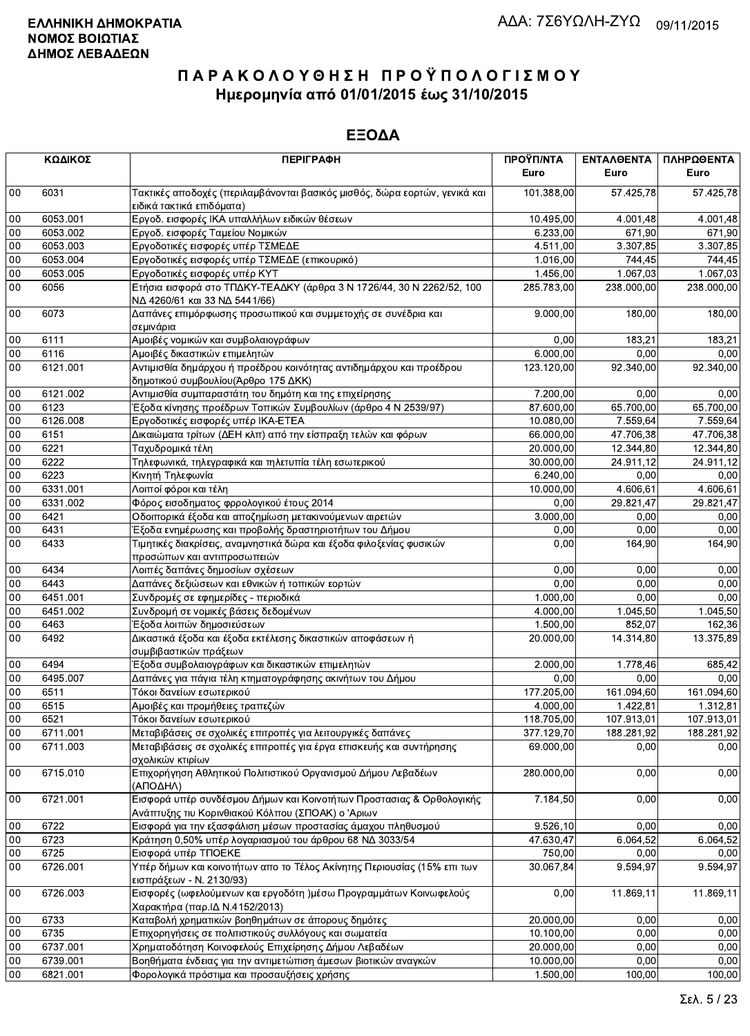**ΕΛΛΗΝΙΚΗ ΔΗΜΟΚΡΑΤΙΑ**
**ΝΟΜΟΣ ΒΟΙΩΤΙΑΣ**
**ΔΗΜΟΣ ΛΕΒΑΔΕΩΝ**

ΑΔΑ: 7Σ6ΥΩΛΗ-ΖΥΩ 09/11/2015

# ΠΑΡΑΚΟΛΟΥΘΗΣΗ ΠΡΟΫΠΟΛΟΓΙΣΜΟΥ
## Ημερομηνία από 01/01/2015 έως 31/10/2015

## ΕΞΟΔΑ

| ΚΩΔΙΚΟΣ | | ΠΕΡΙΓΡΑΦΗ | ΠΡΟΫΠ/ΝΤΑ Euro | ΕΝΤΑΛΘΕΝΤΑ Euro | ΠΛΗΡΩΘΕΝΤΑ Euro |
|---|---|---|---|---|---|
| 00 | 6031 | Τακτικές αποδοχές (περιλαμβάνονται βασικός μισθός, δώρα εορτών, γενικά και ειδικά τακτικά επιδόματα) | 101.388,00 | 57.425,78 | 57.425,78 |
| 00 | 6053.001 | Εργοδ. εισφορές ΙΚΑ υπαλλήλων ειδικών θέσεων | 10.495,00 | 4.001,48 | 4.001,48 |
| 00 | 6053.002 | Εργοδ. εισφορές Ταμείου Νομικών | 6.233,00 | 671,90 | 671,90 |
| 00 | 6053.003 | Εργοδοτικές εισφορές υπέρ ΤΣΜΕΔΕ | 4.511,00 | 3.307,85 | 3.307,85 |
| 00 | 6053.004 | Εργοδοτικές εισφορές υπέρ ΤΣΜΕΔΕ (επικουρικό) | 1.016,00 | 744,45 | 744,45 |
| 00 | 6053.005 | Εργοδοτικές εισφορές υπέρ ΚΥΤ | 1.456,00 | 1.067,03 | 1.067,03 |
| 00 | 6056 | Ετήσια εισφορά στο ΤΠΔΚΥ-ΤΕΑΔΚΥ (άρθρα 3 Ν 1726/44, 30 Ν 2262/52, 100 ΝΔ 4260/61 και 33 ΝΔ 5441/66) | 285.783,00 | 238.000,00 | 238.000,00 |
| 00 | 6073 | Δαπάνες επιμόρφωσης προσωπικού και συμμετοχής σε συνέδρια και σεμινάρια | 9.000,00 | 180,00 | 180,00 |
| 00 | 6111 | Αμοιβές νομικών και συμβολαιογράφων | 0,00 | 183,21 | 183,21 |
| 00 | 6116 | Αμοιβές δικαστικών επιμελητών | 6.000,00 | 0,00 | 0,00 |
| 00 | 6121.001 | Αντιμισθία δημάρχου ή προέδρου κοινότητας αντιδημάρχου και προέδρου δημοτικού συμβουλίου(Άρθρο 175 ΔΚΚ) | 123.120,00 | 92.340,00 | 92.340,00 |
| 00 | 6121.002 | Αντιμισθία συμπαραστάτη του δημότη και της επιχείρησης | 7.200,00 | 0,00 | 0,00 |
| 00 | 6123 | Έξοδα κίνησης προέδρων Τοπικών Συμβουλίων (άρθρο 4 Ν 2539/97) | 87.600,00 | 65.700,00 | 65.700,00 |
| 00 | 6126.008 | Εργοδοτικές εισφορές υπέρ ΙΚΑ-ΕΤΕΑ | 10.080,00 | 7.559,64 | 7.559,64 |
| 00 | 6151 | Δικαιώματα τρίτων (ΔΕΗ κλπ) από την είσπραξη τελών και φόρων | 66.000,00 | 47.706,38 | 47.706,38 |
| 00 | 6221 | Ταχυδρομικά τέλη | 20.000,00 | 12.344,80 | 12.344,80 |
| 00 | 6222 | Τηλεφωνικά, τηλεγραφικά και τηλετυπία τέλη εσωτερικού | 30.000,00 | 24.911,12 | 24.911,12 |
| 00 | 6223 | Κινητή Τηλεφωνία | 6.240,00 | 0,00 | 0,00 |
| 00 | 6331.001 | Λοιποί φόροι και τέλη | 10.000,00 | 4.606,61 | 4.606,61 |
| 00 | 6331.002 | Φόρος εισοδηματος φρρολογικού έτους 2014 | 0,00 | 29.821,47 | 29.821,47 |
| 00 | 6421 | Οδοιπορικά έξοδα και αποζημίωση μετακινούμενων αιρετών | 3.000,00 | 0,00 | 0,00 |
| 00 | 6431 | Έξοδα ενημέρωσης και προβολής δραστηριοτήτων του Δήμου | 0,00 | 0,00 | 0,00 |
| 00 | 6433 | Τιμητικές διακρίσεις, αναμνηστικά δώρα και έξοδα φιλοξενίας φυσικών προσώπων και αντιπροσωπειών | 0,00 | 164,90 | 164,90 |
| 00 | 6434 | Λοιπές δαπάνες δημοσίων σχέσεων | 0,00 | 0,00 | 0,00 |
| 00 | 6443 | Δαπάνες δεξιώσεων και εθνικών ή τοπικών εορτών | 0,00 | 0,00 | 0,00 |
| 00 | 6451.001 | Συνδρομές σε εφημερίδες - περιοδικά | 1.000,00 | 0,00 | 0,00 |
| 00 | 6451.002 | Συνδρομή σε νομικές βάσεις δεδομένων | 4.000,00 | 1.045,50 | 1.045,50 |
| 00 | 6463 | Έξοδα λοιπών δημοσιεύσεων | 1.500,00 | 852,07 | 162,36 |
| 00 | 6492 | Δικαστικά έξοδα και έξοδα εκτέλεσης δικαστικών αποφάσεων ή συμβιβαστικών πράξεων | 20.000,00 | 14.314,80 | 13.375,89 |
| 00 | 6494 | Έξοδα συμβολαιογράφων και δικαστικών επιμελητών | 2.000,00 | 1.778,46 | 685,42 |
| 00 | 6495.007 | Δαπάνες για πάγια τέλη κτηματογράφησης ακινήτων του Δήμου | 0,00 | 0,00 | 0,00 |
| 00 | 6511 | Τόκοι δανείων εσωτερικού | 177.205,00 | 161.094,60 | 161.094,60 |
| 00 | 6515 | Αμοιβές και προμήθειες τραπεζών | 4.000,00 | 1.422,81 | 1.312,81 |
| 00 | 6521 | Τόκοι δανείων εσωτερικού | 118.705,00 | 107.913,01 | 107.913,01 |
| 00 | 6711.001 | Μεταβιβάσεις σε σχολικές επιτροπές για λειτουργικές δαπάνες | 377.129,70 | 188.281,92 | 188.281,92 |
| 00 | 6711.003 | Μεταβιβάσεις σε σχολικές επιτροπές για έργα επισκευής και συντήρησης σχολικών κτιρίων | 69.000,00 | 0,00 | 0,00 |
| 00 | 6715.010 | Επιχορήγηση Αθλητικού Πολιτιστικού Οργανισμού Δήμου Λεβαδέων (ΑΠΟΔΗΛ) | 280.000,00 | 0,00 | 0,00 |
| 00 | 6721.001 | Εισφορά υπέρ συνδέσμου Δήμων και Κοινοτήτων Προστασιας & Ορθολογικής Ανάπτυξης τιυ Κορινθιακού Κόλπου (ΣΠΟΑΚ) ο 'Αριων | 7.184,50 | 0,00 | 0,00 |
| 00 | 6722 | Εισφορά για την εξασφάλιση μέσων προστασίας άμαχου πληθυσμού | 9.526,10 | 0,00 | 0,00 |
| 00 | 6723 | Κράτηση 0,50% υπέρ λογαριασμού του άρθρου 68 ΝΔ 3033/54 | 47.630,47 | 6.064,52 | 6.064,52 |
| 00 | 6725 | Εισφορά υπέρ ΤΠΟΕΚΕ | 750,00 | 0,00 | 0,00 |
| 00 | 6726.001 | Υπέρ δήμων και κοινοτήτων απο το Τέλος Ακίνητης Περιουσίας (15% επι των εισπράξεων - Ν. 2130/93) | 30.067,84 | 9.594,97 | 9.594,97 |
| 00 | 6726.003 | Εισφορές (ωφελούμενων και εργοδότη )μέσω Προγραμμάτων Κοινωφελούς Χαρακτήρα (παρ.ΙΔ Ν.4152/2013) | 0,00 | 11.869,11 | 11.869,11 |
| 00 | 6733 | Καταβολή χρηματικών βοηθημάτων σε άπορους δημότες | 20.000,00 | 0,00 | 0,00 |
| 00 | 6735 | Επιχορηγήσεις σε πολιτιστικούς συλλόγους και σωματεία | 10.100,00 | 0,00 | 0,00 |
| 00 | 6737.001 | Χρηματοδότηση Κοινοφελούς Επιχείρησης Δήμου Λεβαδέων | 20.000,00 | 0,00 | 0,00 |
| 00 | 6739.001 | Βοηθήματα ένδειας για την αντιμετώπιση άμεσων βιοτικών αναγκών | 10.000,00 | 0,00 | 0,00 |
| 00 | 6821.001 | Φορολογικά πρόστιμα και προσαυξήσεις χρήσης | 1.500,00 | 100,00 | 100,00 |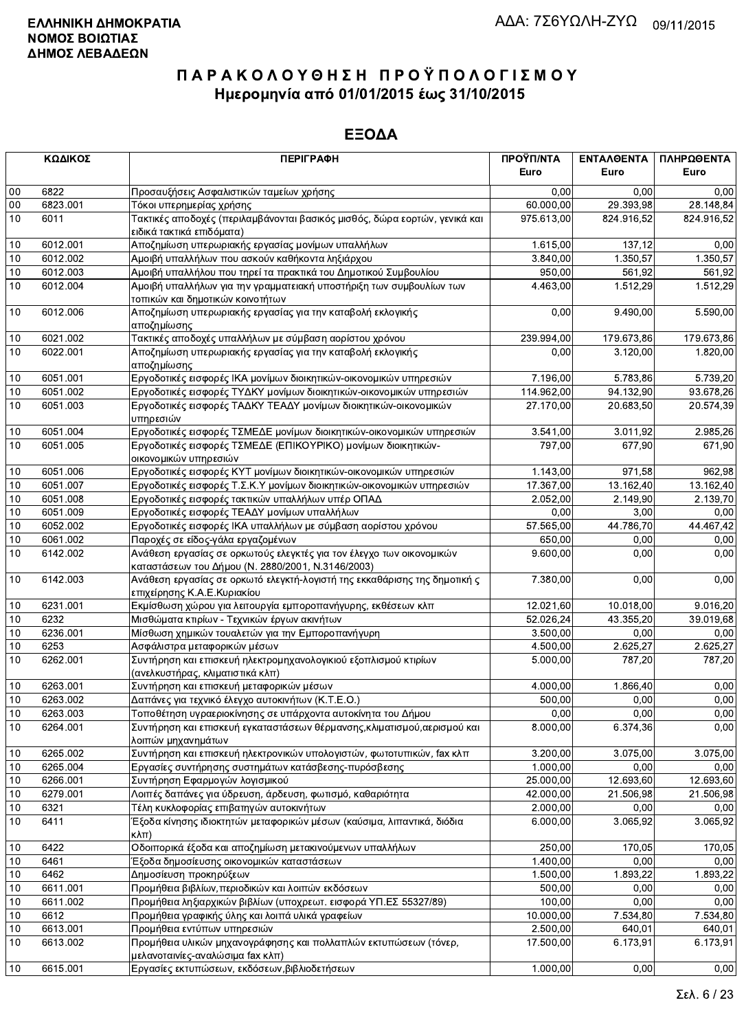**ΕΛΛΗΝΙΚΗ ΔΗΜΟΚΡΑΤΙΑ**
**ΝΟΜΟΣ ΒΟΙΩΤΙΑΣ**
**ΔΗΜΟΣ ΛΕΒΑΔΕΩΝ**

ΑΔΑ: 7Σ6ΥΩΛΗ-ΖΥΩ 09/11/2015

# Π Α Ρ Α Κ Ο Λ Ο Υ Θ Η Σ Η  Π Ρ Ο Ϋ Π Ο Λ Ο Γ Ι Σ Μ Ο Υ
## Ημερομηνία από 01/01/2015 έως 31/10/2015

## ΕΞΟΔΑ

| ΚΩΔΙΚΟΣ | | ΠΕΡΙΓΡΑΦΗ | ΠΡΟΫΠ/ΝΤΑ Euro | ΕΝΤΑΛΘΕΝΤΑ Euro | ΠΛΗΡΩΘΕΝΤΑ Euro |
|---|---|---|---|---|---|
| 00 | 6822 | Προσαυξήσεις Ασφαλιστικών ταμείων χρήσης | 0,00 | 0,00 | 0,00 |
| 00 | 6823.001 | Τόκοι υπερημερίας χρήσης | 60.000,00 | 29.393,98 | 28.148,84 |
| 10 | 6011 | Τακτικές αποδοχές (περιλαμβάνονται βασικός μισθός, δώρα εορτών, γενικά και ειδικά τακτικά επιδόματα) | 975.613,00 | 824.916,52 | 824.916,52 |
| 10 | 6012.001 | Αποζημίωση υπερωριακής εργασίας μονίμων υπαλλήλων | 1.615,00 | 137,12 | 0,00 |
| 10 | 6012.002 | Αμοιβή υπαλλήλων που ασκούν καθήκοντα ληξιάρχου | 3.840,00 | 1.350,57 | 1.350,57 |
| 10 | 6012.003 | Αμοιβή υπαλλήλου που τηρεί τα πρακτικά του Δημοτικού Συμβουλίου | 950,00 | 561,92 | 561,92 |
| 10 | 6012.004 | Αμοιβή υπαλλήλων για την γραμματειακή υποστήριξη των συμβουλίων των τοπικών και δημοτικών κοινοτήτων | 4.463,00 | 1.512,29 | 1.512,29 |
| 10 | 6012.006 | Αποζημίωση υπερωριακής εργασίας για την καταβολή εκλογικής αποζημίωσης | 0,00 | 9.490,00 | 5.590,00 |
| 10 | 6021.002 | Τακτικές αποδοχές υπαλλήλων με σύμβαση αορίστου χρόνου | 239.994,00 | 179.673,86 | 179.673,86 |
| 10 | 6022.001 | Αποζημίωση υπερωριακής εργασίας για την καταβολή εκλογικής αποζημίωσης | 0,00 | 3.120,00 | 1.820,00 |
| 10 | 6051.001 | Εργοδοτικές εισφορές ΙΚΑ μονίμων διοικητικών-οικονομικών υπηρεσιών | 7.196,00 | 5.783,86 | 5.739,20 |
| 10 | 6051.002 | Εργοδοτικές εισφορές ΤΥΔΚΥ μονίμων διοικητικών-οικονομικών υπηρεσιών | 114.962,00 | 94.132,90 | 93.678,26 |
| 10 | 6051.003 | Εργοδοτικές εισφορές ΤΑΔΚΥ ΤΕΑΔΥ μονίμων διοικητικών-οικονομικών υπηρεσιών | 27.170,00 | 20.683,50 | 20.574,39 |
| 10 | 6051.004 | Εργοδοτικές εισφορές ΤΣΜΕΔΕ μονίμων διοικητικών-οικονομικών υπηρεσιών | 3.541,00 | 3.011,92 | 2.985,26 |
| 10 | 6051.005 | Εργοδοτικές εισφορές ΤΣΜΕΔΕ (ΕΠΙΚΟΥΡΙΚΟ) μονίμων διοικητικών-οικονομικών υπηρεσιών | 797,00 | 677,90 | 671,90 |
| 10 | 6051.006 | Εργοδοτικές εισφορές ΚΥΤ μονίμων διοικητικών-οικονομικών υπηρεσιών | 1.143,00 | 971,58 | 962,98 |
| 10 | 6051.007 | Εργοδοτικές εισφορές Τ.Σ.Κ.Υ μονίμων διοικητικών-οικονομικών υπηρεσιών | 17.367,00 | 13.162,40 | 13.162,40 |
| 10 | 6051.008 | Εργοδοτικές εισφορές τακτικών υπαλλήλων υπέρ ΟΠΑΔ | 2.052,00 | 2.149,90 | 2.139,70 |
| 10 | 6051.009 | Εργοδοτικές εισφορές ΤΕΑΔΥ μονίμων υπαλλήλων | 0,00 | 3,00 | 0,00 |
| 10 | 6052.002 | Εργοδοτικές εισφορές ΙΚΑ υπαλλήλων με σύμβαση αορίστου χρόνου | 57.565,00 | 44.786,70 | 44.467,42 |
| 10 | 6061.002 | Παροχές σε είδος-γάλα εργαζομένων | 650,00 | 0,00 | 0,00 |
| 10 | 6142.002 | Ανάθεση εργασίας σε ορκωτούς ελεγκτές για τον έλεγχο των οικονομικών καταστάσεων του Δήμου (Ν. 2880/2001, Ν.3146/2003) | 9.600,00 | 0,00 | 0,00 |
| 10 | 6142.003 | Ανάθεση εργασίας σε ορκωτό ελεγκτή-λογιστή της εκκαθάρισης της δημοτική ς επιχείρησης Κ.Α.Ε.Κυριακίου | 7.380,00 | 0,00 | 0,00 |
| 10 | 6231.001 | Εκμίσθωση χώρου για λειτουργία εμποροπανήγυρης, εκθέσεων κλπ | 12.021,60 | 10.018,00 | 9.016,20 |
| 10 | 6232 | Μισθώματα κτιρίων - Τεχνικών έργων ακινήτων | 52.026,24 | 43.355,20 | 39.019,68 |
| 10 | 6236.001 | Μίσθωση χημικών τουαλετών για την Εμποροπανήγυρη | 3.500,00 | 0,00 | 0,00 |
| 10 | 6253 | Ασφάλιστρα μεταφορικών μέσων | 4.500,00 | 2.625,27 | 2.625,27 |
| 10 | 6262.001 | Συντήρηση και επισκευή ηλεκτρομηχανολογικιού εξοπλισμού κτιρίων (ανελκυστήρας, κλιματιστικά κλπ) | 5.000,00 | 787,20 | 787,20 |
| 10 | 6263.001 | Συντήρηση και επισκευή μεταφορικών μέσων | 4.000,00 | 1.866,40 | 0,00 |
| 10 | 6263.002 | Δαπάνες για τεχνικό έλεγχο αυτοκινήτων (Κ.Τ.Ε.Ο.) | 500,00 | 0,00 | 0,00 |
| 10 | 6263.003 | Τοποθέτηση υγραεριοκίνησης σε υπάρχοντα αυτοκίνητα του Δήμου | 0,00 | 0,00 | 0,00 |
| 10 | 6264.001 | Συντήρηση και επισκευή εγκαταστάσεων θέρμανσης,κλιματισμού,αερισμού και λοιπών μηχανημάτων | 8.000,00 | 6.374,36 | 0,00 |
| 10 | 6265.002 | Συντήρηση και επισκευή ηλεκτρονικών υπολογιστών, φωτοτυπικών, fax κλπ | 3.200,00 | 3.075,00 | 3.075,00 |
| 10 | 6265.004 | Εργασίες συντήρησης συστημάτων κατάσβεσης-πυρόσβεσης | 1.000,00 | 0,00 | 0,00 |
| 10 | 6266.001 | Συντήρηση Εφαρμογών λογισμικού | 25.000,00 | 12.693,60 | 12.693,60 |
| 10 | 6279.001 | Λοιπές δαπάνες για ύδρευση, άρδευση, φωτισμό, καθαριότητα | 42.000,00 | 21.506,98 | 21.506,98 |
| 10 | 6321 | Τέλη κυκλοφορίας επιβατηγών αυτοκινήτων | 2.000,00 | 0,00 | 0,00 |
| 10 | 6411 | Έξοδα κίνησης ιδιοκτητών μεταφορικών μέσων (καύσιμα, λιπαντικά, διόδια κλπ) | 6.000,00 | 3.065,92 | 3.065,92 |
| 10 | 6422 | Οδοιπορικά έξοδα και αποζημίωση μετακινούμενων υπαλλήλων | 250,00 | 170,05 | 170,05 |
| 10 | 6461 | Έξοδα δημοσίευσης οικονομικών καταστάσεων | 1.400,00 | 0,00 | 0,00 |
| 10 | 6462 | Δημοσίευση προκηρύξεων | 1.500,00 | 1.893,22 | 1.893,22 |
| 10 | 6611.001 | Προμήθεια βιβλίων,περιοδικών και λοιπών εκδόσεων | 500,00 | 0,00 | 0,00 |
| 10 | 6611.002 | Προμήθεια ληξιαρχικών βιβλίων (υποχρεωτ. εισφορά ΥΠ.ΕΣ 55327/89) | 100,00 | 0,00 | 0,00 |
| 10 | 6612 | Προμήθεια γραφικής ύλης και λοιπά υλικά γραφείων | 10.000,00 | 7.534,80 | 7.534,80 |
| 10 | 6613.001 | Προμήθεια εντύπων υπηρεσιών | 2.500,00 | 640,01 | 640,01 |
| 10 | 6613.002 | Προμήθεια υλικών μηχανογράφησης και πολλαπλών εκτυπώσεων (τόνερ, μελανοταινίες-αναλώσιμα fax κλπ) | 17.500,00 | 6.173,91 | 6.173,91 |
| 10 | 6615.001 | Εργασίες εκτυπώσεων, εκδόσεων,βιβλιοδετήσεων | 1.000,00 | 0,00 | 0,00 |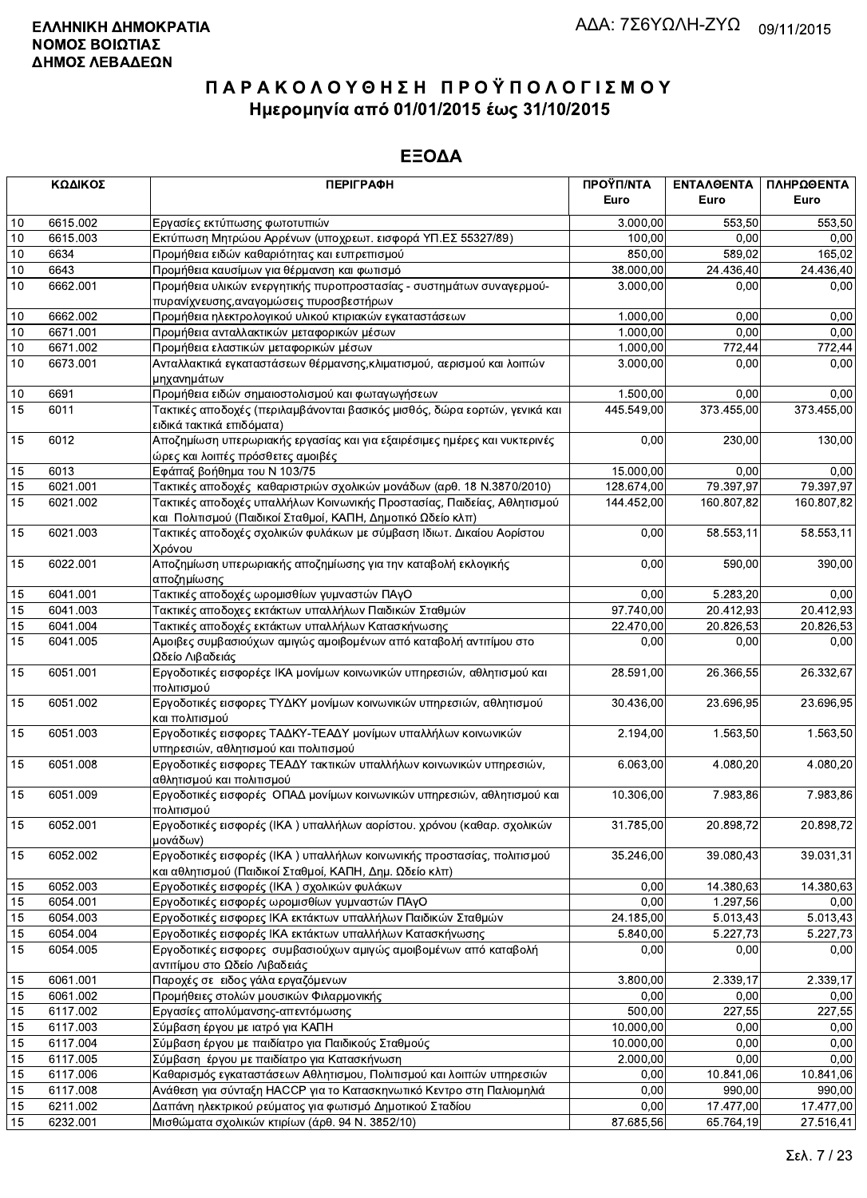**ΕΛΛΗΝΙΚΗ ΔΗΜΟΚΡΑΤΙΑ**
**ΝΟΜΟΣ ΒΟΙΩΤΙΑΣ**
**ΔΗΜΟΣ ΛΕΒΑΔΕΩΝ**

ΑΔΑ: 7Σ6ΥΩΛΗ-ΖΥΩ 09/11/2015

# ΠΑΡΑΚΟΛΟΥΘΗΣΗ ΠΡΟΫΠΟΛΟΓΙΣΜΟΥ
## Ημερομηνία από 01/01/2015 έως 31/10/2015

## ΕΞΟΔΑ

| ΚΩΔΙΚΟΣ | | ΠΕΡΙΓΡΑΦΗ | ΠΡΟΫΠ/ΝΤΑ Euro | ΕΝΤΑΛΘΕΝΤΑ Euro | ΠΛΗΡΩΘΕΝΤΑ Euro |
|---|---|---|---|---|---|
| 10 | 6615.002 | Εργασίες εκτύπωσης φωτοτυπιών | 3.000,00 | 553,50 | 553,50 |
| 10 | 6615.003 | Εκτύπωση Μητρώου Αρρένων (υποχρεωτ. εισφορά ΥΠ.ΕΣ 55327/89) | 100,00 | 0,00 | 0,00 |
| 10 | 6634 | Προμήθεια ειδών καθαριότητας και ευπρεπισμού | 850,00 | 589,02 | 165,02 |
| 10 | 6643 | Προμήθεια καυσίμων για θέρμανση και φωτισμό | 38.000,00 | 24.436,40 | 24.436,40 |
| 10 | 6662.001 | Προμήθεια υλικών ενεργητικής πυροπροστασίας - συστημάτων συναγερμού-πυρανίχνευσης,αναγομώσεις πυροσβεστήρων | 3.000,00 | 0,00 | 0,00 |
| 10 | 6662.002 | Προμήθεια ηλεκτρολογικού υλικού κτιριακών εγκαταστάσεων | 1.000,00 | 0,00 | 0,00 |
| 10 | 6671.001 | Προμήθεια ανταλλακτικών μεταφορικών μέσων | 1.000,00 | 0,00 | 0,00 |
| 10 | 6671.002 | Προμήθεια ελαστικών μεταφορικών μέσων | 1.000,00 | 772,44 | 772,44 |
| 10 | 6673.001 | Ανταλλακτικά εγκαταστάσεων θέρμανσης,κλιματισμού, αερισμού και λοιπών μηχανημάτων | 3.000,00 | 0,00 | 0,00 |
| 10 | 6691 | Προμήθεια ειδών σημαιοστολισμού και φωταγωγήσεων | 1.500,00 | 0,00 | 0,00 |
| 15 | 6011 | Τακτικές αποδοχές (περιλαμβάνονται βασικός μισθός, δώρα εορτών, γενικά και ειδικά τακτικά επιδόματα) | 445.549,00 | 373.455,00 | 373.455,00 |
| 15 | 6012 | Αποζημίωση υπερωριακής εργασίας και για εξαιρέσιμες ημέρες και νυκτερινές ώρες και λοιπές πρόσθετες αμοιβές | 0,00 | 230,00 | 130,00 |
| 15 | 6013 | Εφάπαξ βοήθημα του Ν 103/75 | 15.000,00 | 0,00 | 0,00 |
| 15 | 6021.001 | Τακτικές αποδοχές καθαριστριών σχολικών μονάδων (αρθ. 18 Ν.3870/2010) | 128.674,00 | 79.397,97 | 79.397,97 |
| 15 | 6021.002 | Τακτικές αποδοχές υπαλλήλων Κοινωνικής Προστασίας, Παιδείας, Αθλητισμού και Πολιτισμού (Παιδικοί Σταθμοί, ΚΑΠΗ, Δημοτικό Ωδείο κλπ) | 144.452,00 | 160.807,82 | 160.807,82 |
| 15 | 6021.003 | Τακτικές αποδοχές σχολικών φυλάκων με σύμβαση Ιδιωτ. Δικαίου Αορίστου Χρόνου | 0,00 | 58.553,11 | 58.553,11 |
| 15 | 6022.001 | Αποζημίωση υπερωριακής αποζημίωσης για την καταβολή εκλογικής αποζημίωσης | 0,00 | 590,00 | 390,00 |
| 15 | 6041.001 | Τακτικές αποδοχές ωρομισθίων γυμναστών ΠΑγΟ | 0,00 | 5.283,20 | 0,00 |
| 15 | 6041.003 | Τακτικές αποδοχες εκτάκτων υπαλλήλων Παιδικών Σταθμών | 97.740,00 | 20.412,93 | 20.412,93 |
| 15 | 6041.004 | Τακτικές αποδοχές εκτάκτων υπαλλήλων Κατασκήνωσης | 22.470,00 | 20.826,53 | 20.826,53 |
| 15 | 6041.005 | Αμοιβες συμβασιούχων αμιγώς αμοιβομένων από καταβολή αντιτίμου στο Ωδείο Λιβαδειάς | 0,00 | 0,00 | 0,00 |
| 15 | 6051.001 | Εργοδοτικές εισφορέςe ΙΚΑ μονίμων κοινωνικών υπηρεσιών, αθλητισμού και πολιτισμού | 28.591,00 | 26.366,55 | 26.332,67 |
| 15 | 6051.002 | Εργοδοτικές εισφορες ΤΥΔΚΥ μονίμων κοινωνικών υπηρεσιών, αθλητισμού και πολιτισμού | 30.436,00 | 23.696,95 | 23.696,95 |
| 15 | 6051.003 | Εργοδοτικές εισφορες ΤΑΔΚΥ-ΤΕΑΔΥ μονίμων υπαλλήλων κοινωνικών υπηρεσιών, αθλητισμού και πολιτισμού | 2.194,00 | 1.563,50 | 1.563,50 |
| 15 | 6051.008 | Εργοδοτικές εισφορες ΤΕΑΔΥ τακτικών υπαλλήλων κοινωνικών υπηρεσιών, αθλητισμού και πολιτισμού | 6.063,00 | 4.080,20 | 4.080,20 |
| 15 | 6051.009 | Εργοδοτικές εισφορές ΟΠΑΔ μονίμων κοινωνικών υπηρεσιών, αθλητισμού και πολιτισμού | 10.306,00 | 7.983,86 | 7.983,86 |
| 15 | 6052.001 | Εργοδοτικές εισφορές (ΙΚΑ ) υπαλλήλων αορίστου. χρόνου (καθαρ. σχολικών μονάδων) | 31.785,00 | 20.898,72 | 20.898,72 |
| 15 | 6052.002 | Εργοδοτικές εισφορές (ΙΚΑ ) υπαλλήλων κοινωνικής προστασίας, πολιτισμού και αθλητισμού (Παιδικοί Σταθμοί, ΚΑΠΗ, Δημ. Ωδείο κλπ) | 35.246,00 | 39.080,43 | 39.031,31 |
| 15 | 6052.003 | Εργοδοτικές εισφορές (ΙΚΑ ) σχολικών φυλάκων | 0,00 | 14.380,63 | 14.380,63 |
| 15 | 6054.001 | Εργοδοτικές εισφορές ωρομισθίων γυμναστών ΠΑγΟ | 0,00 | 1.297,56 | 0,00 |
| 15 | 6054.003 | Εργοδοτικές εισφορές ΙΚΑ εκτάκτων υπαλλήλων Παιδικών Σταθμών | 24.185,00 | 5.013,43 | 5.013,43 |
| 15 | 6054.004 | Εργοδοτικές εισφορές ΙΚΑ εκτάκτων υπαλλήλων Κατασκήνωσης | 5.840,00 | 5.227,73 | 5.227,73 |
| 15 | 6054.005 | Εργοδοτικές εισφορες συμβασιούχων αμιγώς αμοιβομένων από καταβολή αντιτίμου στο Ωδείο Λιβαδειάς | 0,00 | 0,00 | 0,00 |
| 15 | 6061.001 | Παροχές σε ειδος γάλα εργαζόμενων | 3.800,00 | 2.339,17 | 2.339,17 |
| 15 | 6061.002 | Προμήθειες στολών μουσικών Φιλαρμονικής | 0,00 | 0,00 | 0,00 |
| 15 | 6117.002 | Εργασίες απολύμανσης-απεντόμωσης | 500,00 | 227,55 | 227,55 |
| 15 | 6117.003 | Σύμβαση έργου με ιατρό για ΚΑΠΗ | 10.000,00 | 0,00 | 0,00 |
| 15 | 6117.004 | Σύμβαση έργου με παιδίατρο για Παιδικούς Σταθμούς | 10.000,00 | 0,00 | 0,00 |
| 15 | 6117.005 | Σύμβαση έργου με παιδίατρο για Κατασκήνωση | 2.000,00 | 0,00 | 0,00 |
| 15 | 6117.006 | Καθαρισμός εγκαταστάσεων Αθλητισμου, Πολιτισμού και λοιπών υπηρεσιών | 0,00 | 10.841,06 | 10.841,06 |
| 15 | 6117.008 | Ανάθεση για σύνταξη HACCP για το Κατασκηνωτικό Κεντρο στη Παλιομηλιά | 0,00 | 990,00 | 990,00 |
| 15 | 6211.002 | Δαπάνη ηλεκτρικού ρεύματος για φωτισμό Δημοτικού Σταδίου | 0,00 | 17.477,00 | 17.477,00 |
| 15 | 6232.001 | Μισθώματα σχολικών κτιρίων (άρθ. 94 Ν. 3852/10) | 87.685,56 | 65.764,19 | 27.516,41 |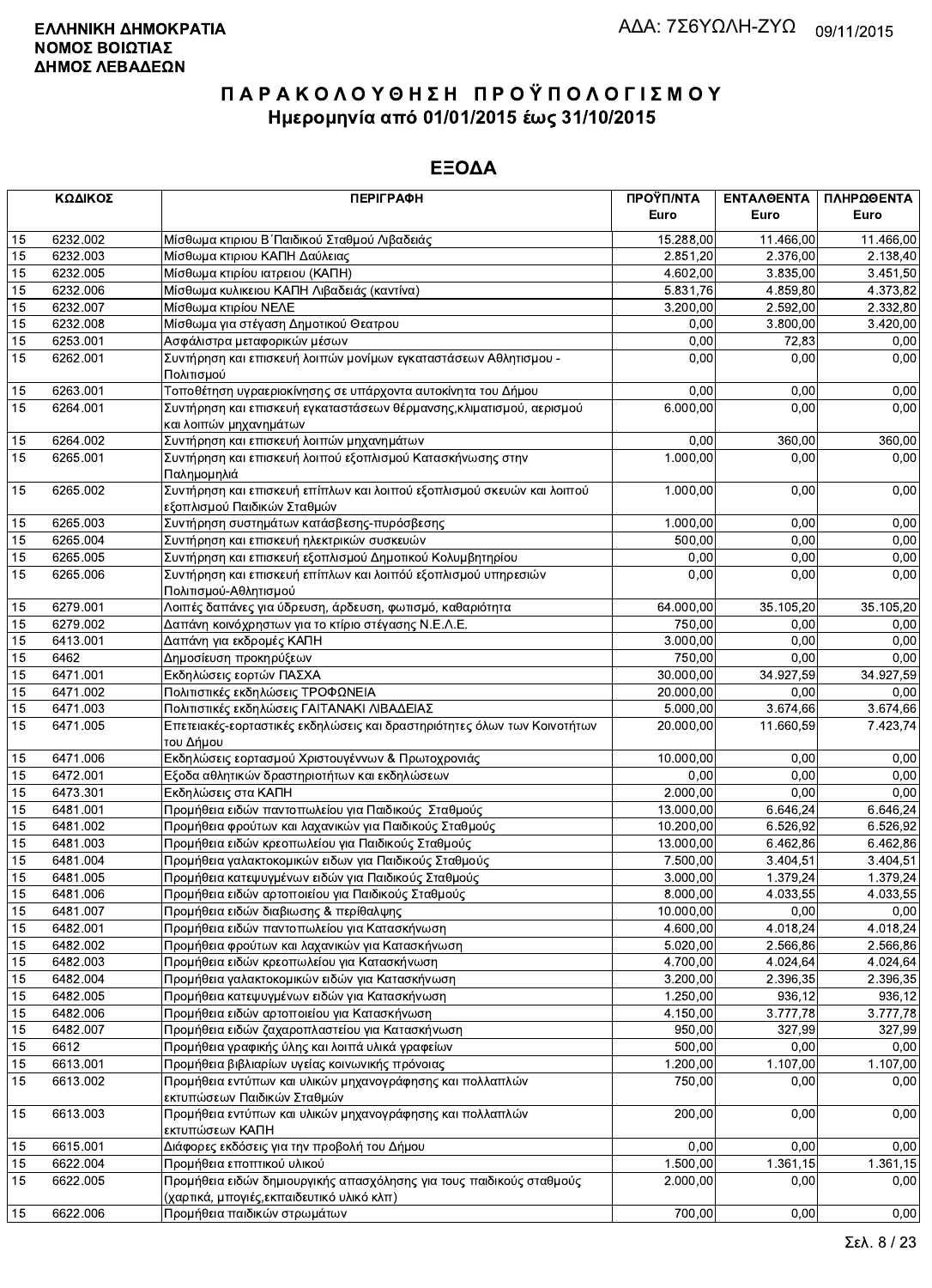**ΕΛΛΗΝΙΚΗ ΔΗΜΟΚΡΑΤΙΑ**
**ΝΟΜΟΣ ΒΟΙΩΤΙΑΣ**
**ΔΗΜΟΣ ΛΕΒΑΔΕΩΝ**

ΑΔΑ: 7Σ6ΥΩΛΗ-ΖΥΩ 09/11/2015

# ΠΑΡΑΚΟΛΟΥΘΗΣΗ ΠΡΟΫΠΟΛΟΓΙΣΜΟΥ
## Ημερομηνία από 01/01/2015 έως 31/10/2015

## ΕΞΟΔΑ

| ΚΩΔΙΚΟΣ | | ΠΕΡΙΓΡΑΦΗ | ΠΡΟΫΠ/ΝΤΑ Euro | ΕΝΤΑΛΘΕΝΤΑ Euro | ΠΛΗΡΩΘΕΝΤΑ Euro |
|---|---|---|---|---|---|
| 15 | 6232.002 | Μίσθωμα κτιριου Β΄Παιδικού Σταθμού Λιβαδειάς | 15.288,00 | 11.466,00 | 11.466,00 |
| 15 | 6232.003 | Μίσθωμα κτιριου ΚΑΠΗ Δαύλειας | 2.851,20 | 2.376,00 | 2.138,40 |
| 15 | 6232.005 | Μίσθωμα κτιρίου ιατρειου (ΚΑΠΗ) | 4.602,00 | 3.835,00 | 3.451,50 |
| 15 | 6232.006 | Μίσθωμα κυλικειου ΚΑΠΗ Λιβαδειάς (καντίνα) | 5.831,76 | 4.859,80 | 4.373,82 |
| 15 | 6232.007 | Μίσθωμα κτιρίου ΝΕΛΕ | 3.200,00 | 2.592,00 | 2.332,80 |
| 15 | 6232.008 | Μίσθωμα για στέγαση Δημοτικού Θεατρου | 0,00 | 3.800,00 | 3.420,00 |
| 15 | 6253.001 | Ασφάλιστρα μεταφορικών μέσων | 0,00 | 72,83 | 0,00 |
| 15 | 6262.001 | Συντήρηση και επισκευή λοιπών μονίμων εγκαταστάσεων Αθλητισμου - Πολιτισμού | 0,00 | 0,00 | 0,00 |
| 15 | 6263.001 | Τοποθέτηση υγραεριοκίνησης σε υπάρχοντα αυτοκίνητα του Δήμου | 0,00 | 0,00 | 0,00 |
| 15 | 6264.001 | Συντήρηση και επισκευή εγκαταστάσεων θέρμανσης,κλιματισμού, αερισμού και λοιπών μηχανημάτων | 6.000,00 | 0,00 | 0,00 |
| 15 | 6264.002 | Συντήρηση και επισκευή λοιπών μηχανημάτων | 0,00 | 360,00 | 360,00 |
| 15 | 6265.001 | Συντήρηση και επισκευή λοιπού εξοπλισμού Κατασκήνωσης στην Παλημομηλιά | 1.000,00 | 0,00 | 0,00 |
| 15 | 6265.002 | Συντήρηση και επισκευή επίπλων και λοιπού εξοπλισμού σκευών και λοιπού εξοπλισμού Παιδικών Σταθμών | 1.000,00 | 0,00 | 0,00 |
| 15 | 6265.003 | Συντήρηση συστημάτων κατάσβεσης-πυρόσβεσης | 1.000,00 | 0,00 | 0,00 |
| 15 | 6265.004 | Συντήρηση και επισκευή ηλεκτρικών συσκευών | 500,00 | 0,00 | 0,00 |
| 15 | 6265.005 | Συντήρηση και επισκευή εξοπλισμού Δημοτικού Κολυμβητηρίου | 0,00 | 0,00 | 0,00 |
| 15 | 6265.006 | Συντήρηση και επισκευή επίπλων και λοιπού εξοπλισμού υπηρεσιών Πολιτισμού-Αθλητισμού | 0,00 | 0,00 | 0,00 |
| 15 | 6279.001 | Λοιπές δαπάνες για ύδρευση, άρδευση, φωτισμό, καθαριότητα | 64.000,00 | 35.105,20 | 35.105,20 |
| 15 | 6279.002 | Δαπάνη κοινόχρηστων για το κτίριο στέγασης Ν.Ε.Λ.Ε. | 750,00 | 0,00 | 0,00 |
| 15 | 6413.001 | Δαπάνη για εκδρομές ΚΑΠΗ | 3.000,00 | 0,00 | 0,00 |
| 15 | 6462 | Δημοσίευση προκηρύξεων | 750,00 | 0,00 | 0,00 |
| 15 | 6471.001 | Εκδηλώσεις εορτών ΠΑΣΧΑ | 30.000,00 | 34.927,59 | 34.927,59 |
| 15 | 6471.002 | Πολιτιστικές εκδηλώσεις ΤΡΟΦΩΝΕΙΑ | 20.000,00 | 0,00 | 0,00 |
| 15 | 6471.003 | Πολιτιστικές εκδηλώσεις ΓΑΙΤΑΝΑΚΙ ΛΙΒΑΔΕΙΑΣ | 5.000,00 | 3.674,66 | 3.674,66 |
| 15 | 6471.005 | Επετειακές-εορταστικές εκδηλώσεις και δραστηριότητες όλων των Κοινοτήτων του Δήμου | 20.000,00 | 11.660,59 | 7.423,74 |
| 15 | 6471.006 | Εκδηλώσεις εορτασμού Χριστουγέννων & Πρωτοχρονιάς | 10.000,00 | 0,00 | 0,00 |
| 15 | 6472.001 | Εξοδα αθλητικών δραστηριοτήτων και εκδηλώσεων | 0,00 | 0,00 | 0,00 |
| 15 | 6473.301 | Εκδηλώσεις στα ΚΑΠΗ | 2.000,00 | 0,00 | 0,00 |
| 15 | 6481.001 | Προμήθεια ειδών παντοπωλείου για Παιδικούς Σταθμούς | 13.000,00 | 6.646,24 | 6.646,24 |
| 15 | 6481.002 | Προμήθεια φρούτων και λαχανικών για Παιδικούς Σταθμούς | 10.200,00 | 6.526,92 | 6.526,92 |
| 15 | 6481.003 | Προμήθεια ειδών κρεοπωλείου για Παιδικούς Σταθμούς | 13.000,00 | 6.462,86 | 6.462,86 |
| 15 | 6481.004 | Προμήθεια γαλακτοκομικών ειδων για Παιδικούς Σταθμούς | 7.500,00 | 3.404,51 | 3.404,51 |
| 15 | 6481.005 | Προμήθεια κατεψυγμένων ειδών για Παιδικούς Σταθμούς | 3.000,00 | 1.379,24 | 1.379,24 |
| 15 | 6481.006 | Προμήθεια ειδών αρτοποιείου για Παιδικούς Σταθμούς | 8.000,00 | 4.033,55 | 4.033,55 |
| 15 | 6481.007 | Προμήθεια ειδών διαβιωσης & περίθαλψης | 10.000,00 | 0,00 | 0,00 |
| 15 | 6482.001 | Προμήθεια ειδών παντοπωλείου για Κατασκήνωση | 4.600,00 | 4.018,24 | 4.018,24 |
| 15 | 6482.002 | Προμήθεια φρούτων και λαχανικών για Κατασκήνωση | 5.020,00 | 2.566,86 | 2.566,86 |
| 15 | 6482.003 | Προμήθεια ειδών κρεοπωλείου για Κατασκήνωση | 4.700,00 | 4.024,64 | 4.024,64 |
| 15 | 6482.004 | Προμήθεια γαλακτοκομικών ειδών για Κατασκήνωση | 3.200,00 | 2.396,35 | 2.396,35 |
| 15 | 6482.005 | Προμήθεια κατεψυγμένων ειδών για Κατασκήνωση | 1.250,00 | 936,12 | 936,12 |
| 15 | 6482.006 | Προμήθεια ειδών αρτοποιείου για Κατασκήνωση | 4.150,00 | 3.777,78 | 3.777,78 |
| 15 | 6482.007 | Προμήθεια ειδών ζαχαροπλαστείου για Κατασκήνωση | 950,00 | 327,99 | 327,99 |
| 15 | 6612 | Προμήθεια γραφικής ύλης και λοιπά υλικά γραφείων | 500,00 | 0,00 | 0,00 |
| 15 | 6613.001 | Προμήθεια βιβλιαρίων υγείας κοινωνικής πρόνοιας | 1.200,00 | 1.107,00 | 1.107,00 |
| 15 | 6613.002 | Προμήθεια εντύπων και υλικών μηχανογράφησης και πολλαπλών εκτυπώσεων Παιδικών Σταθμών | 750,00 | 0,00 | 0,00 |
| 15 | 6613.003 | Προμήθεια εντύπων και υλικών μηχανογράφησης και πολλαπλών εκτυπώσεων ΚΑΠΗ | 200,00 | 0,00 | 0,00 |
| 15 | 6615.001 | Διάφορες εκδόσεις για την προβολή του Δήμου | 0,00 | 0,00 | 0,00 |
| 15 | 6622.004 | Προμήθεια εποπτικού υλικού | 1.500,00 | 1.361,15 | 1.361,15 |
| 15 | 6622.005 | Προμήθεια ειδών δημιουργικής απασχόλησης για τους παιδικούς σταθμούς (χαρτικά, μπογιές,εκπαιδευτικό υλικό κλπ) | 2.000,00 | 0,00 | 0,00 |
| 15 | 6622.006 | Προμήθεια παιδικών στρωμάτων | 700,00 | 0,00 | 0,00 |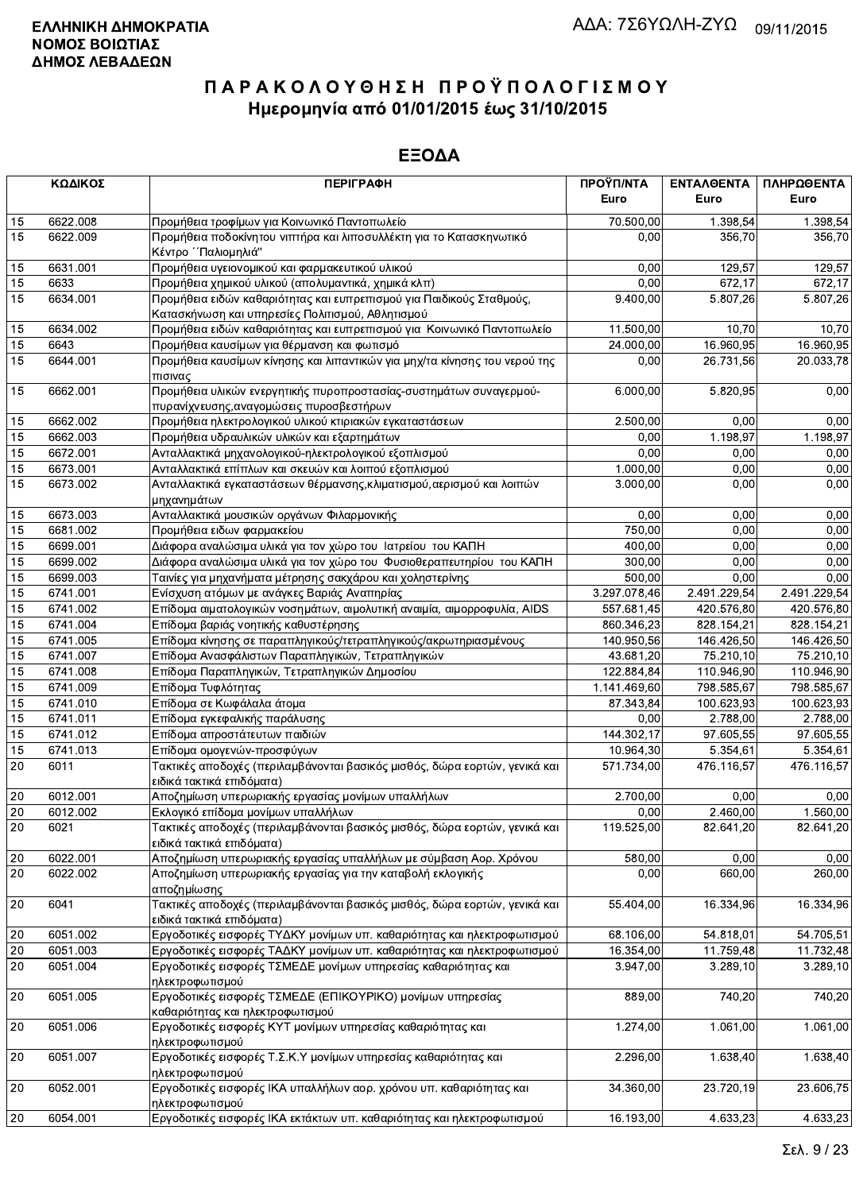ΕΛΛΗΝΙΚΗ ΔΗΜΟΚΡΑΤΙΑ
ΝΟΜΟΣ ΒΟΙΩΤΙΑΣ
ΔΗΜΟΣ ΛΕΒΑΔΕΩΝ

ΑΔΑ: 7Σ6ΥΩΛΗ-ΖΥΩ 09/11/2015

# ΠΑΡΑΚΟΛΟΥΘΗΣΗ ΠΡΟΫΠΟΛΟΓΙΣΜΟΥ
## Ημερομηνία από 01/01/2015 έως 31/10/2015

## ΕΞΟΔΑ

| ΚΩΔΙΚΟΣ | | ΠΕΡΙΓΡΑΦΗ | ΠΡΟΫΠ/ΝΤΑ Euro | ΕΝΤΑΛΘΕΝΤΑ Euro | ΠΛΗΡΩΘΕΝΤΑ Euro |
|---|---|---|---|---|---|
| 15 | 6622.008 | Προμήθεια τροφίμων για Κοινωνικό Παντοπωλείο | 70.500,00 | 1.398,54 | 1.398,54 |
| 15 | 6622.009 | Προμήθεια ποδοκίνητου νιπτήρα και λιποσυλλέκτη για το Κατασκηνωτικό Κέντρο ΄΄Παλιομηλιά'' | 0,00 | 356,70 | 356,70 |
| 15 | 6631.001 | Προμήθεια υγειονομικού και φαρμακευτικού υλικού | 0,00 | 129,57 | 129,57 |
| 15 | 6633 | Προμήθεια χημικού υλικού (απολυμαντικά, χημικά κλπ) | 0,00 | 672,17 | 672,17 |
| 15 | 6634.001 | Προμήθεια ειδών καθαριότητας και ευπρεπισμού για Παιδικούς Σταθμούς, Κατασκήνωση και υπηρεσίες Πολιτισμού, Αθλητισμού | 9.400,00 | 5.807,26 | 5.807,26 |
| 15 | 6634.002 | Προμήθεια ειδών καθαριότητας και ευπρεπισμού για Κοινωνικό Παντοπωλείο | 11.500,00 | 10,70 | 10,70 |
| 15 | 6643 | Προμήθεια καυσίμων για θέρμανση και φωτισμό | 24.000,00 | 16.960,95 | 16.960,95 |
| 15 | 6644.001 | Προμήθεια καυσίμων κίνησης και λιπαντικών για μηχ/τα κίνησης του νερού της πισινας | 0,00 | 26.731,56 | 20.033,78 |
| 15 | 6662.001 | Προμήθεια υλικών ενεργητικής πυροπροστασίας-συστημάτων συναγερμού-πυρανίχνευσης,αναγομώσεις πυροσβεστήρων | 6.000,00 | 5.820,95 | 0,00 |
| 15 | 6662.002 | Προμήθεια ηλεκτρολογικού υλικού κτιριακών εγκαταστάσεων | 2.500,00 | 0,00 | 0,00 |
| 15 | 6662.003 | Προμήθεια υδραυλικών υλικών και εξαρτημάτων | 0,00 | 1.198,97 | 1.198,97 |
| 15 | 6672.001 | Ανταλλακτικά μηχανολογικού-ηλεκτρολογικού εξοπλισμού | 0,00 | 0,00 | 0,00 |
| 15 | 6673.001 | Ανταλλακτικά επίπλων και σκευών και λοιπού εξοπλισμού | 1.000,00 | 0,00 | 0,00 |
| 15 | 6673.002 | Ανταλλακτικά εγκαταστάσεων θέρμανσης,κλιματισμού,αερισμού και λοιπών μηχανημάτων | 3.000,00 | 0,00 | 0,00 |
| 15 | 6673.003 | Ανταλλακτικά μουσικών οργάνων Φιλαρμονικής | 0,00 | 0,00 | 0,00 |
| 15 | 6681.002 | Προμήθεια ειδων φαρμακείου | 750,00 | 0,00 | 0,00 |
| 15 | 6699.001 | Διάφορα αναλώσιμα υλικά για τον χώρο του Ιατρείου του ΚΑΠΗ | 400,00 | 0,00 | 0,00 |
| 15 | 6699.002 | Διάφορα αναλώσιμα υλικά για τον χώρο του Φυσιοθεραπευτηρίου του ΚΑΠΗ | 300,00 | 0,00 | 0,00 |
| 15 | 6699.003 | Ταινίες για μηχανήματα μέτρησης σακχάρου και χοληστερίνης | 500,00 | 0,00 | 0,00 |
| 15 | 6741.001 | Ενίσχυση ατόμων με ανάγκες Βαριάς Αναπηρίας | 3.297.078,46 | 2.491.229,54 | 2.491.229,54 |
| 15 | 6741.002 | Επίδομα αιματολογικών νοσημάτων, αιμολυτική αναιμία, αιμορροφυλία, AIDS | 557.681,45 | 420.576,80 | 420.576,80 |
| 15 | 6741.004 | Επίδομα βαριάς νοητικής καθυστέρησης | 860.346,23 | 828.154,21 | 828.154,21 |
| 15 | 6741.005 | Επίδομα κίνησης σε παραπληγικούς/τετραπληγικούς/ακρωτηριασμένους | 140.950,56 | 146.426,50 | 146.426,50 |
| 15 | 6741.007 | Επίδομα Ανασφάλιστων Παραπληγικών, Τετραπληγικών | 43.681,20 | 75.210,10 | 75.210,10 |
| 15 | 6741.008 | Επίδομα Παραπληγικών, Τετραπληγικών Δημοσίου | 122.884,84 | 110.946,90 | 110.946,90 |
| 15 | 6741.009 | Επίδομα Τυφλότητας | 1.141.469,60 | 798.585,67 | 798.585,67 |
| 15 | 6741.010 | Επίδομα σε Κωφάλαλα άτομα | 87.343,84 | 100.623,93 | 100.623,93 |
| 15 | 6741.011 | Επίδομα εγκεφαλικής παράλυσης | 0,00 | 2.788,00 | 2.788,00 |
| 15 | 6741.012 | Επίδομα απροστάτευτων παιδιών | 144.302,17 | 97.605,55 | 97.605,55 |
| 15 | 6741.013 | Επίδομα ομογενών-προσφύγων | 10.964,30 | 5.354,61 | 5.354,61 |
| 20 | 6011 | Τακτικές αποδοχές (περιλαμβάνονται βασικός μισθός, δώρα εορτών, γενικά και ειδικά τακτικά επιδόματα) | 571.734,00 | 476.116,57 | 476.116,57 |
| 20 | 6012.001 | Αποζημίωση υπερωριακής εργασίας μονίμων υπαλλήλων | 2.700,00 | 0,00 | 0,00 |
| 20 | 6012.002 | Εκλογικό επίδομα μονίμων υπαλλήλων | 0,00 | 2.460,00 | 1.560,00 |
| 20 | 6021 | Τακτικές αποδοχές (περιλαμβάνονται βασικός μισθός, δώρα εορτών, γενικά και ειδικά τακτικά επιδόματα) | 119.525,00 | 82.641,20 | 82.641,20 |
| 20 | 6022.001 | Αποζημίωση υπερωριακής εργασίας υπαλλήλων με σύμβαση Αορ. Χρόνου | 580,00 | 0,00 | 0,00 |
| 20 | 6022.002 | Αποζημίωση υπερωριακής εργασίας για την καταβολή εκλογικής αποζημίωσης | 0,00 | 660,00 | 260,00 |
| 20 | 6041 | Τακτικές αποδοχές (περιλαμβάνονται βασικός μισθός, δώρα εορτών, γενικά και ειδικά τακτικά επιδόματα) | 55.404,00 | 16.334,96 | 16.334,96 |
| 20 | 6051.002 | Εργοδοτικές εισφορές ΤΥΔΚΥ μονίμων υπ. καθαριότητας και ηλεκτροφωτισμού | 68.106,00 | 54.818,01 | 54.705,51 |
| 20 | 6051.003 | Εργοδοτικές εισφορές ΤΑΔΚΥ μονίμων υπ. καθαριότητας και ηλεκτροφωτισμού | 16.354,00 | 11.759,48 | 11.732,48 |
| 20 | 6051.004 | Εργοδοτικές εισφορές ΤΣΜΕΔΕ μονίμων υπηρεσίας καθαριότητας και ηλεκτροφωτισμού | 3.947,00 | 3.289,10 | 3.289,10 |
| 20 | 6051.005 | Εργοδοτικές εισφορές ΤΣΜΕΔΕ (ΕΠΙΚΟΥΡΙΚΟ) μονίμων υπηρεσίας καθαριότητας και ηλεκτροφωτισμού | 889,00 | 740,20 | 740,20 |
| 20 | 6051.006 | Εργοδοτικές εισφορές ΚΥΤ μονίμων υπηρεσίας καθαριότητας και ηλεκτροφωτισμού | 1.274,00 | 1.061,00 | 1.061,00 |
| 20 | 6051.007 | Εργοδοτικές εισφορές Τ.Σ.Κ.Υ μονίμων υπηρεσίας καθαριότητας και ηλεκτροφωτισμού | 2.296,00 | 1.638,40 | 1.638,40 |
| 20 | 6052.001 | Εργοδοτικές εισφορές ΙΚΑ υπαλλήλων αορ. χρόνου υπ. καθαριότητας και ηλεκτροφωτισμού | 34.360,00 | 23.720,19 | 23.606,75 |
| 20 | 6054.001 | Εργοδοτικές εισφορές ΙΚΑ εκτάκτων υπ. καθαριότητας και ηλεκτροφωτισμού | 16.193,00 | 4.633,23 | 4.633,23 |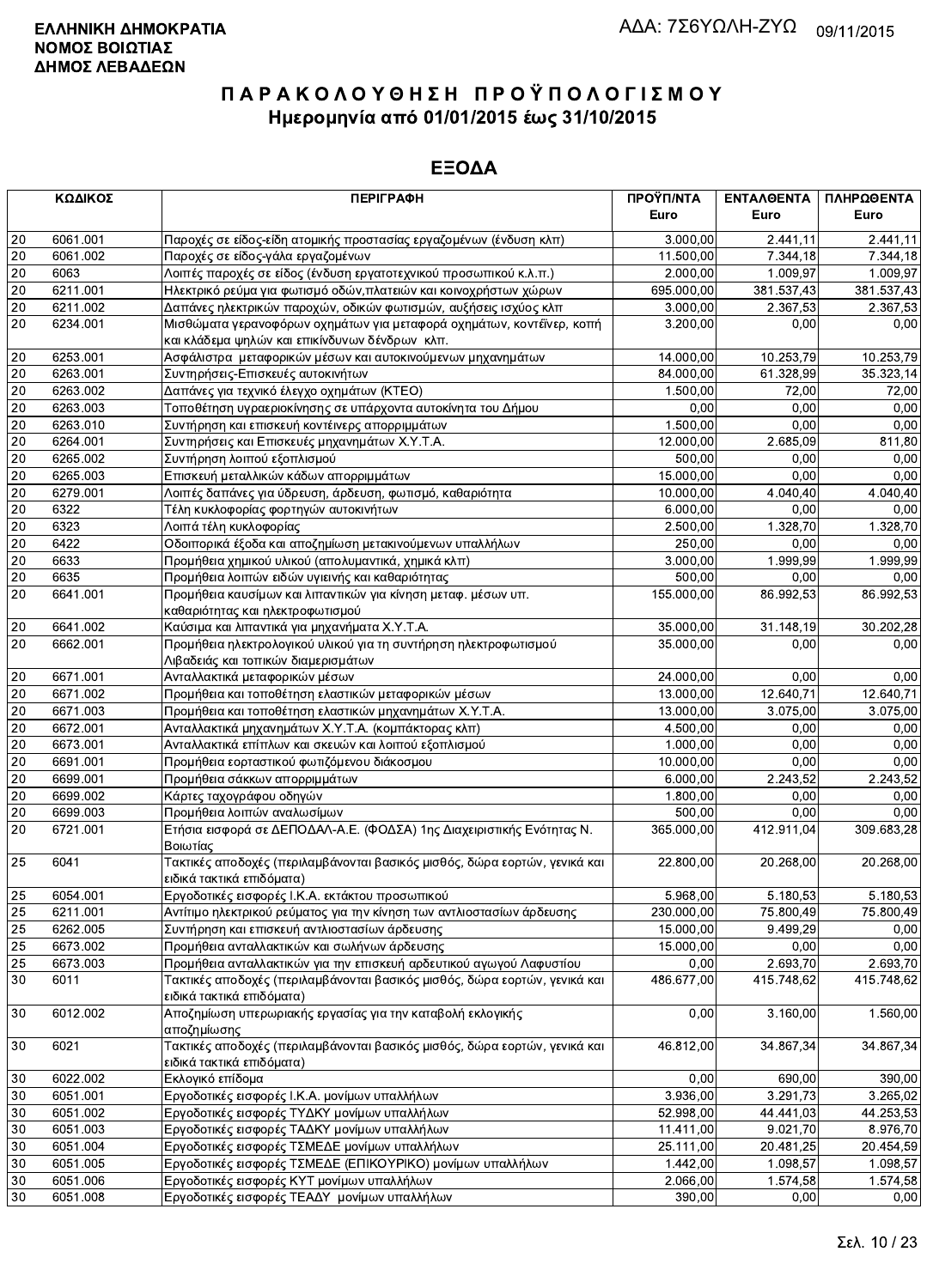**ΕΛΛΗΝΙΚΗ ΔΗΜΟΚΡΑΤΙΑ**
**ΝΟΜΟΣ ΒΟΙΩΤΙΑΣ**
**ΔΗΜΟΣ ΛΕΒΑΔΕΩΝ**

ΑΔΑ: 7Σ6ΥΩΛΗ-ΖΥΩ 09/11/2015

# ΠΑΡΑΚΟΛΟΥΘΗΣΗ ΠΡΟΫΠΟΛΟΓΙΣΜΟΥ
## Ημερομηνία από 01/01/2015 έως 31/10/2015

## ΕΞΟΔΑ

| ΚΩΔΙΚΟΣ | | ΠΕΡΙΓΡΑΦΗ | ΠΡΟΫΠ/ΝΤΑ Euro | ΕΝΤΑΛΘΕΝΤΑ Euro | ΠΛΗΡΩΘΕΝΤΑ Euro |
|---|---|---|---|---|---|
| 20 | 6061.001 | Παροχές σε είδος-είδη ατομικής προστασίας εργαζομένων (ένδυση κλπ) | 3.000,00 | 2.441,11 | 2.441,11 |
| 20 | 6061.002 | Παροχές σε είδος-γάλα εργαζομένων | 11.500,00 | 7.344,18 | 7.344,18 |
| 20 | 6063 | Λοιπές παροχές σε είδος (ένδυση εργατοτεχνικού προσωπικού κ.λ.π.) | 2.000,00 | 1.009,97 | 1.009,97 |
| 20 | 6211.001 | Ηλεκτρικό ρεύμα για φωτισμό οδών,πλατειών και κοινοχρήστων χώρων | 695.000,00 | 381.537,43 | 381.537,43 |
| 20 | 6211.002 | Δαπάνες ηλεκτρικών παροχών, οδικών φωτισμών, αυξήσεις ισχύος κλπ | 3.000,00 | 2.367,53 | 2.367,53 |
| 20 | 6234.001 | Μισθώματα γερανοφόρων οχημάτων για μεταφορά οχημάτων, κοντέινερ, κοπή και κλάδεμα ψηλών και επικίνδυνων δένδρων κλπ. | 3.200,00 | 0,00 | 0,00 |
| 20 | 6253.001 | Ασφάλιστρα μεταφορικών μέσων και αυτοκινούμενων μηχανημάτων | 14.000,00 | 10.253,79 | 10.253,79 |
| 20 | 6263.001 | Συντηρήσεις-Επισκευές αυτοκινήτων | 84.000,00 | 61.328,99 | 35.323,14 |
| 20 | 6263.002 | Δαπάνες για τεχνικό έλεγχο οχημάτων (ΚΤΕΟ) | 1.500,00 | 72,00 | 72,00 |
| 20 | 6263.003 | Τοποθέτηση υγραεριοκίνησης σε υπάρχοντα αυτοκίνητα του Δήμου | 0,00 | 0,00 | 0,00 |
| 20 | 6263.010 | Συντήρηση και επισκευή κοντέινερς απορριμμάτων | 1.500,00 | 0,00 | 0,00 |
| 20 | 6264.001 | Συντηρήσεις και Επισκευές μηχανημάτων Χ.Υ.Τ.Α. | 12.000,00 | 2.685,09 | 811,80 |
| 20 | 6265.002 | Συντήρηση λοιπού εξοπλισμού | 500,00 | 0,00 | 0,00 |
| 20 | 6265.003 | Επισκευή μεταλλικών κάδων απορριμμάτων | 15.000,00 | 0,00 | 0,00 |
| 20 | 6279.001 | Λοιπές δαπάνες για ύδρευση, άρδευση, φωτισμό, καθαριότητα | 10.000,00 | 4.040,40 | 4.040,40 |
| 20 | 6322 | Τέλη κυκλοφορίας φορτηγών αυτοκινήτων | 6.000,00 | 0,00 | 0,00 |
| 20 | 6323 | Λοιπά τέλη κυκλοφορίας | 2.500,00 | 1.328,70 | 1.328,70 |
| 20 | 6422 | Οδοιπορικά έξοδα και αποζημίωση μετακινούμενων υπαλλήλων | 250,00 | 0,00 | 0,00 |
| 20 | 6633 | Προμήθεια χημικού υλικού (απολυμαντικά, χημικά κλπ) | 3.000,00 | 1.999,99 | 1.999,99 |
| 20 | 6635 | Προμήθεια λοιπών ειδών υγιεινής και καθαριότητας | 500,00 | 0,00 | 0,00 |
| 20 | 6641.001 | Προμήθεια καυσίμων και λιπαντικών για κίνηση μεταφ. μέσων υπ. καθαριότητας και ηλεκτροφωτισμού | 155.000,00 | 86.992,53 | 86.992,53 |
| 20 | 6641.002 | Καύσιμα και λιπαντικά για μηχανήματα Χ.Υ.Τ.Α. | 35.000,00 | 31.148,19 | 30.202,28 |
| 20 | 6662.001 | Προμήθεια ηλεκτρολογικού υλικού για τη συντήρηση ηλεκτροφωτισμού Λιβαδειάς και τοπικών διαμερισμάτων | 35.000,00 | 0,00 | 0,00 |
| 20 | 6671.001 | Ανταλλακτικά μεταφορικών μέσων | 24.000,00 | 0,00 | 0,00 |
| 20 | 6671.002 | Προμήθεια και τοποθέτηση ελαστικών μεταφορικών μέσων | 13.000,00 | 12.640,71 | 12.640,71 |
| 20 | 6671.003 | Προμήθεια και τοποθέτηση ελαστικών μηχανημάτων Χ.Υ.Τ.Α. | 13.000,00 | 3.075,00 | 3.075,00 |
| 20 | 6672.001 | Ανταλλακτικά μηχανημάτων Χ.Υ.Τ.Α. (κομπάκτορας κλπ) | 4.500,00 | 0,00 | 0,00 |
| 20 | 6673.001 | Ανταλλακτικά επίπλων και σκευών και λοιπού εξοπλισμού | 1.000,00 | 0,00 | 0,00 |
| 20 | 6691.001 | Προμήθεια εορταστικού φωτιζόμενου διάκοσμου | 10.000,00 | 0,00 | 0,00 |
| 20 | 6699.001 | Προμήθεια σάκκων απορριμμάτων | 6.000,00 | 2.243,52 | 2.243,52 |
| 20 | 6699.002 | Κάρτες ταχογράφου οδηγών | 1.800,00 | 0,00 | 0,00 |
| 20 | 6699.003 | Προμήθεια λοιπών αναλωσίμων | 500,00 | 0,00 | 0,00 |
| 20 | 6721.001 | Ετήσια εισφορά σε ΔΕΠΟΔΑΛ-Α.Ε. (ΦΟΔΣΑ) 1ης Διαχειριστικής Ενότητας Ν. Βοιωτίας | 365.000,00 | 412.911,04 | 309.683,28 |
| 25 | 6041 | Τακτικές αποδοχές (περιλαμβάνονται βασικός μισθός, δώρα εορτών, γενικά και ειδικά τακτικά επιδόματα) | 22.800,00 | 20.268,00 | 20.268,00 |
| 25 | 6054.001 | Εργοδοτικές εισφορές Ι.Κ.Α. εκτάκτου προσωπικού | 5.968,00 | 5.180,53 | 5.180,53 |
| 25 | 6211.001 | Αντίτιμο ηλεκτρικού ρεύματος για την κίνηση των αντλιοστασίων άρδευσης | 230.000,00 | 75.800,49 | 75.800,49 |
| 25 | 6262.005 | Συντήρηση και επισκευή αντλιοστασίων άρδευσης | 15.000,00 | 9.499,29 | 0,00 |
| 25 | 6673.002 | Προμήθεια ανταλλακτικών και σωλήνων άρδευσης | 15.000,00 | 0,00 | 0,00 |
| 25 | 6673.003 | Προμήθεια ανταλλακτικών για την επισκευή αρδευτικού αγωγού Λαφυστίου | 0,00 | 2.693,70 | 2.693,70 |
| 30 | 6011 | Τακτικές αποδοχές (περιλαμβάνονται βασικός μισθός, δώρα εορτών, γενικά και ειδικά τακτικά επιδόματα) | 486.677,00 | 415.748,62 | 415.748,62 |
| 30 | 6012.002 | Αποζημίωση υπερωριακής εργασίας για την καταβολή εκλογικής αποζημίωσης | 0,00 | 3.160,00 | 1.560,00 |
| 30 | 6021 | Τακτικές αποδοχές (περιλαμβάνονται βασικός μισθός, δώρα εορτών, γενικά και ειδικά τακτικά επιδόματα) | 46.812,00 | 34.867,34 | 34.867,34 |
| 30 | 6022.002 | Εκλογικό επίδομα | 0,00 | 690,00 | 390,00 |
| 30 | 6051.001 | Εργοδοτικές εισφορές Ι.Κ.Α. μονίμων υπαλλήλων | 3.936,00 | 3.291,73 | 3.265,02 |
| 30 | 6051.002 | Εργοδοτικές εισφορές ΤΥΔΚΥ μονίμων υπαλλήλων | 52.998,00 | 44.441,03 | 44.253,53 |
| 30 | 6051.003 | Εργοδοτικές εισφορές ΤΑΔΚΥ μονίμων υπαλλήλων | 11.411,00 | 9.021,70 | 8.976,70 |
| 30 | 6051.004 | Εργοδοτικές εισφορές ΤΣΜΕΔΕ μονίμων υπαλλήλων | 25.111,00 | 20.481,25 | 20.454,59 |
| 30 | 6051.005 | Εργοδοτικές εισφορές ΤΣΜΕΔΕ (ΕΠΙΚΟΥΡΙΚΟ) μονίμων υπαλλήλων | 1.442,00 | 1.098,57 | 1.098,57 |
| 30 | 6051.006 | Εργοδοτικές εισφορές ΚΥΤ μονίμων υπαλλήλων | 2.066,00 | 1.574,58 | 1.574,58 |
| 30 | 6051.008 | Εργοδοτικές εισφορές ΤΕΑΔΥ μονίμων υπαλλήλων | 390,00 | 0,00 | 0,00 |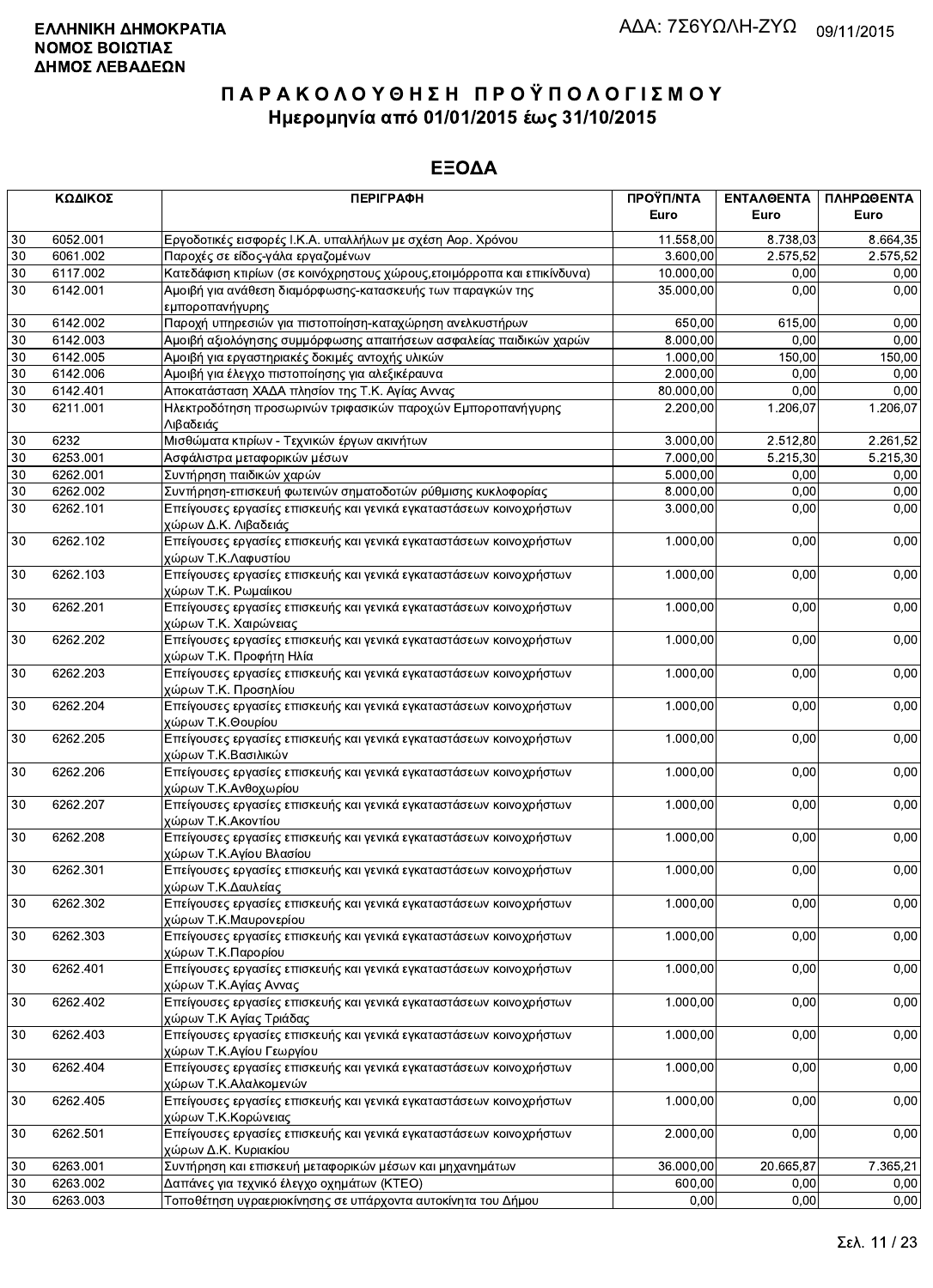**ΕΛΛΗΝΙΚΗ ΔΗΜΟΚΡΑΤΙΑ**
**ΝΟΜΟΣ ΒΟΙΩΤΙΑΣ**
**ΔΗΜΟΣ ΛΕΒΑΔΕΩΝ**

ΑΔΑ: 7Σ6ΥΩΛΗ-ΖΥΩ 09/11/2015

# ΠΑΡΑΚΟΛΟΥΘΗΣΗ ΠΡΟΫΠΟΛΟΓΙΣΜΟΥ
## Ημερομηνία από 01/01/2015 έως 31/10/2015

## ΕΞΟΔΑ

| ΚΩΔΙΚΟΣ | | ΠΕΡΙΓΡΑΦΗ | ΠΡΟΫΠ/ΝΤΑ Euro | ΕΝΤΑΛΘΕΝΤΑ Euro | ΠΛΗΡΩΘΕΝΤΑ Euro |
|---|---|---|---|---|---|
| 30 | 6052.001 | Εργοδοτικές εισφορές Ι.Κ.Α. υπαλλήλων με σχέση Αορ. Χρόνου | 11.558,00 | 8.738,03 | 8.664,35 |
| 30 | 6061.002 | Παροχές σε είδος-γάλα εργαζομένων | 3.600,00 | 2.575,52 | 2.575,52 |
| 30 | 6117.002 | Κατεδάφιση κτιρίων (σε κοινόχρηστους χώρους,ετοιμόρροπα και επικίνδυνα) | 10.000,00 | 0,00 | 0,00 |
| 30 | 6142.001 | Αμοιβή για ανάθεση διαμόρφωσης-κατασκευής των παραγκών της εμποροπανήγυρης | 35.000,00 | 0,00 | 0,00 |
| 30 | 6142.002 | Παροχή υπηρεσιών για πιστοποίηση-καταχώρηση ανελκυστήρων | 650,00 | 615,00 | 0,00 |
| 30 | 6142.003 | Αμοιβή αξιολόγησης συμμόρφωσης απαιτήσεων ασφαλείας παιδικών χαρών | 8.000,00 | 0,00 | 0,00 |
| 30 | 6142.005 | Αμοιβή για εργαστηριακές δοκιμές αντοχής υλικών | 1.000,00 | 150,00 | 150,00 |
| 30 | 6142.006 | Αμοιβή για έλεγχο πιστοποίησης για αλεξικέραυνα | 2.000,00 | 0,00 | 0,00 |
| 30 | 6142.401 | Αποκατάσταση ΧΑΔΑ πλησίον της Τ.Κ. Αγίας Αννας | 80.000,00 | 0,00 | 0,00 |
| 30 | 6211.001 | Ηλεκτροδότηση προσωρινών τριφασικών παροχών Εμποροπανήγυρης Λιβαδειάς | 2.200,00 | 1.206,07 | 1.206,07 |
| 30 | 6232 | Μισθώματα κτιρίων - Τεχνικών έργων ακινήτων | 3.000,00 | 2.512,80 | 2.261,52 |
| 30 | 6253.001 | Ασφάλιστρα μεταφορικών μέσων | 7.000,00 | 5.215,30 | 5.215,30 |
| 30 | 6262.001 | Συντήρηση παιδικών χαρών | 5.000,00 | 0,00 | 0,00 |
| 30 | 6262.002 | Συντήρηση-επισκευή φωτεινών σηματοδοτών ρύθμισης κυκλοφορίας | 8.000,00 | 0,00 | 0,00 |
| 30 | 6262.101 | Επείγουσες εργασίες επισκευής και γενικά εγκαταστάσεων κοινοχρήστων χώρων Δ.Κ. Λιβαδειάς | 3.000,00 | 0,00 | 0,00 |
| 30 | 6262.102 | Επείγουσες εργασίες επισκευής και γενικά εγκαταστάσεων κοινοχρήστων χώρων Τ.Κ.Λαφυστίου | 1.000,00 | 0,00 | 0,00 |
| 30 | 6262.103 | Επείγουσες εργασίες επισκευής και γενικά εγκαταστάσεων κοινοχρήστων χώρων Τ.Κ. Ρωμαίικου | 1.000,00 | 0,00 | 0,00 |
| 30 | 6262.201 | Επείγουσες εργασίες επισκευής και γενικά εγκαταστάσεων κοινοχρήστων χώρων Τ.Κ. Χαιρώνειας | 1.000,00 | 0,00 | 0,00 |
| 30 | 6262.202 | Επείγουσες εργασίες επισκευής και γενικά εγκαταστάσεων κοινοχρήστων χώρων Τ.Κ. Προφήτη Ηλία | 1.000,00 | 0,00 | 0,00 |
| 30 | 6262.203 | Επείγουσες εργασίες επισκευής και γενικά εγκαταστάσεων κοινοχρήστων χώρων Τ.Κ. Προσηλίου | 1.000,00 | 0,00 | 0,00 |
| 30 | 6262.204 | Επείγουσες εργασίες επισκευής και γενικά εγκαταστάσεων κοινοχρήστων χώρων Τ.Κ.Θουρίου | 1.000,00 | 0,00 | 0,00 |
| 30 | 6262.205 | Επείγουσες εργασίες επισκευής και γενικά εγκαταστάσεων κοινοχρήστων χώρων Τ.Κ.Βασιλικών | 1.000,00 | 0,00 | 0,00 |
| 30 | 6262.206 | Επείγουσες εργασίες επισκευής και γενικά εγκαταστάσεων κοινοχρήστων χώρων Τ.Κ.Ανθοχωρίου | 1.000,00 | 0,00 | 0,00 |
| 30 | 6262.207 | Επείγουσες εργασίες επισκευής και γενικά εγκαταστάσεων κοινοχρήστων χώρων Τ.Κ.Ακοντίου | 1.000,00 | 0,00 | 0,00 |
| 30 | 6262.208 | Επείγουσες εργασίες επισκευής και γενικά εγκαταστάσεων κοινοχρήστων χώρων Τ.Κ.Αγίου Βλασίου | 1.000,00 | 0,00 | 0,00 |
| 30 | 6262.301 | Επείγουσες εργασίες επισκευής και γενικά εγκαταστάσεων κοινοχρήστων χώρων Τ.Κ.Δαυλείας | 1.000,00 | 0,00 | 0,00 |
| 30 | 6262.302 | Επείγουσες εργασίες επισκευής και γενικά εγκαταστάσεων κοινοχρήστων χώρων Τ.Κ.Μαυρονερίου | 1.000,00 | 0,00 | 0,00 |
| 30 | 6262.303 | Επείγουσες εργασίες επισκευής και γενικά εγκαταστάσεων κοινοχρήστων χώρων Τ.Κ.Παρορίου | 1.000,00 | 0,00 | 0,00 |
| 30 | 6262.401 | Επείγουσες εργασίες επισκευής και γενικά εγκαταστάσεων κοινοχρήστων χώρων Τ.Κ.Αγίας Αννας | 1.000,00 | 0,00 | 0,00 |
| 30 | 6262.402 | Επείγουσες εργασίες επισκευής και γενικά εγκαταστάσεων κοινοχρήστων χώρων Τ.Κ Αγίας Τριάδας | 1.000,00 | 0,00 | 0,00 |
| 30 | 6262.403 | Επείγουσες εργασίες επισκευής και γενικά εγκαταστάσεων κοινοχρήστων χώρων Τ.Κ.Αγίου Γεωργίου | 1.000,00 | 0,00 | 0,00 |
| 30 | 6262.404 | Επείγουσες εργασίες επισκευής και γενικά εγκαταστάσεων κοινοχρήστων χώρων Τ.Κ.Αλαλκομενών | 1.000,00 | 0,00 | 0,00 |
| 30 | 6262.405 | Επείγουσες εργασίες επισκευής και γενικά εγκαταστάσεων κοινοχρήστων χώρων Τ.Κ.Κορώνειας | 1.000,00 | 0,00 | 0,00 |
| 30 | 6262.501 | Επείγουσες εργασίες επισκευής και γενικά εγκαταστάσεων κοινοχρήστων χώρων Δ.Κ. Κυριακίου | 2.000,00 | 0,00 | 0,00 |
| 30 | 6263.001 | Συντήρηση και επισκευή μεταφορικών μέσων και μηχανημάτων | 36.000,00 | 20.665,87 | 7.365,21 |
| 30 | 6263.002 | Δαπάνες για τεχνικό έλεγχο οχημάτων (ΚΤΕΟ) | 600,00 | 0,00 | 0,00 |
| 30 | 6263.003 | Τοποθέτηση υγραεριοκίνησης σε υπάρχοντα αυτοκίνητα του Δήμου | 0,00 | 0,00 | 0,00 |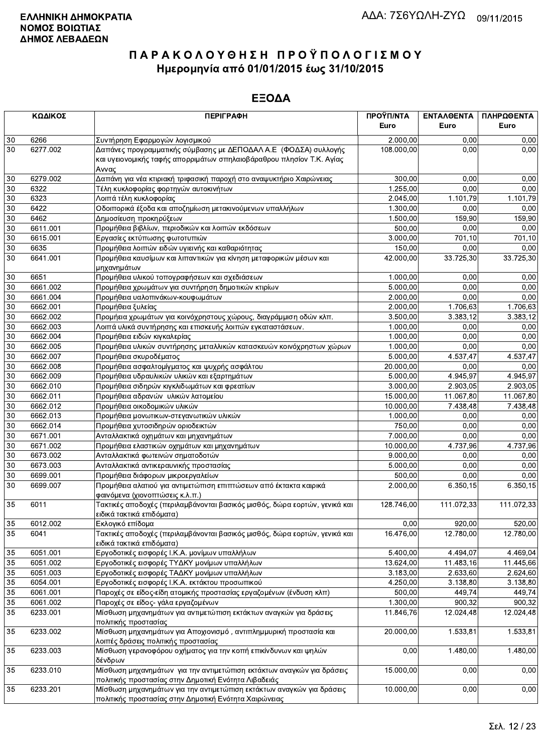**ΕΛΛΗΝΙΚΗ ΔΗΜΟΚΡΑΤΙΑ**
**ΝΟΜΟΣ ΒΟΙΩΤΙΑΣ**
**ΔΗΜΟΣ ΛΕΒΑΔΕΩΝ**

ΑΔΑ: 7Σ6ΥΩΛΗ-ΖΥΩ 09/11/2015

# ΠΑΡΑΚΟΛΟΥΘΗΣΗ ΠΡΟΫΠΟΛΟΓΙΣΜΟΥ

## Ημερομηνία από 01/01/2015 έως 31/10/2015

## ΕΞΟΔΑ

| ΚΩΔΙΚΟΣ | | ΠΕΡΙΓΡΑΦΗ | ΠΡΟΫΠ/ΝΤΑ Euro | ΕΝΤΑΛΘΕΝΤΑ Euro | ΠΛΗΡΩΘΕΝΤΑ Euro |
|---|---|---|---|---|---|
| 30 | 6266 | Συντήρηση Εφαρμογών λογισμικού | 2.000,00 | 0,00 | 0,00 |
| 30 | 6277.002 | Δαπάνες προγραμματικής σύμβασης με ΔΕΠΟΔΑΛ Α.Ε (ΦΟΔΣΑ) συλλογής και υγειονομικής ταφής απορριμάτων σπηλαιοβάραθρου πλησίον Τ.Κ. Αγίας Αννας | 108.000,00 | 0,00 | 0,00 |
| 30 | 6279.002 | Δαπάνη για νέα κτιριακή τριφασική παροχή στο αναψυκτήριο Χαιρώνειας | 300,00 | 0,00 | 0,00 |
| 30 | 6322 | Τέλη κυκλοφορίας φορτηγών αυτοκινήτων | 1.255,00 | 0,00 | 0,00 |
| 30 | 6323 | Λοιπά τέλη κυκλοφορίας | 2.045,00 | 1.101,79 | 1.101,79 |
| 30 | 6422 | Οδοιπορικά έξοδα και αποζημίωση μετακινούμενων υπαλλήλων | 1.300,00 | 0,00 | 0,00 |
| 30 | 6462 | Δημοσίευση προκηρύξεων | 1.500,00 | 159,90 | 159,90 |
| 30 | 6611.001 | Προμήθεια βιβλίων, περιοδικών και λοιπών εκδόσεων | 500,00 | 0,00 | 0,00 |
| 30 | 6615.001 | Εργασίες εκτύπωσης φωτοτυπιών | 3.000,00 | 701,10 | 701,10 |
| 30 | 6635 | Προμήθεια λοιπών ειδών υγιεινής και καθαριότητας | 150,00 | 0,00 | 0,00 |
| 30 | 6641.001 | Προμήθεια καυσίμων και λιπαντικών για κίνηση μεταφορικών μέσων και μηχανημάτων | 42.000,00 | 33.725,30 | 33.725,30 |
| 30 | 6651 | Προμήθεια υλικού τοπογραφήσεων και σχεδιάσεων | 1.000,00 | 0,00 | 0,00 |
| 30 | 6661.002 | Προμήθεια χρωμάτων για συντήρηση δημοτικών κτιρίων | 5.000,00 | 0,00 | 0,00 |
| 30 | 6661.004 | Προμήθεια υαλοπινάκων-κουφωμάτων | 2.000,00 | 0,00 | 0,00 |
| 30 | 6662.001 | Προμήθεια ξυλείας | 2.000,00 | 1.706,63 | 1.706,63 |
| 30 | 6662.002 | Προμήεια χρωμάτων για κοινόχρηστους χώρους, διαγράμμιση οδών κλπ. | 3.500,00 | 3.383,12 | 3.383,12 |
| 30 | 6662.003 | Λοιπά υλικά συντήρησης και επισκευής λοιπών εγκαταστάσεων. | 1.000,00 | 0,00 | 0,00 |
| 30 | 6662.004 | Προμήθεια ειδών κιγκαλερίας | 1.000,00 | 0,00 | 0,00 |
| 30 | 6662.005 | Προμήθεια υλικών συντήρησης μεταλλικών κατασκευών κοινόχρηστων χώρων | 1.000,00 | 0,00 | 0,00 |
| 30 | 6662.007 | Προμήθεια σκυροδέματος | 5.000,00 | 4.537,47 | 4.537,47 |
| 30 | 6662.008 | Προμήθεια ασφαλτομίγματος και ψυχρής ασφάλτου | 20.000,00 | 0,00 | 0,00 |
| 30 | 6662.009 | Προμήθεια υδραυλικών υλικών και εξαρτημάτων | 5.000,00 | 4.945,97 | 4.945,97 |
| 30 | 6662.010 | Προμήθεια σιδηρών κιγκλιδωμάτων και φρεατίων | 3.000,00 | 2.903,05 | 2.903,05 |
| 30 | 6662.011 | Προμήθεια αδρανών υλικών λατομείου | 15.000,00 | 11.067,80 | 11.067,80 |
| 30 | 6662.012 | Προμήθεια οικοδομικών υλικών | 10.000,00 | 7.438,48 | 7.438,48 |
| 30 | 6662.013 | Προμήθεια μονωτικων-στεγανωτικών υλικών | 1.000,00 | 0,00 | 0,00 |
| 30 | 6662.014 | Προμήθεια χυτοσιδηρών οριοδεικτών | 750,00 | 0,00 | 0,00 |
| 30 | 6671.001 | Ανταλλακτικά οχημάτων και μηχανημάτων | 7.000,00 | 0,00 | 0,00 |
| 30 | 6671.002 | Προμήθεια ελαστικών οχημάτων και μηχανημάτων | 10.000,00 | 4.737,96 | 4.737,96 |
| 30 | 6673.002 | Ανταλλακτικά φωτεινών σηματοδοτών | 9.000,00 | 0,00 | 0,00 |
| 30 | 6673.003 | Ανταλλακτικά αντικεραυνικής προστασίας | 5.000,00 | 0,00 | 0,00 |
| 30 | 6699.001 | Προμήθεια διάφορων μικροεργαλείων | 500,00 | 0,00 | 0,00 |
| 30 | 6699.007 | Προμήθεια αλατιού για αντιμετώπιση επιπτώσεων από έκτακτα καιρικά φαινόμενα (χιονοπτώσεις κ.λ.π.) | 2.000,00 | 6.350,15 | 6.350,15 |
| 35 | 6011 | Τακτικές αποδοχές (περιλαμβάνονται βασικός μισθός, δώρα εορτών, γενικά και ειδικά τακτικά επιδόματα) | 128.746,00 | 111.072,33 | 111.072,33 |
| 35 | 6012.002 | Εκλογικό επίδομα | 0,00 | 920,00 | 520,00 |
| 35 | 6041 | Τακτικές αποδοχές (περιλαμβάνονται βασικός μισθός, δώρα εορτών, γενικά και ειδικά τακτικά επιδόματα) | 16.476,00 | 12.780,00 | 12.780,00 |
| 35 | 6051.001 | Εργοδοτικές εισφορές Ι.Κ.Α. μονίμων υπαλλήλων | 5.400,00 | 4.494,07 | 4.469,04 |
| 35 | 6051.002 | Εργοδοτικές εισφορές ΤΥΔΚΥ μονίμων υπαλλήλων | 13.624,00 | 11.483,16 | 11.445,66 |
| 35 | 6051.003 | Εργοδοτικές εισφορές ΤΑΔΚΥ μονίμων υπαλλήλων | 3.183,00 | 2.633,60 | 2.624,60 |
| 35 | 6054.001 | Εργοδοτικές εισφορές Ι.Κ.Α. εκτάκτου προσωπικού | 4.250,00 | 3.138,80 | 3.138,80 |
| 35 | 6061.001 | Παροχές σε είδος-είδη ατομικής προστασίας εργαζομένων (ένδυση κλπ) | 500,00 | 449,74 | 449,74 |
| 35 | 6061.002 | Παροχές σε είδος- γάλα εργαζομένων | 1.300,00 | 900,32 | 900,32 |
| 35 | 6233.001 | Μίσθωση μηχανημάτων για αντιμετώπιση εκτάκτων αναγκών για δράσεις πολιτικής προστασίας | 11.846,76 | 12.024,48 | 12.024,48 |
| 35 | 6233.002 | Μίσθωση μηχανημάτων για Αποχιονισμό , αντιπλημμυρική προστασία και λοιπές δράσεις πολιτικής προστασίας | 20.000,00 | 1.533,81 | 1.533,81 |
| 35 | 6233.003 | Μίσθωση γερανοφόρου οχήματος για την κοπή επικίνδυνων και ψηλών δένδρων | 0,00 | 1.480,00 | 1.480,00 |
| 35 | 6233.010 | Μίσθωση μηχανημάτων για την αντιμετώπιση εκτάκτων αναγκών για δράσεις πολιτικής προστασίας στην Δημοτική Ενότητα Λιβαδειάς | 15.000,00 | 0,00 | 0,00 |
| 35 | 6233.201 | Μίσθωση μηχανημάτων για την αντιμετώπιση εκτάκτων αναγκών για δράσεις πολιτικής προστασίας στην Δημοτική Ενότητα Χαιρώνειας | 10.000,00 | 0,00 | 0,00 |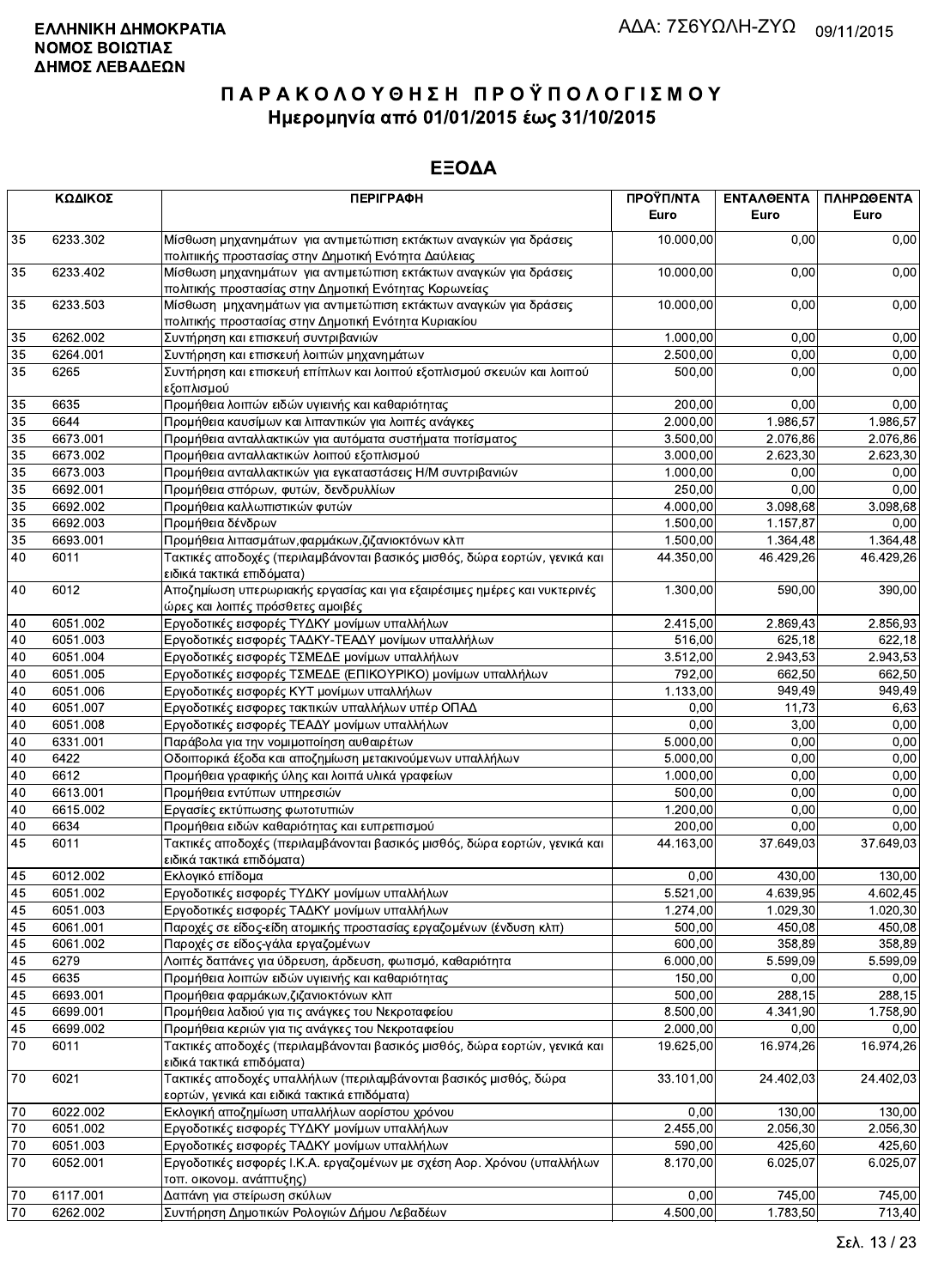**ΕΛΛΗΝΙΚΗ ΔΗΜΟΚΡΑΤΙΑ**
**ΝΟΜΟΣ ΒΟΙΩΤΙΑΣ**
**ΔΗΜΟΣ ΛΕΒΑΔΕΩΝ**

ΑΔΑ: 7Σ6ΥΩΛΗ-ΖΥΩ 09/11/2015

# ΠΑΡΑΚΟΛΟΥΘΗΣΗ ΠΡΟΫΠΟΛΟΓΙΣΜΟΥ

## Ημερομηνία από 01/01/2015 έως 31/10/2015

## ΕΞΟΔΑ

| ΚΩΔΙΚΟΣ | | ΠΕΡΙΓΡΑΦΗ | ΠΡΟΫΠ/ΝΤΑ Euro | ΕΝΤΑΛΘΕΝΤΑ Euro | ΠΛΗΡΩΘΕΝΤΑ Euro |
|---|---|---|---|---|---|
| 35 | 6233.302 | Μίσθωση μηχανημάτων για αντιμετώπιση εκτάκτων αναγκών για δράσεις πολιτιικής προστασίας στην Δημοτική Ενότητα Δαύλειας | 10.000,00 | 0,00 | 0,00 |
| 35 | 6233.402 | Μίσθωση μηχανημάτων για αντιμετώπιση εκτάκτων αναγκών για δράσεις πολιτικής προστασίας στην Δημοτική Ενότητας Κορωνείας | 10.000,00 | 0,00 | 0,00 |
| 35 | 6233.503 | Μίσθωση μηχανημάτων για αντιμετώπιση εκτάκτων αναγκών για δράσεις πολιτικής προστασίας στην Δημοτική Ενότητα Κυριακίου | 10.000,00 | 0,00 | 0,00 |
| 35 | 6262.002 | Συντήρηση και επισκευή συντριβανιών | 1.000,00 | 0,00 | 0,00 |
| 35 | 6264.001 | Συντήρηση και επισκευή λοιπών μηχανημάτων | 2.500,00 | 0,00 | 0,00 |
| 35 | 6265 | Συντήρηση και επισκευή επίπλων και λοιπού εξοπλισμού σκευών και λοιπού εξοπλισμού | 500,00 | 0,00 | 0,00 |
| 35 | 6635 | Προμήθεια λοιπών ειδών υγιεινής και καθαριότητας | 200,00 | 0,00 | 0,00 |
| 35 | 6644 | Προμήθεια καυσίμων και λιπαντικών για λοιπές ανάγκες | 2.000,00 | 1.986,57 | 1.986,57 |
| 35 | 6673.001 | Προμήθεια ανταλλακτικών για αυτόματα συστήματα ποτίσματος | 3.500,00 | 2.076,86 | 2.076,86 |
| 35 | 6673.002 | Προμήθεια ανταλλακτικών λοιπού εξοπλισμού | 3.000,00 | 2.623,30 | 2.623,30 |
| 35 | 6673.003 | Προμήθεια ανταλλακτικών για εγκαταστάσεις Η/Μ συντριβανιών | 1.000,00 | 0,00 | 0,00 |
| 35 | 6692.001 | Προμήθεια σπόρων, φυτών, δενδρυλλίων | 250,00 | 0,00 | 0,00 |
| 35 | 6692.002 | Προμήθεια καλλωπιστικών φυτών | 4.000,00 | 3.098,68 | 3.098,68 |
| 35 | 6692.003 | Προμήθεια δένδρων | 1.500,00 | 1.157,87 | 0,00 |
| 35 | 6693.001 | Προμήθεια λιπασμάτων,φαρμάκων,ζιζανιοκτόνων κλπ | 1.500,00 | 1.364,48 | 1.364,48 |
| 40 | 6011 | Τακτικές αποδοχές (περιλαμβάνονται βασικός μισθός, δώρα εορτών, γενικά και ειδικά τακτικά επιδόματα) | 44.350,00 | 46.429,26 | 46.429,26 |
| 40 | 6012 | Αποζημίωση υπερωριακής εργασίας και για εξαιρέσιμες ημέρες και νυκτερινές ώρες και λοιπές πρόσθετες αμοιβές | 1.300,00 | 590,00 | 390,00 |
| 40 | 6051.002 | Εργοδοτικές εισφορές ΤΥΔΚΥ μονίμων υπαλλήλων | 2.415,00 | 2.869,43 | 2.856,93 |
| 40 | 6051.003 | Εργοδοτικές εισφορές ΤΑΔΚΥ-ΤΕΑΔΥ μονίμων υπαλλήλων | 516,00 | 625,18 | 622,18 |
| 40 | 6051.004 | Εργοδοτικές εισφορές ΤΣΜΕΔΕ μονίμων υπαλλήλων | 3.512,00 | 2.943,53 | 2.943,53 |
| 40 | 6051.005 | Εργοδοτικές εισφορές ΤΣΜΕΔΕ (ΕΠΙΚΟΥΡΙΚΟ) μονίμων υπαλλήλων | 792,00 | 662,50 | 662,50 |
| 40 | 6051.006 | Εργοδοτικές εισφορές ΚΥΤ μονίμων υπαλλήλων | 1.133,00 | 949,49 | 949,49 |
| 40 | 6051.007 | Εργοδοτικές εισφορες τακτικών υπαλλήλων υπέρ ΟΠΑΔ | 0,00 | 11,73 | 6,63 |
| 40 | 6051.008 | Εργοδοτικές εισφορές ΤΕΑΔΥ μονίμων υπαλλήλων | 0,00 | 3,00 | 0,00 |
| 40 | 6331.001 | Παράβολα για την νομιμοποίηση αυθαιρέτων | 5.000,00 | 0,00 | 0,00 |
| 40 | 6422 | Οδοιπορικά έξοδα και αποζημίωση μετακινούμενων υπαλλήλων | 5.000,00 | 0,00 | 0,00 |
| 40 | 6612 | Προμήθεια γραφικής ύλης και λοιπά υλικά γραφείων | 1.000,00 | 0,00 | 0,00 |
| 40 | 6613.001 | Προμήθεια εντύπων υπηρεσιών | 500,00 | 0,00 | 0,00 |
| 40 | 6615.002 | Εργασίες εκτύπωσης φωτοτυπιών | 1.200,00 | 0,00 | 0,00 |
| 40 | 6634 | Προμήθεια ειδών καθαριότητας και ευπρεπισμού | 200,00 | 0,00 | 0,00 |
| 45 | 6011 | Τακτικές αποδοχές (περιλαμβάνονται βασικός μισθός, δώρα εορτών, γενικά και ειδικά τακτικά επιδόματα) | 44.163,00 | 37.649,03 | 37.649,03 |
| 45 | 6012.002 | Εκλογικό επίδομα | 0,00 | 430,00 | 130,00 |
| 45 | 6051.002 | Εργοδοτικές εισφορές ΤΥΔΚΥ μονίμων υπαλλήλων | 5.521,00 | 4.639,95 | 4.602,45 |
| 45 | 6051.003 | Εργοδοτικές εισφορές ΤΑΔΚΥ μονίμων υπαλλήλων | 1.274,00 | 1.029,30 | 1.020,30 |
| 45 | 6061.001 | Παροχές σε είδος-είδη ατομικής προστασίας εργαζομένων (ένδυση κλπ) | 500,00 | 450,08 | 450,08 |
| 45 | 6061.002 | Παροχές σε είδος-γάλα εργαζομένων | 600,00 | 358,89 | 358,89 |
| 45 | 6279 | Λοιπές δαπάνες για ύδρευση, άρδευση, φωτισμό, καθαριότητα | 6.000,00 | 5.599,09 | 5.599,09 |
| 45 | 6635 | Προμήθεια λοιπών ειδών υγιεινής και καθαριότητας | 150,00 | 0,00 | 0,00 |
| 45 | 6693.001 | Προμήθεια φαρμάκων,ζιζανιοκτόνων κλπ | 500,00 | 288,15 | 288,15 |
| 45 | 6699.001 | Προμήθεια λαδιού για τις ανάγκες του Νεκροταφείου | 8.500,00 | 4.341,90 | 1.758,90 |
| 45 | 6699.002 | Προμήθεια κεριών για τις ανάγκες του Νεκροταφείου | 2.000,00 | 0,00 | 0,00 |
| 70 | 6011 | Τακτικές αποδοχές (περιλαμβάνονται βασικός μισθός, δώρα εορτών, γενικά και ειδικά τακτικά επιδόματα) | 19.625,00 | 16.974,26 | 16.974,26 |
| 70 | 6021 | Τακτικές αποδοχές υπαλλήλων (περιλαμβάνονται βασικός μισθός, δώρα εορτών, γενικά και ειδικά τακτικά επιδόματα) | 33.101,00 | 24.402,03 | 24.402,03 |
| 70 | 6022.002 | Εκλογική αποζημίωση υπαλλήλων αορίστου χρόνου | 0,00 | 130,00 | 130,00 |
| 70 | 6051.002 | Εργοδοτικές εισφορές ΤΥΔΚΥ μονίμων υπαλλήλων | 2.455,00 | 2.056,30 | 2.056,30 |
| 70 | 6051.003 | Εργοδοτικές εισφορές ΤΑΔΚΥ μονίμων υπαλλήλων | 590,00 | 425,60 | 425,60 |
| 70 | 6052.001 | Εργοδοτικές εισφορές Ι.Κ.Α. εργαζομένων με σχέση Αορ. Χρόνου (υπαλλήλων τοπ. οικονομ. ανάπτυξης) | 8.170,00 | 6.025,07 | 6.025,07 |
| 70 | 6117.001 | Δαπάνη για στείρωση σκύλων | 0,00 | 745,00 | 745,00 |
| 70 | 6262.002 | Συντήρηση Δημοτικών Ρολογιών Δήμου Λεβαδέων | 4.500,00 | 1.783,50 | 713,40 |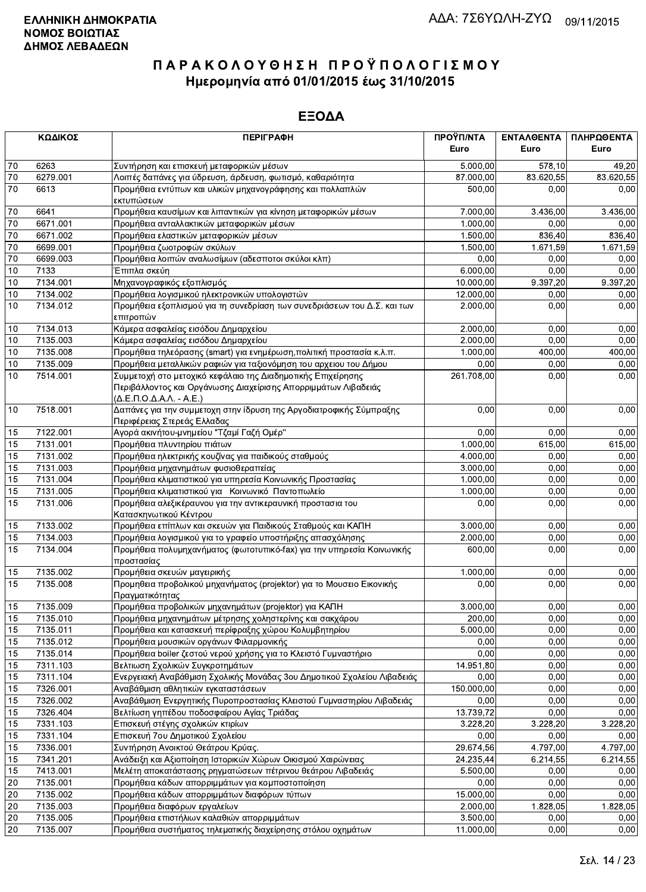**ΕΛΛΗΝΙΚΗ ΔΗΜΟΚΡΑΤΙΑ**
**ΝΟΜΟΣ ΒΟΙΩΤΙΑΣ**
**ΔΗΜΟΣ ΛΕΒΑΔΕΩΝ**

ΑΔΑ: 7Σ6ΥΩΛΗ-ΖΥΩ 09/11/2015

# ΠΑΡΑΚΟΛΟΥΘΗΣΗ ΠΡΟΫΠΟΛΟΓΙΣΜΟΥ
## Ημερομηνία από 01/01/2015 έως 31/10/2015

## ΕΞΟΔΑ

| ΚΩΔΙΚΟΣ | | ΠΕΡΙΓΡΑΦΗ | ΠΡΟΫΠ/ΝΤΑ Euro | ΕΝΤΑΛΘΕΝΤΑ Euro | ΠΛΗΡΩΘΕΝΤΑ Euro |
|---|---|---|---|---|---|
| 70 | 6263 | Συντήρηση και επισκευή μεταφορικών μέσων | 5.000,00 | 578,10 | 49,20 |
| 70 | 6279.001 | Λοιπές δαπάνες για ύδρευση, άρδευση, φωτισμό, καθαριότητα | 87.000,00 | 83.620,55 | 83.620,55 |
| 70 | 6613 | Προμήθεια εντύπων και υλικών μηχανογράφησης και πολλαπλών εκτυπώσεων | 500,00 | 0,00 | 0,00 |
| 70 | 6641 | Προμήθεια καυσίμων και λιπαντικών για κίνηση μεταφορικών μέσων | 7.000,00 | 3.436,00 | 3.436,00 |
| 70 | 6671.001 | Προμήθεια ανταλλακτικών μεταφορικών μέσων | 1.000,00 | 0,00 | 0,00 |
| 70 | 6671.002 | Προμήθεια ελαστικών μεταφορικών μέσων | 1.500,00 | 836,40 | 836,40 |
| 70 | 6699.001 | Προμήθεια ζωοτροφών σκύλων | 1.500,00 | 1.671,59 | 1.671,59 |
| 70 | 6699.003 | Προμήθεια λοιπών αναλωσίμων (αδεσποτοι σκύλοι κλπ) | 0,00 | 0,00 | 0,00 |
| 10 | 7133 | Έπιπλα σκεύη | 6.000,00 | 0,00 | 0,00 |
| 10 | 7134.001 | Μηχανογραφικός εξοπλισμός | 10.000,00 | 9.397,20 | 9.397,20 |
| 10 | 7134.002 | Προμήθεια λογισμικού ηλεκτρονικών υπολογιστών | 12.000,00 | 0,00 | 0,00 |
| 10 | 7134.012 | Προμήθεια εξοπλισμού για τη συνεδρίαση των συνεδριάσεων του Δ.Σ. και των επιτροπών | 2.000,00 | 0,00 | 0,00 |
| 10 | 7134.013 | Κάμερα ασφαλείας εισόδου Δημαρχείου | 2.000,00 | 0,00 | 0,00 |
| 10 | 7135.003 | Κάμερα ασφαλείας εισόδου Δημαρχείου | 2.000,00 | 0,00 | 0,00 |
| 10 | 7135.008 | Προμήθεια τηλεόρασης (smart) για ενημέρωση,πολιτική προστασία κ.λ.π. | 1.000,00 | 400,00 | 400,00 |
| 10 | 7135.009 | Προμήθεια μεταλλικών ραφιών για ταξιονόμηση του αρχειου του Δήμου | 0,00 | 0,00 | 0,00 |
| 10 | 7514.001 | Συμμετοχή στο μετοχικό κεφάλαιο της Διαδημοτικής Επιχείρησης Περιβάλλοντος και Οργάνωσης Διαχείρισης Απορριμμάτων Λιβαδειάς (Δ.Ε.Π.Ο.Δ.Α.Λ. - Α.Ε.) | 261.708,00 | 0,00 | 0,00 |
| 10 | 7518.001 | Δαπάνες για την συμμετοχη στην ίδρυση της Αργοδιατροφικής Σύμπραξης Περιφέρειας Στερεάς Ελλαδας | 0,00 | 0,00 | 0,00 |
| 15 | 7122.001 | Αγορά ακινήτου-μνημείου "Τζαμί Γαζή Ομέρ" | 0,00 | 0,00 | 0,00 |
| 15 | 7131.001 | Προμήθεια πλυντηρίου πιάτων | 1.000,00 | 615,00 | 615,00 |
| 15 | 7131.002 | Προμήθεια ηλεκτρικής κουζίνας για παιδικούς σταθμούς | 4.000,00 | 0,00 | 0,00 |
| 15 | 7131.003 | Προμήθεια μηχανημάτων φυσιοθεραπείας | 3.000,00 | 0,00 | 0,00 |
| 15 | 7131.004 | Προμήθεια κλιματιστικού για υπηρεσία Κοινωνικής Προστασίας | 1.000,00 | 0,00 | 0,00 |
| 15 | 7131.005 | Προμήθεια κλιματιστικού για Κοινωνικό Παντοπωλείο | 1.000,00 | 0,00 | 0,00 |
| 15 | 7131.006 | Προμήθεια αλεξικέραυνου για την αντικεραυνική προστασια του Κατασκηνωτικού Κέντρου | 0,00 | 0,00 | 0,00 |
| 15 | 7133.002 | Προμήθεια επίπλων και σκευών για Παιδικούς Σταθμούς και ΚΑΠΗ | 3.000,00 | 0,00 | 0,00 |
| 15 | 7134.003 | Προμήθεια λογισμικού για το γραφείο υποστήριξης απασχόλησης | 2.000,00 | 0,00 | 0,00 |
| 15 | 7134.004 | Προμήθεια πολυμηχανήματος (φωτοτυπικό-fax) για την υπηρεσία Κοινωνικής προστασίας | 600,00 | 0,00 | 0,00 |
| 15 | 7135.002 | Προμήθεια σκευών μαγειρικής | 1.000,00 | 0,00 | 0,00 |
| 15 | 7135.008 | Προμηθεια προβολικού μηχανήματος (projektor) για το Μουσειο Εικονικής Πραγματικότητας | 0,00 | 0,00 | 0,00 |
| 15 | 7135.009 | Προμήθεια προβολικών μηχανημάτων (projektor) για ΚΑΠΗ | 3.000,00 | 0,00 | 0,00 |
| 15 | 7135.010 | Προμήθεια μηχανημάτων μέτρησης χοληστερίνης και σακχάρου | 200,00 | 0,00 | 0,00 |
| 15 | 7135.011 | Προμήθεια και κατασκευή περίφραξης χώρου Κολυμβητηρίου | 5.000,00 | 0,00 | 0,00 |
| 15 | 7135.012 | Προμήθεια μουσικών οργάνων Φιλαρμονικής | 0,00 | 0,00 | 0,00 |
| 15 | 7135.014 | Προμήθεια boiler ζεστού νερού χρήσης για το Κλειστό Γυμναστήριο | 0,00 | 0,00 | 0,00 |
| 15 | 7311.103 | Βελτιωση Σχολικών Συγκροτημάτων | 14.951,80 | 0,00 | 0,00 |
| 15 | 7311.104 | Ενεργειακή Αναβάθμιση Σχολικής Μονάδας 3ου Δημοτικού Σχολείου Λιβαδειάς | 0,00 | 0,00 | 0,00 |
| 15 | 7326.001 | Αναβάθμιση αθλητικών εγκαταστάσεων | 150.000,00 | 0,00 | 0,00 |
| 15 | 7326.002 | Αναβάθμιση Ενεργητικής Πυροπροστασίας Κλειστού Γυμναστηρίου Λιβαδειάς | 0,00 | 0,00 | 0,00 |
| 15 | 7326.404 | Βελτίωση γηπέδου ποδοσφαίρου Αγίας Τριάδας | 13.739,72 | 0,00 | 0,00 |
| 15 | 7331.103 | Επισκευή στέγης σχολικών κτιρίων | 3.228,20 | 3.228,20 | 3.228,20 |
| 15 | 7331.104 | Επισκευή 7ου Δημοτικού Σχολείου | 0,00 | 0,00 | 0,00 |
| 15 | 7336.001 | Συντήρηση Ανοικτού Θεάτρου Κρύας. | 29.674,56 | 4.797,00 | 4.797,00 |
| 15 | 7341.201 | Ανάδειξη και Αξιοποίηση Ιστορικών Χώρων Οικισμού Χαιρώνειας | 24.235,44 | 6.214,55 | 6.214,55 |
| 15 | 7413.001 | Μελέτη αποκατάστασης ρηγματώσεων πέτρινου θεάτρου Λιβαδειάς | 5.500,00 | 0,00 | 0,00 |
| 20 | 7135.001 | Προμήθεια κάδων απορριμμάτων για κομποστοποίηση | 0,00 | 0,00 | 0,00 |
| 20 | 7135.002 | Προμήθεια κάδων απορριμμάτων διαφόρων τύπων | 15.000,00 | 0,00 | 0,00 |
| 20 | 7135.003 | Προμήθεια διαφόρων εργαλείων | 2.000,00 | 1.828,05 | 1.828,05 |
| 20 | 7135.005 | Προμήθεια επιστήλιων καλαθιών απορριμμάτων | 3.500,00 | 0,00 | 0,00 |
| 20 | 7135.007 | Προμήθεια συστήματος τηλεματικής διαχείρησης στόλου οχημάτων | 11.000,00 | 0,00 | 0,00 |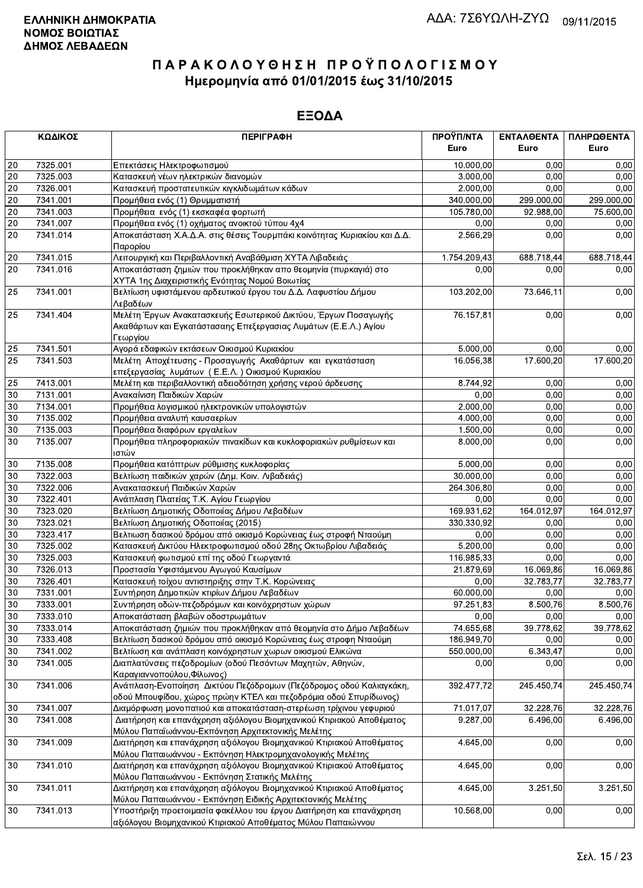**ΕΛΛΗΝΙΚΗ ΔΗΜΟΚΡΑΤΙΑ**
**ΝΟΜΟΣ ΒΟΙΩΤΙΑΣ**
**ΔΗΜΟΣ ΛΕΒΑΔΕΩΝ**

ΑΔΑ: 7Σ6ΥΩΛΗ-ΖΥΩ 09/11/2015

# ΠΑΡΑΚΟΛΟΥΘΗΣΗ ΠΡΟΫΠΟΛΟΓΙΣΜΟΥ
## Ημερομηνία από 01/01/2015 έως 31/10/2015

## ΕΞΟΔΑ

| ΚΩΔΙΚΟΣ | | ΠΕΡΙΓΡΑΦΗ | ΠΡΟΫΠ/ΝΤΑ Euro | ΕΝΤΑΛΘΕΝΤΑ Euro | ΠΛΗΡΩΘΕΝΤΑ Euro |
|---|---|---|---|---|---|
| 20 | 7325.001 | Επεκτάσεις Ηλεκτροφωτισμού | 10.000,00 | 0,00 | 0,00 |
| 20 | 7325.003 | Κατασκευή νέων ηλεκτρικών διανομών | 3.000,00 | 0,00 | 0,00 |
| 20 | 7326.001 | Κατασκευή προστατευτικών κιγκλιδωμάτων κάδων | 2.000,00 | 0,00 | 0,00 |
| 20 | 7341.001 | Προμήθεια ενός (1) Θρυμματιστή | 340.000,00 | 299.000,00 | 299.000,00 |
| 20 | 7341.003 | Προμήθεια ενός (1) εκσκαφέα φορτωτή | 105.780,00 | 92.988,00 | 75.600,00 |
| 20 | 7341.007 | Προμήθεια ενός (1) οχήματος ανοικτού τύπου 4x4 | 0,00 | 0,00 | 0,00 |
| 20 | 7341.014 | Αποκατάσταση Χ.Α.Δ.Α. στις θέσεις Τουρμπάκι κοινότητας Κυριακίου και Δ.Δ. Παρορίου | 2.566,29 | 0,00 | 0,00 |
| 20 | 7341.015 | Λειτουργική και Περιβαλλοντική Αναβάθμιση ΧΥΤΑ Λιβαδειάς | 1.754.209,43 | 688.718,44 | 688.718,44 |
| 20 | 7341.016 | Αποκατάσταση ζημιών που προκλήθηκαν απο θεομηνία (πυρκαγιά) στο ΧΥΤΑ 1ης Διαχειριστικής Ενότητας Νομού Βοιωτίας | 0,00 | 0,00 | 0,00 |
| 25 | 7341.001 | Βελτίωση υφιστάμενου αρδευτικού έργου του Δ.Δ. Λαφυστίου Δήμου Λεβαδέων | 103.202,00 | 73.646,11 | 0,00 |
| 25 | 7341.404 | Μελέτη Έργων Ανακατασκευής Εσωτερικού Δικτύου, Έργων Ποσαγωγής Ακαθάρτων και Εγκατάστασης Επεξεργασίας Λυμάτων (Ε.Ε.Λ.) Αγίου Γεωργίου | 76.157,81 | 0,00 | 0,00 |
| 25 | 7341.501 | Αγορά εδαφικών εκτάσεων Οικισμού Κυριακίου | 5.000,00 | 0,00 | 0,00 |
| 25 | 7341.503 | Μελέτη Αποχέτευσης - Προσαγωγής Ακαθάρτων και εγκατάσταση επεξεργασίας λυμάτων ( Ε.Ε.Λ. ) Οικισμού Κυριακίου | 16.056,38 | 17.600,20 | 17.600,20 |
| 25 | 7413.001 | Μελέτη και περιβαλλοντική αδειοδότηση χρήσης νερού άρδευσης | 8.744,92 | 0,00 | 0,00 |
| 30 | 7131.001 | Ανακαίνιση Παιδικών Χαρών | 0,00 | 0,00 | 0,00 |
| 30 | 7134.001 | Προμήθεια λογισμικού ηλεκτρονικών υπολογιστών | 2.000,00 | 0,00 | 0,00 |
| 30 | 7135.002 | Προμήθεια αναλυτή καυσαερίων | 4.000,00 | 0,00 | 0,00 |
| 30 | 7135.003 | Προμήθεια διαφόρων εργαλείων | 1.500,00 | 0,00 | 0,00 |
| 30 | 7135.007 | Προμήθεια πληροφοριακών πινακίδων και κυκλοφοριακών ρυθμίσεων και ιστών | 8.000,00 | 0,00 | 0,00 |
| 30 | 7135.008 | Προμήθεια κατόπτρων ρύθμισης κυκλοφορίας | 5.000,00 | 0,00 | 0,00 |
| 30 | 7322.003 | Βελτίωση παιδικών χαρών (Δημ. Κοιν. Λιβαδειάς) | 30.000,00 | 0,00 | 0,00 |
| 30 | 7322.006 | Ανακατασκευή Παιδικών Χαρών | 264.306,80 | 0,00 | 0,00 |
| 30 | 7322.401 | Ανάπλαση Πλατείας Τ.Κ. Αγίου Γεωργίου | 0,00 | 0,00 | 0,00 |
| 30 | 7323.020 | Βελτίωση Δημοτικής Οδοποιίας Δήμου Λεβαδέων | 169.931,62 | 164.012,97 | 164.012,97 |
| 30 | 7323.021 | Βελτίωση Δημοτικής Οδοποιίας (2015) | 330.330,92 | 0,00 | 0,00 |
| 30 | 7323.417 | Βελτιωση δασικού δρόμου από οικισμό Κορώνειας έως στροφή Νταούμη | 0,00 | 0,00 | 0,00 |
| 30 | 7325.002 | Κατασκευή Δικτύου Ηλεκτροφωτισμού οδού 28ης Οκτωβρίου Λιβαδειάς | 5.200,00 | 0,00 | 0,00 |
| 30 | 7325.003 | Κατασκευή φωτισμού επί της οδού Γεωργαντά | 116.985,33 | 0,00 | 0,00 |
| 30 | 7326.013 | Προστασία Υφιστάμενου Αγωγού Καυσίμων | 21.879,69 | 16.069,86 | 16.069,86 |
| 30 | 7326.401 | Κατασκευή τοίχου αντιστηριξης στην Τ.Κ. Κορώνειας | 0,00 | 32.783,77 | 32.783,77 |
| 30 | 7331.001 | Συντήρηση Δημοτικών κτιρίων Δήμου Λεβαδέων | 60.000,00 | 0,00 | 0,00 |
| 30 | 7333.001 | Συντήρηση οδών-πεζοδρόμων και κοινόχρηστων χώρων | 97.251,83 | 8.500,76 | 8.500,76 |
| 30 | 7333.010 | Αποκατάσταση βλαβών οδοστρωμάτων | 0,00 | 0,00 | 0,00 |
| 30 | 7333.014 | Αποκατάσταση ζημιών που προκλήθηκαν από θεομηνία στο Δήμο Λεβαδέων | 74.655,68 | 39.778,62 | 39.778,62 |
| 30 | 7333.408 | Βελτιωση δασικού δρόμου από οικισμό Κορώνειας έως στροφη Νταούμη | 186.949,70 | 0,00 | 0,00 |
| 30 | 7341.002 | Βελτίωση και ανάπλαση κοινόχρηστων χωρων οικισμού Ελικώνα | 550.000,00 | 6.343,47 | 0,00 |
| 30 | 7341.005 | Διαπλατύνσεις πεζοδρομίων (οδού Πεσόντων Μαχητών, Αθηνών, Καραγιαννοπούλου,Φίλωνος) | 0,00 | 0,00 | 0,00 |
| 30 | 7341.006 | Ανάπλαση-Ενοποίηση Δικτύου Πεζόδρομων (Πεζόδρομος οδού Καλιαγκάκη, οδού Μπουφίδου, χώρος πρώην ΚΤΕΛ και πεζοδρόμια οδού Σπυρίδωνος) | 392.477,72 | 245.450,74 | 245.450,74 |
| 30 | 7341.007 | Διαμόρφωση μονοπατιού και αποκατάσταση-στερέωση τρίχινου γεφυριού | 71.017,07 | 32.228,76 | 32.228,76 |
| 30 | 7341.008 | Διατήρηση και επανάχρηση αξιόλογου Βιομηχανικού Κτιριακού Αποθέματος Μύλου Παπαϊωάννου-Εκπόνηση Αρχιτεκτονικής Μελέτης | 9.287,00 | 6.496,00 | 6.496,00 |
| 30 | 7341.009 | Διατήρηση και επανάχρηση αξιόλογου Βιομηχανικού Κτιριακού Αποθέματος Μύλου Παπαιωάννου - Εκπόνηση Ηλεκτρομηχανολογικής Μελέτης | 4.645,00 | 0,00 | 0,00 |
| 30 | 7341.010 | Διατήρηση και επανάχρηση αξιόλογου Βιομηχανικού Κτιριακού Αποθέματος Μύλου Παπαιωάννου - Εκπόνηση Στατικής Μελέτης | 4.645,00 | 0,00 | 0,00 |
| 30 | 7341.011 | Διατήρηση και επανάχρηση αξιόλογου Βιομηχανικού Κτιριακού Αποθέματος Μύλου Παπαιωάννου - Εκπόνηση Ειδικής Αρχιτεκτονικής Μελέτης | 4.645,00 | 3.251,50 | 3.251,50 |
| 30 | 7341.013 | Υποστήριξη προετοιμασία φακέλλου του έργου Διατήρηση και επανάχρηση αξιόλογου Βιομηχανικού Κτιριακού Αποθέματος Μύλου Παπαιώννου | 10.568,00 | 0,00 | 0,00 |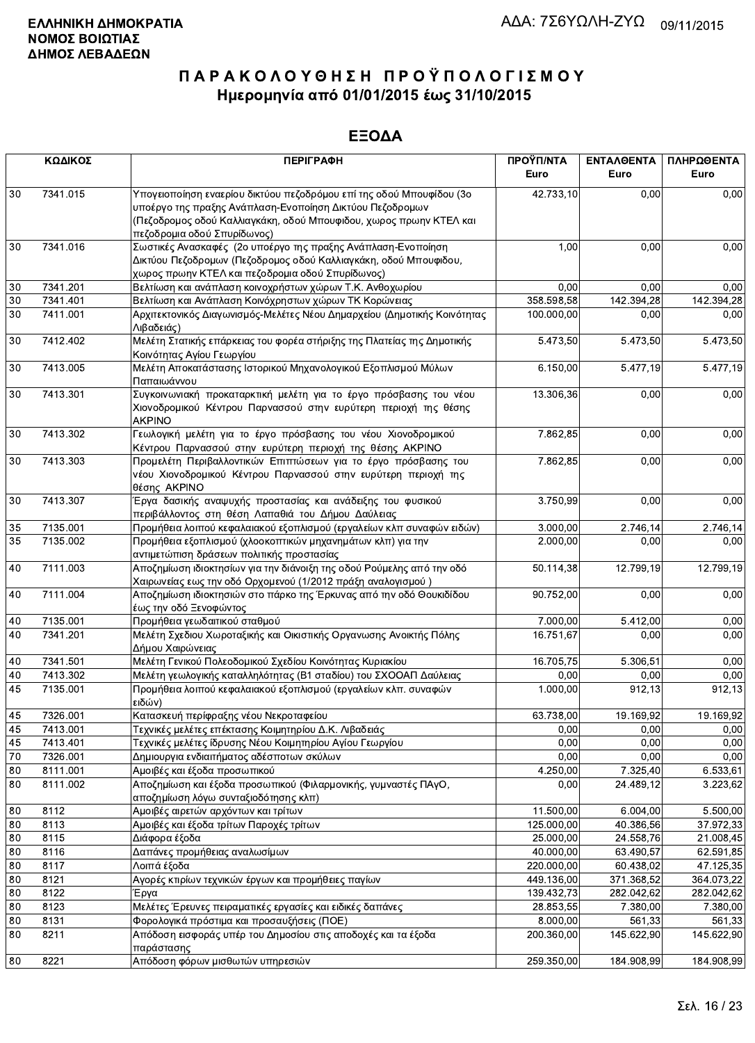**ΕΛΛΗΝΙΚΗ ΔΗΜΟΚΡΑΤΙΑ**
**ΝΟΜΟΣ ΒΟΙΩΤΙΑΣ**
**ΔΗΜΟΣ ΛΕΒΑΔΕΩΝ**

ΑΔΑ: 7Σ6ΥΩΛΗ-ΖΥΩ 09/11/2015

# Π Α Ρ Α Κ Ο Λ Ο Υ Θ Η Σ Η   Π Ρ Ο Ϋ Π Ο Λ Ο Γ Ι Σ Μ Ο Υ
## Ημερομηνία από 01/01/2015 έως 31/10/2015

## ΕΞΟΔΑ

| ΚΩΔΙΚΟΣ | | ΠΕΡΙΓΡΑΦΗ | ΠΡΟΫΠ/ΝΤΑ Euro | ΕΝΤΑΛΘΕΝΤΑ Euro | ΠΛΗΡΩΘΕΝΤΑ Euro |
|---|---|---|---|---|---|
| 30 | 7341.015 | Υπογειοποίηση εναερίου δικτύου πεζοδρόμου επί της οδού Μπουφίδου (3ο υποέργο της πραξης Ανάπλαση-Ενοποίηση Δικτύου Πεζοδρομων (Πεζοδρομος οδού Καλλιαγκάκη, οδού Μπουφιδου, χωρος πρωην ΚΤΕΛ και πεζοδρομια οδού Σπυρίδωνος) | 42.733,10 | 0,00 | 0,00 |
| 30 | 7341.016 | Σωστικές Ανασκαφές (2ο υποέργο της πραξης Ανάπλαση-Ενοποίηση Δικτύου Πεζοδρομων (Πεζοδρομος οδού Καλλιαγκάκη, οδού Μπουφιδου, χωρος πρωην ΚΤΕΛ και πεζοδρομια οδού Σπυρίδωνος) | 1,00 | 0,00 | 0,00 |
| 30 | 7341.201 | Βελτίωση και ανάπλαση κοινοχρήστων χώρων Τ.Κ. Ανθοχωρίου | 0,00 | 0,00 | 0,00 |
| 30 | 7341.401 | Βελτίωση και Ανάπλαση Κοινόχρηστων χώρων ΤΚ Κορώνειας | 358.598,58 | 142.394,28 | 142.394,28 |
| 30 | 7411.001 | Αρχιτεκτονικός Διαγωνισμός-Μελέτες Νέου Δημαρχείου (Δημοτικής Κοινότητας Λιβαδειάς) | 100.000,00 | 0,00 | 0,00 |
| 30 | 7412.402 | Μελέτη Στατικής επάρκειας του φορέα στήριξης της Πλατείας της Δημοτικής Κοινότητας Αγίου Γεωργίου | 5.473,50 | 5.473,50 | 5.473,50 |
| 30 | 7413.005 | Μελέτη Αποκατάστασης Ιστορικού Μηχανολογικού Εξοπλισμού Μύλων Παπαιωάννου | 6.150,00 | 5.477,19 | 5.477,19 |
| 30 | 7413.301 | Συγκοινωνιακή προκαταρκτική μελέτη για το έργο πρόσβασης του νέου Χιονοδρομικού Κέντρου Παρνασσού στην ευρύτερη περιοχή της θέσης ΑΚΡΙΝΟ | 13.306,36 | 0,00 | 0,00 |
| 30 | 7413.302 | Γεωλογική μελέτη για το έργο πρόσβασης του νέου Χιονοδρομικού Κέντρου Παρνασσού στην ευρύτερη περιοχή της θέσης ΑΚΡΙΝΟ | 7.862,85 | 0,00 | 0,00 |
| 30 | 7413.303 | Προμελέτη Περιβαλλοντικών Επιπτώσεων για το έργο πρόσβασης του νέου Χιονοδρομικού Κέντρου Παρνασσού στην ευρύτερη περιοχή της θέσης ΑΚΡΙΝΟ | 7.862,85 | 0,00 | 0,00 |
| 30 | 7413.307 | Έργα δασικής αναψυχής προστασίας και ανάδειξης του φυσικού περιβάλλοντος στη θέση Λαπαθιά του Δήμου Δαύλειας | 3.750,99 | 0,00 | 0,00 |
| 35 | 7135.001 | Προμήθεια λοιπού κεφαλαιακού εξοπλισμού (εργαλείων κλπ συναφών ειδών) | 3.000,00 | 2.746,14 | 2.746,14 |
| 35 | 7135.002 | Προμήθεια εξοπλισμού (χλοοκοπτικών μηχανημάτων κλπ) για την αντιμετώπιση δράσεων πολιτικής προστασίας | 2.000,00 | 0,00 | 0,00 |
| 40 | 7111.003 | Αποζημίωση ιδιοκτησίων για την διάνοιξη της οδού Ρούμελης από την οδό Χαιρωνείας εως την οδό Ορχομενού (1/2012 πράξη αναλογισμού ) | 50.114,38 | 12.799,19 | 12.799,19 |
| 40 | 7111.004 | Αποζημίωση ιδιοκτησιών στο πάρκο της Έρκυνας από την οδό Θουκιδίδου έως την οδό Ξενοφώντος | 90.752,00 | 0,00 | 0,00 |
| 40 | 7135.001 | Προμήθεια γεωδαιτικού σταθμού | 7.000,00 | 5.412,00 | 0,00 |
| 40 | 7341.201 | Μελέτη Σχεδίου Χωροταξικής και Οικιστικής Οργανωσης Ανοικτής Πόλης Δήμου Χαιρώνειας | 16.751,67 | 0,00 | 0,00 |
| 40 | 7341.501 | Μελέτη Γενικού Πολεοδομικού Σχεδίου Κοινότητας Κυριακίου | 16.705,75 | 5.306,51 | 0,00 |
| 40 | 7413.302 | Μελέτη γεωλογικής καταλληλότητας (Β1 σταδίου) του ΣΧΟΟΑΠ Δαύλειας | 0,00 | 0,00 | 0,00 |
| 45 | 7135.001 | Προμήθεια λοιπού κεφαλαιακού εξοπλισμού (εργαλείων κλπ. συναφών ειδών) | 1.000,00 | 912,13 | 912,13 |
| 45 | 7326.001 | Κατασκευή περίφραξης νέου Νεκροταφείου | 63.738,00 | 19.169,92 | 19.169,92 |
| 45 | 7413.001 | Τεχνικές μελέτες επέκτασης Κοιμητηρίου Δ.Κ. Λιβαδειάς | 0,00 | 0,00 | 0,00 |
| 45 | 7413.401 | Τεχνικές μελέτες ίδρυσης Νέου Κοιμητηρίου Αγίου Γεωργίου | 0,00 | 0,00 | 0,00 |
| 70 | 7326.001 | Δημιουργια ενδιαιτήματος αδέσποτων σκύλων | 0,00 | 0,00 | 0,00 |
| 80 | 8111.001 | Αμοιβές και έξοδα προσωπικού | 4.250,00 | 7.325,40 | 6.533,61 |
| 80 | 8111.002 | Αποζημίωση και έξοδα προσωπικού (Φιλαρμονικής, γυμναστές ΠΑγΟ, αποζημίωση λόγω συνταξιοδότησης κλπ) | 0,00 | 24.489,12 | 3.223,62 |
| 80 | 8112 | Αμοιβές αιρετών αρχόντων και τρίτων | 11.500,00 | 6.004,00 | 5.500,00 |
| 80 | 8113 | Αμοιβές και έξοδα τρίτων Παροχές τρίτων | 125.000,00 | 40.386,56 | 37.972,33 |
| 80 | 8115 | Διάφορα έξοδα | 25.000,00 | 24.558,76 | 21.008,45 |
| 80 | 8116 | Δαπάνες προμήθειας αναλωσίμων | 40.000,00 | 63.490,57 | 62.591,85 |
| 80 | 8117 | Λοιπά έξοδα | 220.000,00 | 60.438,02 | 47.125,35 |
| 80 | 8121 | Αγορές κτιρίων τεχνικών έργων και προμήθειες παγίων | 449.136,00 | 371.368,52 | 364.073,22 |
| 80 | 8122 | Έργα | 139.432,73 | 282.042,62 | 282.042,62 |
| 80 | 8123 | Μελέτες Έρευνες πειραματικές εργασίες και ειδικές δαπάνες | 28.853,55 | 7.380,00 | 7.380,00 |
| 80 | 8131 | Φορολογικά πρόστιμα και προσαυξήσεις (ΠΟΕ) | 8.000,00 | 561,33 | 561,33 |
| 80 | 8211 | Απόδοση εισφοράς υπέρ του Δημοσίου στις αποδοχές και τα έξοδα παράστασης | 200.360,00 | 145.622,90 | 145.622,90 |
| 80 | 8221 | Απόδοση φόρων μισθωτών υπηρεσιών | 259.350,00 | 184.908,99 | 184.908,99 |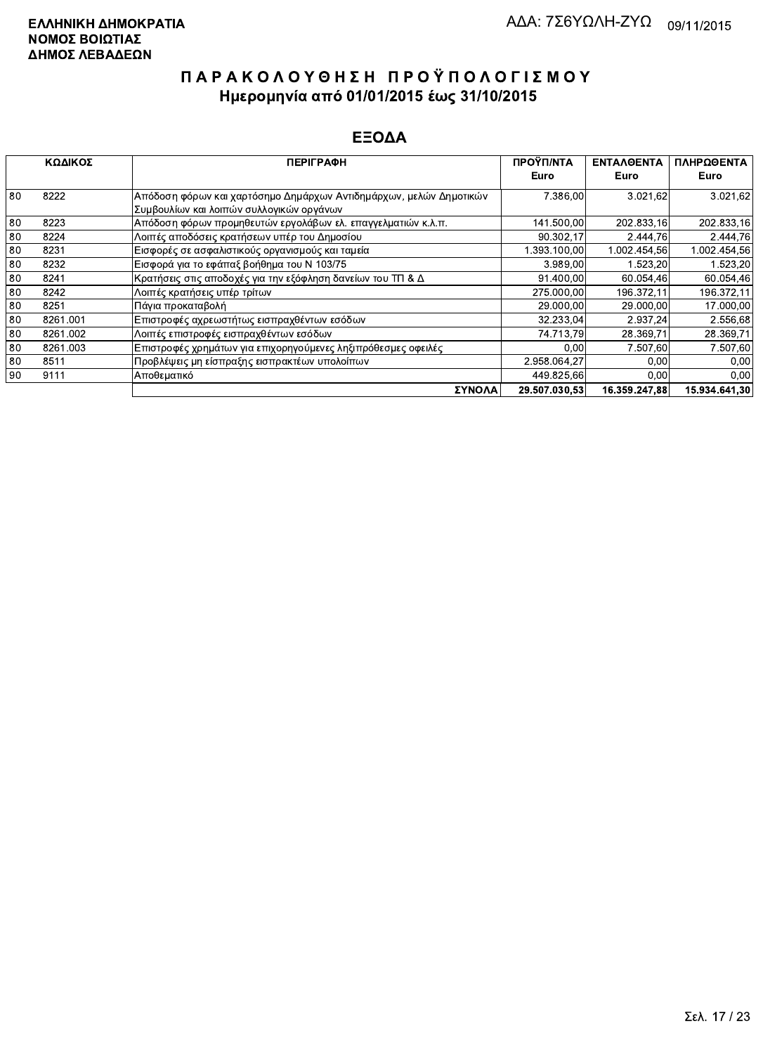ΕΛΛΗΝΙΚΗ ΔΗΜΟΚΡΑΤΙΑ
ΝΟΜΟΣ ΒΟΙΩΤΙΑΣ
ΔΗΜΟΣ ΛΕΒΑΔΕΩΝ

ΑΔΑ: 7Σ6ΥΩΛΗ-ΖΥΩ 09/11/2015

# ΠΑΡΑΚΟΛΟΥΘΗΣΗ ΠΡΟΫΠΟΛΟΓΙΣΜΟΥ
## Ημερομηνία από 01/01/2015 έως 31/10/2015

## ΕΞΟΔΑ

| ΚΩΔΙΚΟΣ | | ΠΕΡΙΓΡΑΦΗ | ΠΡΟΫΠ/ΝΤΑ Euro | ΕΝΤΑΛΘΕΝΤΑ Euro | ΠΛΗΡΩΘΕΝΤΑ Euro |
|---|---|---|---|---|---|
| 80 | 8222 | Απόδοση φόρων και χαρτόσημο Δημάρχων Αντιδημάρχων, μελών Δημοτικών Συμβουλίων και λοιπών συλλογικών οργάνων | 7.386,00 | 3.021,62 | 3.021,62 |
| 80 | 8223 | Απόδοση φόρων προμηθευτών εργολάβων ελ. επαγγελματιών κ.λ.π. | 141.500,00 | 202.833,16 | 202.833,16 |
| 80 | 8224 | Λοιπές αποδόσεις κρατήσεων υπέρ του Δημοσίου | 90.302,17 | 2.444,76 | 2.444,76 |
| 80 | 8231 | Εισφορές σε ασφαλιστικούς οργανισμούς και ταμεία | 1.393.100,00 | 1.002.454,56 | 1.002.454,56 |
| 80 | 8232 | Εισφορά για το εφάπαξ βοήθημα του Ν 103/75 | 3.989,00 | 1.523,20 | 1.523,20 |
| 80 | 8241 | Κρατήσεις στις αποδοχές για την εξόφληση δανείων του ΤΠ & Δ | 91.400,00 | 60.054,46 | 60.054,46 |
| 80 | 8242 | Λοιπές κρατήσεις υπέρ τρίτων | 275.000,00 | 196.372,11 | 196.372,11 |
| 80 | 8251 | Πάγια προκαταβολή | 29.000,00 | 29.000,00 | 17.000,00 |
| 80 | 8261.001 | Επιστροφές αχρεωστήτως εισπραχθέντων εσόδων | 32.233,04 | 2.937,24 | 2.556,68 |
| 80 | 8261.002 | Λοιπές επιστροφές εισπραχθέντων εσόδων | 74.713,79 | 28.369,71 | 28.369,71 |
| 80 | 8261.003 | Επιστροφές χρημάτων για επιχορηγούμενες ληξιπρόθεσμες οφειλές | 0,00 | 7.507,60 | 7.507,60 |
| 80 | 8511 | Προβλέψεις μη είσπραξης εισπρακτέων υπολοίπων | 2.958.064,27 | 0,00 | 0,00 |
| 90 | 9111 | Αποθεματικό | 449.825,66 | 0,00 | 0,00 |
| | | **ΣΥΝΟΛΑ** | **29.507.030,53** | **16.359.247,88** | **15.934.641,30** |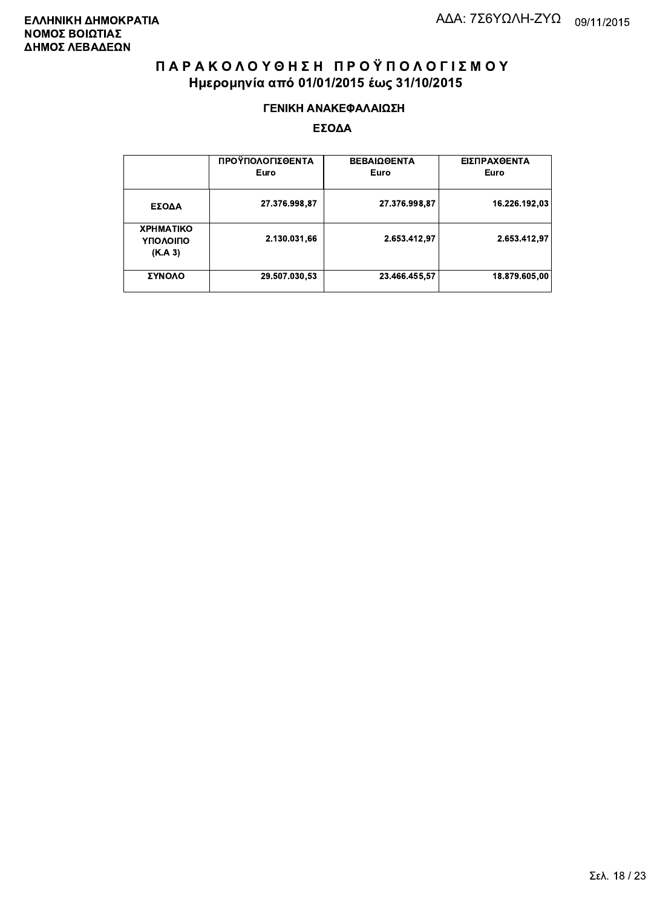ΕΛΛΗΝΙΚΗ ΔΗΜΟΚΡΑΤΙΑ
ΝΟΜΟΣ ΒΟΙΩΤΙΑΣ
ΔΗΜΟΣ ΛΕΒΑΔΕΩΝ

ΑΔΑ: 7Σ6ΥΩΛΗ-ΖΥΩ 09/11/2015

# Π Α Ρ Α Κ Ο Λ Ο Υ Θ Η Σ Η   Π Ρ Ο Ϋ Π Ο Λ Ο Γ Ι Σ Μ Ο Υ

## Ημερομηνία από 01/01/2015 έως 31/10/2015

### ΓΕΝΙΚΗ ΑΝΑΚΕΦΑΛΑΙΩΣΗ

### ΕΣΟΔΑ

| | ΠΡΟΫΠΟΛΟΓΙΣΘΕΝΤΑ Euro | ΒΕΒΑΙΩΘΕΝΤΑ Euro | ΕΙΣΠΡΑΧΘΕΝΤΑ Euro |
|---|---|---|---|
| ΕΣΟΔΑ | 27.376.998,87 | 27.376.998,87 | 16.226.192,03 |
| ΧΡΗΜΑΤΙΚΟ ΥΠΟΛΟΙΠΟ (Κ.Α 3) | 2.130.031,66 | 2.653.412,97 | 2.653.412,97 |
| ΣΥΝΟΛΟ | 29.507.030,53 | 23.466.455,57 | 18.879.605,00 |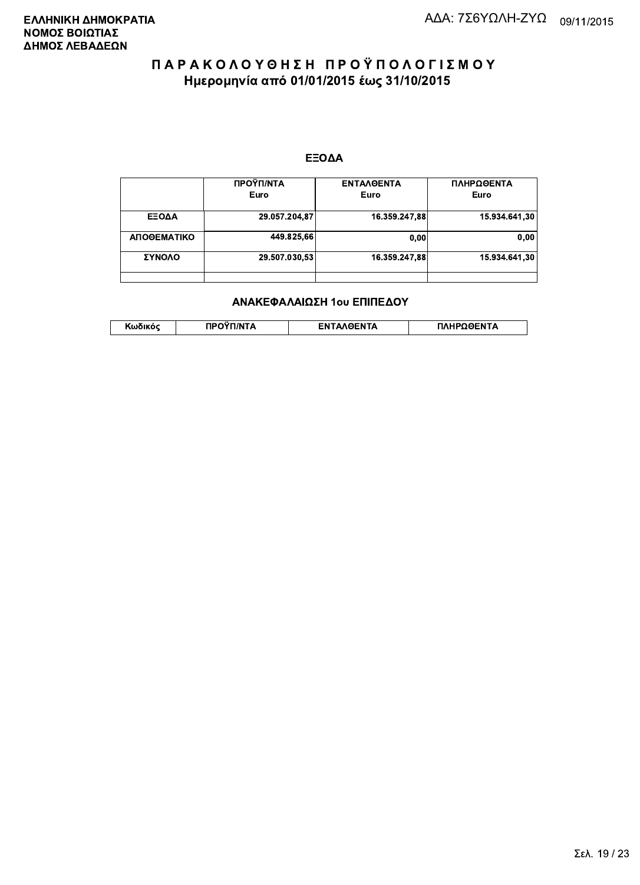**ΕΛΛΗΝΙΚΗ ΔΗΜΟΚΡΑΤΙΑ**
**ΝΟΜΟΣ ΒΟΙΩΤΙΑΣ**
**ΔΗΜΟΣ ΛΕΒΑΔΕΩΝ**

ΑΔΑ: 7Σ6ΥΩΛΗ-ΖΥΩ 09/11/2015

# Π Α Ρ Α Κ Ο Λ Ο Υ Θ Η Σ Η   Π Ρ Ο Ϋ Π Ο Λ Ο Γ Ι Σ Μ Ο Υ
## Ημερομηνία από 01/01/2015 έως 31/10/2015

### ΕΞΟΔΑ

| | ΠΡΟΫΠ/ΝΤΑ Euro | ΕΝΤΑΛΘΕΝΤΑ Euro | ΠΛΗΡΩΘΕΝΤΑ Euro |
|---|---|---|---|
| ΕΞΟΔΑ | 29.057.204,87 | 16.359.247,88 | 15.934.641,30 |
| ΑΠΟΘΕΜΑΤΙΚΟ | 449.825,66 | 0,00 | 0,00 |
| ΣΥΝΟΛΟ | 29.507.030,53 | 16.359.247,88 | 15.934.641,30 |
| | | | |

### ΑΝΑΚΕΦΑΛΑΙΩΣΗ 1ου ΕΠΙΠΕΔΟΥ

| Κωδικός | ΠΡΟΫΠ/ΝΤΑ | ΕΝΤΑΛΘΕΝΤΑ | ΠΛΗΡΩΘΕΝΤΑ |
|---|---|---|---|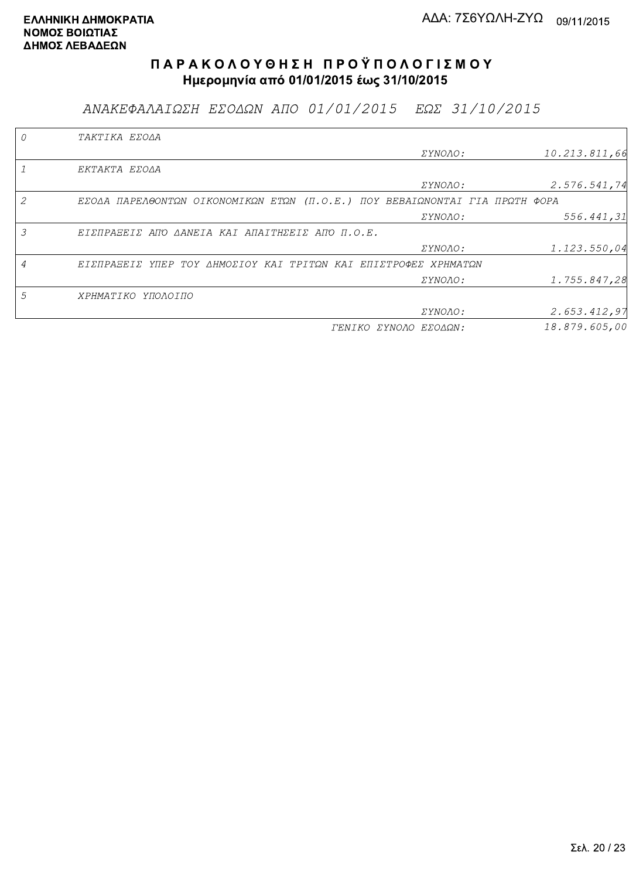**ΕΛΛΗΝΙΚΗ ΔΗΜΟΚΡΑΤΙΑ**
**ΝΟΜΟΣ ΒΟΙΩΤΙΑΣ**
**ΔΗΜΟΣ ΛΕΒΑΔΕΩΝ**

ΑΔΑ: 7Σ6ΥΩΛΗ-ΖΥΩ 09/11/2015

# ΠΑΡΑΚΟΛΟΥΘΗΣΗ ΠΡΟΫΠΟΛΟΓΙΣΜΟΥ

**Ημερομηνία από 01/01/2015 έως 31/10/2015**

## *ΑΝΑΚΕΦΑΛΑΙΩΣΗ ΕΣΟΔΩΝ ΑΠΟ 01/01/2015 ΕΩΣ 31/10/2015*

| | | | |
|---|---|---|---|
| 0 | ΤΑΚΤΙΚΑ ΕΣΟΔΑ | | |
| | | ΣΥΝΟΛΟ: | 10.213.811,66 |
| 1 | ΕΚΤΑΚΤΑ ΕΣΟΔΑ | | |
| | | ΣΥΝΟΛΟ: | 2.576.541,74 |
| 2 | ΕΣΟΔΑ ΠΑΡΕΛΘΟΝΤΩΝ ΟΙΚΟΝΟΜΙΚΩΝ ΕΤΩΝ (Π.Ο.Ε.) ΠΟΥ ΒΕΒΑΙΩΝΟΝΤΑΙ ΓΙΑ ΠΡΩΤΗ ΦΟΡΑ | | |
| | | ΣΥΝΟΛΟ: | 556.441,31 |
| 3 | ΕΙΣΠΡΑΞΕΙΣ ΑΠΟ ΔΑΝΕΙΑ ΚΑΙ ΑΠΑΙΤΗΣΕΙΣ ΑΠΟ Π.Ο.Ε. | | |
| | | ΣΥΝΟΛΟ: | 1.123.550,04 |
| 4 | ΕΙΣΠΡΑΞΕΙΣ ΥΠΕΡ ΤΟΥ ΔΗΜΟΣΙΟΥ ΚΑΙ ΤΡΙΤΩΝ ΚΑΙ ΕΠΙΣΤΡΟΦΕΣ ΧΡΗΜΑΤΩΝ | | |
| | | ΣΥΝΟΛΟ: | 1.755.847,28 |
| 5 | ΧΡΗΜΑΤΙΚΟ ΥΠΟΛΟΙΠΟ | | |
| | | ΣΥΝΟΛΟ: | 2.653.412,97 |
| | | ΓΕΝΙΚΟ ΣΥΝΟΛΟ ΕΣΟΔΩΝ: | 18.879.605,00 |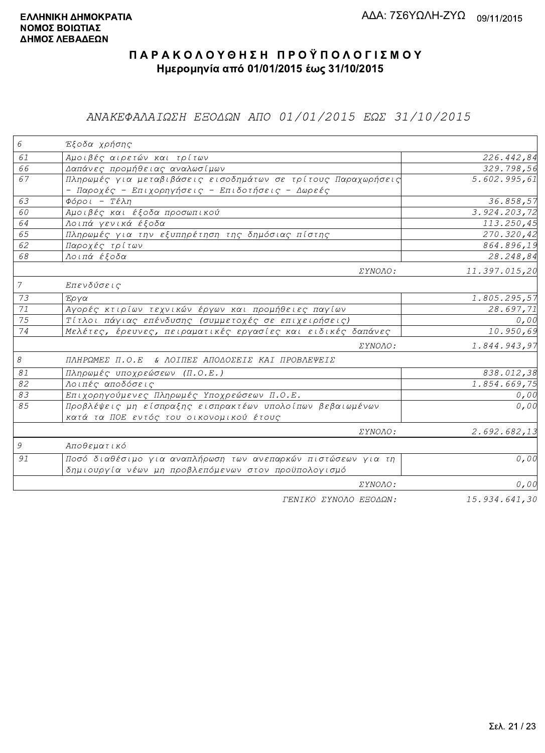**ΕΛΛΗΝΙΚΗ ΔΗΜΟΚΡΑΤΙΑ**
**ΝΟΜΟΣ ΒΟΙΩΤΙΑΣ**
**ΔΗΜΟΣ ΛΕΒΑΔΕΩΝ**

ΑΔΑ: 7Σ6ΥΩΛΗ-ΖΥΩ 09/11/2015

# Π Α Ρ Α Κ Ο Λ Ο Υ Θ Η Σ Η  Π Ρ Ο Ϋ Π Ο Λ Ο Γ Ι Σ Μ Ο Υ

**Ημερομηνία από 01/01/2015 έως 31/10/2015**

## *ΑΝΑΚΕΦΑΛΑΙΩΣΗ ΕΞΟΔΩΝ ΑΠΟ 01/01/2015 ΕΩΣ 31/10/2015*

| Κωδ. | Περιγραφή | Ποσό |
|---|---|---|
| 6 | Έξοδα χρήσης | |
| 61 | Αμοιβές αιρετών και τρίτων | 226.442,84 |
| 66 | Δαπάνες προμήθειας αναλωσίμων | 329.798,56 |
| 67 | Πληρωμές για μεταβιβάσεις εισοδημάτων σε τρίτους Παραχωρήσεις - Παροχές - Επιχορηγήσεις - Επιδοτήσεις - Δωρεές | 5.602.995,61 |
| 63 | Φόροι - Τέλη | 36.858,57 |
| 60 | Αμοιβές και έξοδα προσωπικού | 3.924.203,72 |
| 64 | Λοιπά γενικά έξοδα | 113.250,45 |
| 65 | Πληρωμές για την εξυπηρέτηση της δημόσιας πίστης | 270.320,42 |
| 62 | Παροχές τρίτων | 864.896,19 |
| 68 | Λοιπά έξοδα | 28.248,84 |
| | ΣΥΝΟΛΟ: | 11.397.015,20 |
| 7 | Επενδύσεις | |
| 73 | Έργα | 1.805.295,57 |
| 71 | Αγορές κτιρίων τεχνικών έργων και προμήθειες παγίων | 28.697,71 |
| 75 | Τίτλοι πάγιας επένδυσης (συμμετοχές σε επιχειρήσεις) | 0,00 |
| 74 | Μελέτες, έρευνες, πειραματικές εργασίες και ειδικές δαπάνες | 10.950,69 |
| | ΣΥΝΟΛΟ: | 1.844.943,97 |
| 8 | ΠΛΗΡΩΜΕΣ Π.Ο.Ε & ΛΟΙΠΕΣ ΑΠΟΔΟΣΕΙΣ ΚΑΙ ΠΡΟΒΛΕΨΕΙΣ | |
| 81 | Πληρωμές υποχρεώσεων (Π.Ο.Ε.) | 838.012,38 |
| 82 | Λοιπές αποδόσεις | 1.854.669,75 |
| 83 | Επιχορηγούμενες Πληρωμές Υποχρεώσεων Π.Ο.Ε. | 0,00 |
| 85 | Προβλέψεις μη είσπραξης εισπρακτέων υπολοίπων βεβαιωμένων κατά τα ΠΟΕ εντός του οικονομικού έτους | 0,00 |
| | ΣΥΝΟΛΟ: | 2.692.682,13 |
| 9 | Αποθεματικό | |
| 91 | Ποσό διαθέσιμο για αναπλήρωση των ανεπαρκών πιστώσεων για τη δημιουργία νέων μη προβλεπόμενων στον προϋπολογισμό | 0,00 |
| | ΣΥΝΟΛΟ: | 0,00 |
| | ΓΕΝΙΚΟ ΣΥΝΟΛΟ ΕΞΟΔΩΝ: | 15.934.641,30 |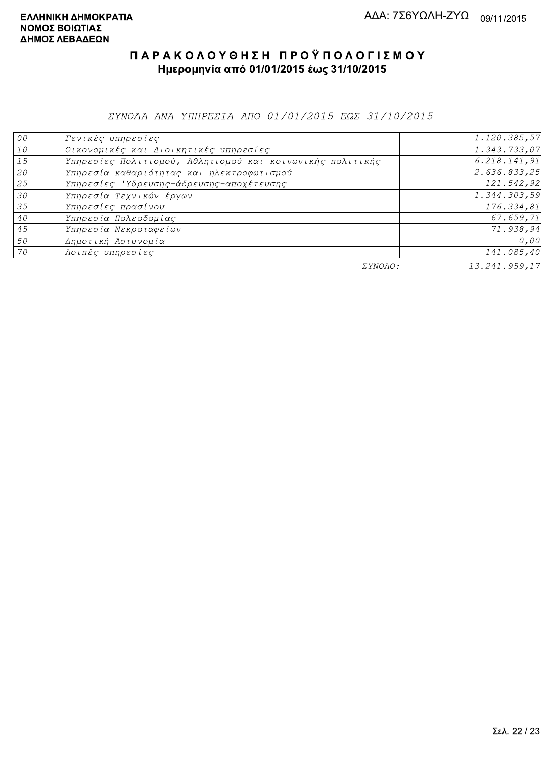**ΕΛΛΗΝΙΚΗ ΔΗΜΟΚΡΑΤΙΑ**
**ΝΟΜΟΣ ΒΟΙΩΤΙΑΣ**
**ΔΗΜΟΣ ΛΕΒΑΔΕΩΝ**

ΑΔΑ: 7Σ6ΥΩΛΗ-ΖΥΩ 09/11/2015

# ΠΑΡΑΚΟΛΟΥΘΗΣΗ ΠΡΟΫΠΟΛΟΓΙΣΜΟΥ

## Ημερομηνία από 01/01/2015 έως 31/10/2015

*ΣΥΝΟΛΑ ΑΝΑ ΥΠΗΡΕΣΙΑ ΑΠΟ 01/01/2015 ΕΩΣ 31/10/2015*

| | | |
|---|---|---:|
| 00 | Γενικές υπηρεσίες | 1.120.385,57 |
| 10 | Οικονομικές και Διοικητικές υπηρεσίες | 1.343.733,07 |
| 15 | Υπηρεσίες Πολιτισμού, Αθλητισμού και κοινωνικής πολιτικής | 6.218.141,91 |
| 20 | Υπηρεσία καθαριότητας και ηλεκτροφωτισμού | 2.636.833,25 |
| 25 | Υπηρεσίες 'Υδρευσης-άδρευσης-αποχέτευσης | 121.542,92 |
| 30 | Υπηρεσία Τεχνικών έργων | 1.344.303,59 |
| 35 | Υπηρεσίες πρασίνου | 176.334,81 |
| 40 | Υπηρεσία Πολεοδομίας | 67.659,71 |
| 45 | Υπηρεσία Νεκροταφείων | 71.938,94 |
| 50 | Δημοτική Αστυνομία | 0,00 |
| 70 | Λοιπές υπηρεσίες | 141.085,40 |
| | ΣΥΝΟΛΟ: | 13.241.959,17 |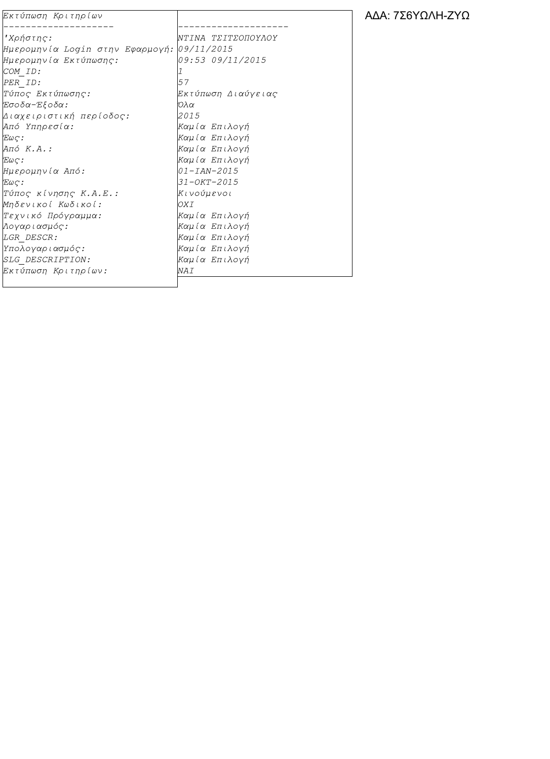ΑΔΑ: 7Σ6ΥΩΛΗ-ΖΥΩ

| Εκτύπωση Κριτηρίων | |
| --- | --- |
| 'Χρήστης: | ΝΤΙΝΑ ΤΣΙΤΣΟΠΟΥΛΟΥ |
| Ημερομηνία Login στην Εφαρμογή: | 09/11/2015 |
| Ημερομηνία Εκτύπωσης: | 09:53 09/11/2015 |
| COM_ID: | 1 |
| PER_ID: | 57 |
| Τύπος Εκτύπωσης: | Εκτύπωση Διαύγειας |
| Έσοδα-Έξοδα: | Όλα |
| Διαχειριστική περίοδος: | 2015 |
| Από Υπηρεσία: | Καμία Επιλογή |
| Έως: | Καμία Επιλογή |
| Από Κ.Α.: | Καμία Επιλογή |
| Έως: | Καμία Επιλογή |
| Ημερομηνία Από: | 01-ΙΑΝ-2015 |
| Έως: | 31-ΟΚΤ-2015 |
| Τύπος κίνησης Κ.Α.Ε.: | Κινούμενοι |
| Μηδενικοί Κωδικοί: | ΟΧΙ |
| Τεχνικό Πρόγραμμα: | Καμία Επιλογή |
| Λογαριασμός: | Καμία Επιλογή |
| LGR_DESCR: | Καμία Επιλογή |
| Υπολογαριασμός: | Καμία Επιλογή |
| SLG_DESCRIPTION: | Καμία Επιλογή |
| Εκτύπωση Κριτηρίων: | ΝΑΙ |